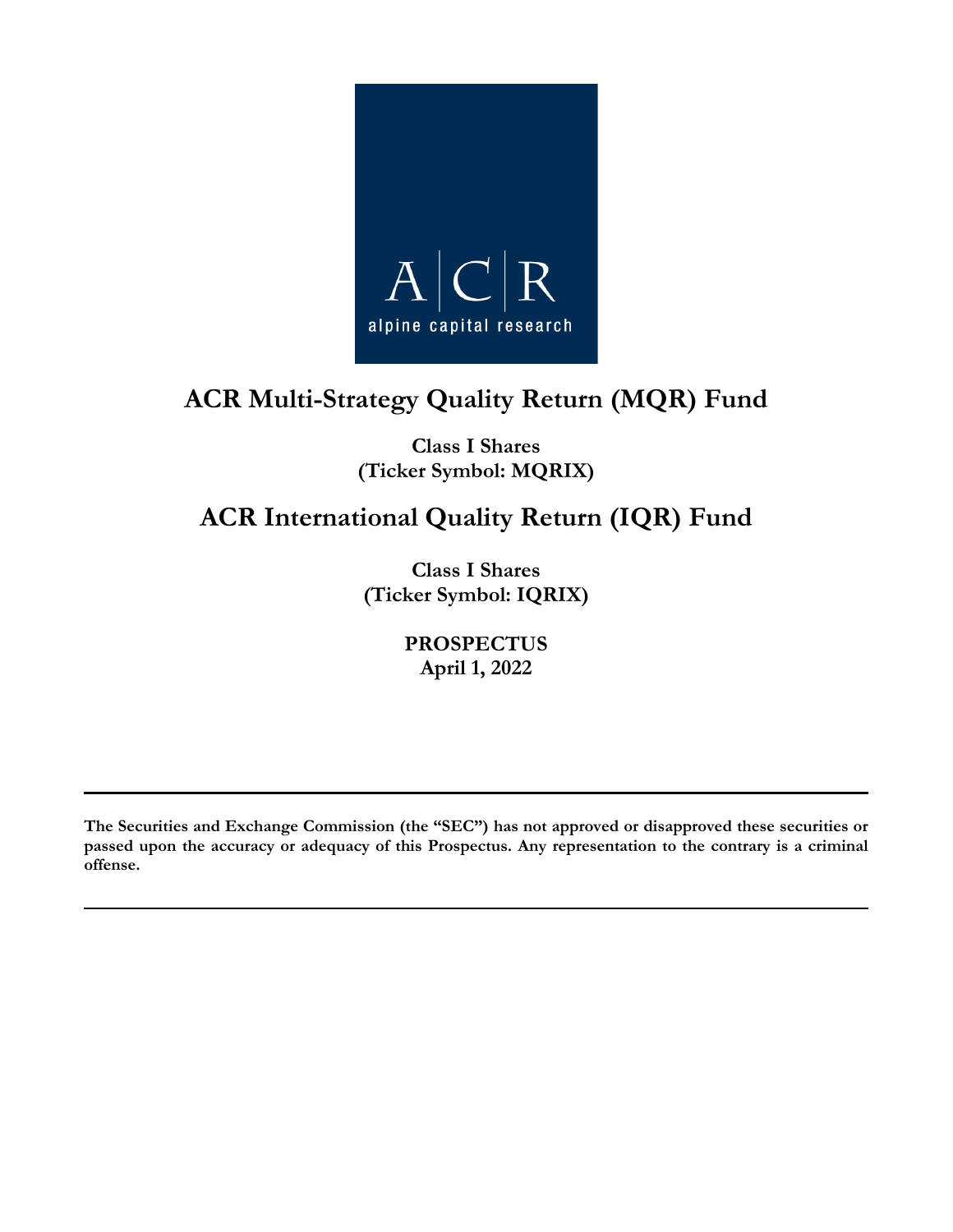A | C | R

alpine capital research

# ACR Multi-Strategy Quality Return (MQR) Fund

**Class I Shares**
**(Ticker Symbol: MQRIX)**

# ACR International Quality Return (IQR) Fund

**Class I Shares**
**(Ticker Symbol: IQRIX)**

**PROSPECTUS**
**April 1, 2022**

---

**The Securities and Exchange Commission (the "SEC") has not approved or disapproved these securities or passed upon the accuracy or adequacy of this Prospectus. Any representation to the contrary is a criminal offense.**

---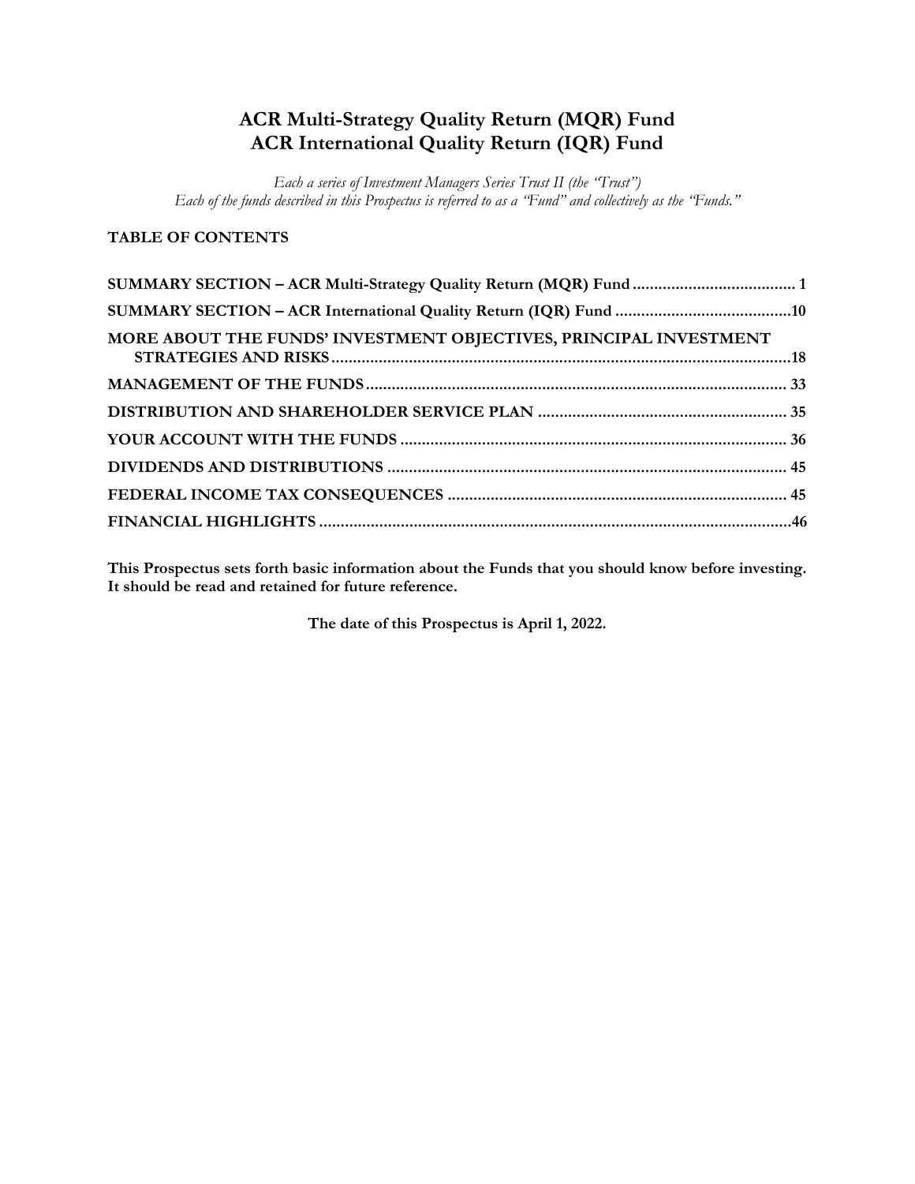# ACR Multi-Strategy Quality Return (MQR) Fund
# ACR International Quality Return (IQR) Fund

*Each a series of Investment Managers Series Trust II (the "Trust")*
*Each of the funds described in this Prospectus is referred to as a "Fund" and collectively as the "Funds."*

**TABLE OF CONTENTS**

**SUMMARY SECTION – ACR Multi-Strategy Quality Return (MQR) Fund .................................... 1**

**SUMMARY SECTION – ACR International Quality Return (IQR) Fund ....................................10**

**MORE ABOUT THE FUNDS' INVESTMENT OBJECTIVES, PRINCIPAL INVESTMENT STRATEGIES AND RISKS.........................................................................................................18**

**MANAGEMENT OF THE FUNDS................................................................................................. 33**

**DISTRIBUTION AND SHAREHOLDER SERVICE PLAN ........................................................ 35**

**YOUR ACCOUNT WITH THE FUNDS ........................................................................................ 36**

**DIVIDENDS AND DISTRIBUTIONS ........................................................................................... 45**

**FEDERAL INCOME TAX CONSEQUENCES ............................................................................. 45**

**FINANCIAL HIGHLIGHTS ...........................................................................................................46**

**This Prospectus sets forth basic information about the Funds that you should know before investing. It should be read and retained for future reference.**

**The date of this Prospectus is April 1, 2022.**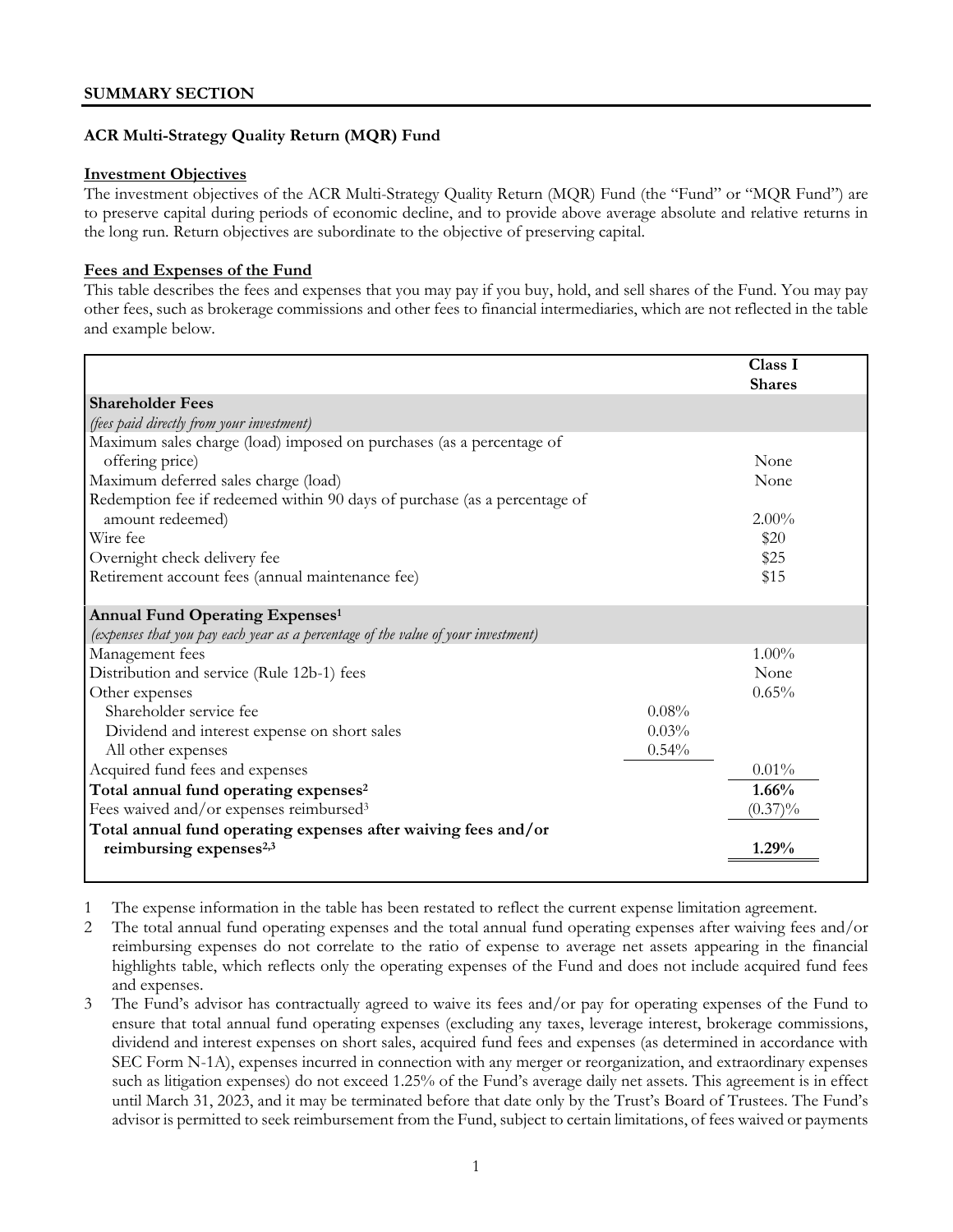## SUMMARY SECTION

### ACR Multi-Strategy Quality Return (MQR) Fund

#### Investment Objectives

The investment objectives of the ACR Multi-Strategy Quality Return (MQR) Fund (the "Fund" or "MQR Fund") are to preserve capital during periods of economic decline, and to provide above average absolute and relative returns in the long run. Return objectives are subordinate to the objective of preserving capital.

#### Fees and Expenses of the Fund

This table describes the fees and expenses that you may pay if you buy, hold, and sell shares of the Fund. You may pay other fees, such as brokerage commissions and other fees to financial intermediaries, which are not reflected in the table and example below.

| | | Class I Shares |
|---|---|---|
| **Shareholder Fees** | | |
| *(fees paid directly from your investment)* | | |
| Maximum sales charge (load) imposed on purchases (as a percentage of offering price) | | None |
| Maximum deferred sales charge (load) | | None |
| Redemption fee if redeemed within 90 days of purchase (as a percentage of amount redeemed) | | 2.00% |
| Wire fee | | $20 |
| Overnight check delivery fee | | $25 |
| Retirement account fees (annual maintenance fee) | | $15 |
| **Annual Fund Operating Expenses[1]** | | |
| *(expenses that you pay each year as a percentage of the value of your investment)* | | |
| Management fees | | 1.00% |
| Distribution and service (Rule 12b-1) fees | | None |
| Other expenses | | 0.65% |
| Shareholder service fee | 0.08% | |
| Dividend and interest expense on short sales | 0.03% | |
| All other expenses | 0.54% | |
| Acquired fund fees and expenses | | 0.01% |
| **Total annual fund operating expenses[2]** | | **1.66%** |
| Fees waived and/or expenses reimbursed[3] | | (0.37)% |
| **Total annual fund operating expenses after waiving fees and/or reimbursing expenses[2,3]** | | **1.29%** |

1 The expense information in the table has been restated to reflect the current expense limitation agreement.

2 The total annual fund operating expenses and the total annual fund operating expenses after waiving fees and/or reimbursing expenses do not correlate to the ratio of expense to average net assets appearing in the financial highlights table, which reflects only the operating expenses of the Fund and does not include acquired fund fees and expenses.

3 The Fund's advisor has contractually agreed to waive its fees and/or pay for operating expenses of the Fund to ensure that total annual fund operating expenses (excluding any taxes, leverage interest, brokerage commissions, dividend and interest expenses on short sales, acquired fund fees and expenses (as determined in accordance with SEC Form N-1A), expenses incurred in connection with any merger or reorganization, and extraordinary expenses such as litigation expenses) do not exceed 1.25% of the Fund's average daily net assets. This agreement is in effect until March 31, 2023, and it may be terminated before that date only by the Trust's Board of Trustees. The Fund's advisor is permitted to seek reimbursement from the Fund, subject to certain limitations, of fees waived or payments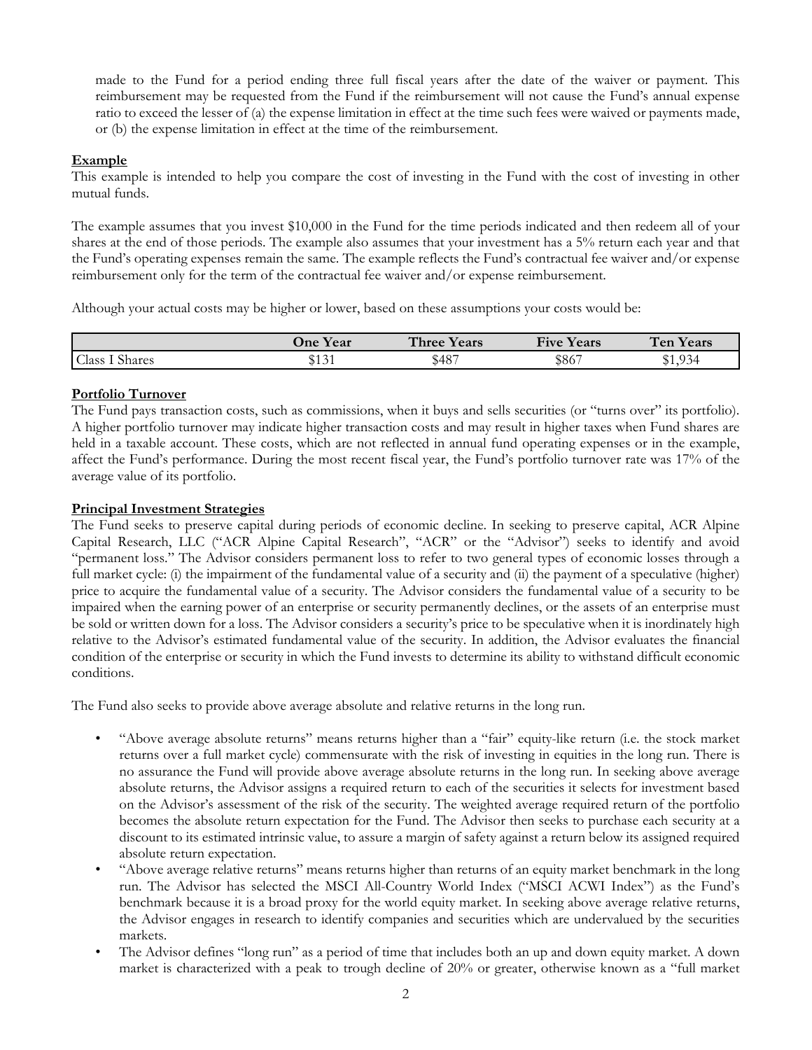made to the Fund for a period ending three full fiscal years after the date of the waiver or payment. This reimbursement may be requested from the Fund if the reimbursement will not cause the Fund's annual expense ratio to exceed the lesser of (a) the expense limitation in effect at the time such fees were waived or payments made, or (b) the expense limitation in effect at the time of the reimbursement.

## Example

This example is intended to help you compare the cost of investing in the Fund with the cost of investing in other mutual funds.

The example assumes that you invest $10,000 in the Fund for the time periods indicated and then redeem all of your shares at the end of those periods. The example also assumes that your investment has a 5% return each year and that the Fund's operating expenses remain the same. The example reflects the Fund's contractual fee waiver and/or expense reimbursement only for the term of the contractual fee waiver and/or expense reimbursement.

Although your actual costs may be higher or lower, based on these assumptions your costs would be:

| | One Year | Three Years | Five Years | Ten Years |
|---|---|---|---|---|
| Class I Shares | $131 | $487 | $867 | $1,934 |

## Portfolio Turnover

The Fund pays transaction costs, such as commissions, when it buys and sells securities (or "turns over" its portfolio). A higher portfolio turnover may indicate higher transaction costs and may result in higher taxes when Fund shares are held in a taxable account. These costs, which are not reflected in annual fund operating expenses or in the example, affect the Fund's performance. During the most recent fiscal year, the Fund's portfolio turnover rate was 17% of the average value of its portfolio.

## Principal Investment Strategies

The Fund seeks to preserve capital during periods of economic decline. In seeking to preserve capital, ACR Alpine Capital Research, LLC ("ACR Alpine Capital Research", "ACR" or the "Advisor") seeks to identify and avoid "permanent loss." The Advisor considers permanent loss to refer to two general types of economic losses through a full market cycle: (i) the impairment of the fundamental value of a security and (ii) the payment of a speculative (higher) price to acquire the fundamental value of a security. The Advisor considers the fundamental value of a security to be impaired when the earning power of an enterprise or security permanently declines, or the assets of an enterprise must be sold or written down for a loss. The Advisor considers a security's price to be speculative when it is inordinately high relative to the Advisor's estimated fundamental value of the security. In addition, the Advisor evaluates the financial condition of the enterprise or security in which the Fund invests to determine its ability to withstand difficult economic conditions.

The Fund also seeks to provide above average absolute and relative returns in the long run.

- "Above average absolute returns" means returns higher than a "fair" equity-like return (i.e. the stock market returns over a full market cycle) commensurate with the risk of investing in equities in the long run. There is no assurance the Fund will provide above average absolute returns in the long run. In seeking above average absolute returns, the Advisor assigns a required return to each of the securities it selects for investment based on the Advisor's assessment of the risk of the security. The weighted average required return of the portfolio becomes the absolute return expectation for the Fund. The Advisor then seeks to purchase each security at a discount to its estimated intrinsic value, to assure a margin of safety against a return below its assigned required absolute return expectation.
- "Above average relative returns" means returns higher than returns of an equity market benchmark in the long run. The Advisor has selected the MSCI All-Country World Index ("MSCI ACWI Index") as the Fund's benchmark because it is a broad proxy for the world equity market. In seeking above average relative returns, the Advisor engages in research to identify companies and securities which are undervalued by the securities markets.
- The Advisor defines "long run" as a period of time that includes both an up and down equity market. A down market is characterized with a peak to trough decline of 20% or greater, otherwise known as a "full market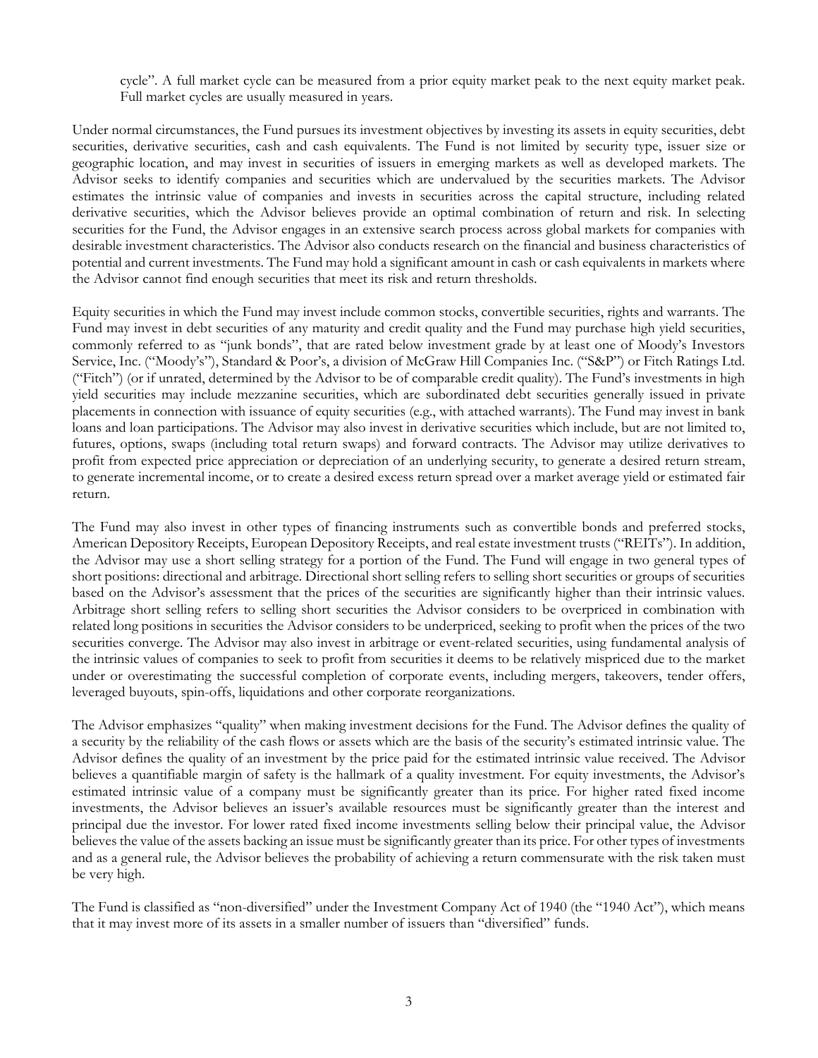cycle". A full market cycle can be measured from a prior equity market peak to the next equity market peak. Full market cycles are usually measured in years.

Under normal circumstances, the Fund pursues its investment objectives by investing its assets in equity securities, debt securities, derivative securities, cash and cash equivalents. The Fund is not limited by security type, issuer size or geographic location, and may invest in securities of issuers in emerging markets as well as developed markets. The Advisor seeks to identify companies and securities which are undervalued by the securities markets. The Advisor estimates the intrinsic value of companies and invests in securities across the capital structure, including related derivative securities, which the Advisor believes provide an optimal combination of return and risk. In selecting securities for the Fund, the Advisor engages in an extensive search process across global markets for companies with desirable investment characteristics. The Advisor also conducts research on the financial and business characteristics of potential and current investments. The Fund may hold a significant amount in cash or cash equivalents in markets where the Advisor cannot find enough securities that meet its risk and return thresholds.

Equity securities in which the Fund may invest include common stocks, convertible securities, rights and warrants. The Fund may invest in debt securities of any maturity and credit quality and the Fund may purchase high yield securities, commonly referred to as "junk bonds", that are rated below investment grade by at least one of Moody's Investors Service, Inc. ("Moody's"), Standard & Poor's, a division of McGraw Hill Companies Inc. ("S&P") or Fitch Ratings Ltd. ("Fitch") (or if unrated, determined by the Advisor to be of comparable credit quality). The Fund's investments in high yield securities may include mezzanine securities, which are subordinated debt securities generally issued in private placements in connection with issuance of equity securities (e.g., with attached warrants). The Fund may invest in bank loans and loan participations. The Advisor may also invest in derivative securities which include, but are not limited to, futures, options, swaps (including total return swaps) and forward contracts. The Advisor may utilize derivatives to profit from expected price appreciation or depreciation of an underlying security, to generate a desired return stream, to generate incremental income, or to create a desired excess return spread over a market average yield or estimated fair return.

The Fund may also invest in other types of financing instruments such as convertible bonds and preferred stocks, American Depository Receipts, European Depository Receipts, and real estate investment trusts ("REITs"). In addition, the Advisor may use a short selling strategy for a portion of the Fund. The Fund will engage in two general types of short positions: directional and arbitrage. Directional short selling refers to selling short securities or groups of securities based on the Advisor's assessment that the prices of the securities are significantly higher than their intrinsic values. Arbitrage short selling refers to selling short securities the Advisor considers to be overpriced in combination with related long positions in securities the Advisor considers to be underpriced, seeking to profit when the prices of the two securities converge. The Advisor may also invest in arbitrage or event-related securities, using fundamental analysis of the intrinsic values of companies to seek to profit from securities it deems to be relatively mispriced due to the market under or overestimating the successful completion of corporate events, including mergers, takeovers, tender offers, leveraged buyouts, spin-offs, liquidations and other corporate reorganizations.

The Advisor emphasizes "quality" when making investment decisions for the Fund. The Advisor defines the quality of a security by the reliability of the cash flows or assets which are the basis of the security's estimated intrinsic value. The Advisor defines the quality of an investment by the price paid for the estimated intrinsic value received. The Advisor believes a quantifiable margin of safety is the hallmark of a quality investment. For equity investments, the Advisor's estimated intrinsic value of a company must be significantly greater than its price. For higher rated fixed income investments, the Advisor believes an issuer's available resources must be significantly greater than the interest and principal due the investor. For lower rated fixed income investments selling below their principal value, the Advisor believes the value of the assets backing an issue must be significantly greater than its price. For other types of investments and as a general rule, the Advisor believes the probability of achieving a return commensurate with the risk taken must be very high.

The Fund is classified as "non-diversified" under the Investment Company Act of 1940 (the "1940 Act"), which means that it may invest more of its assets in a smaller number of issuers than "diversified" funds.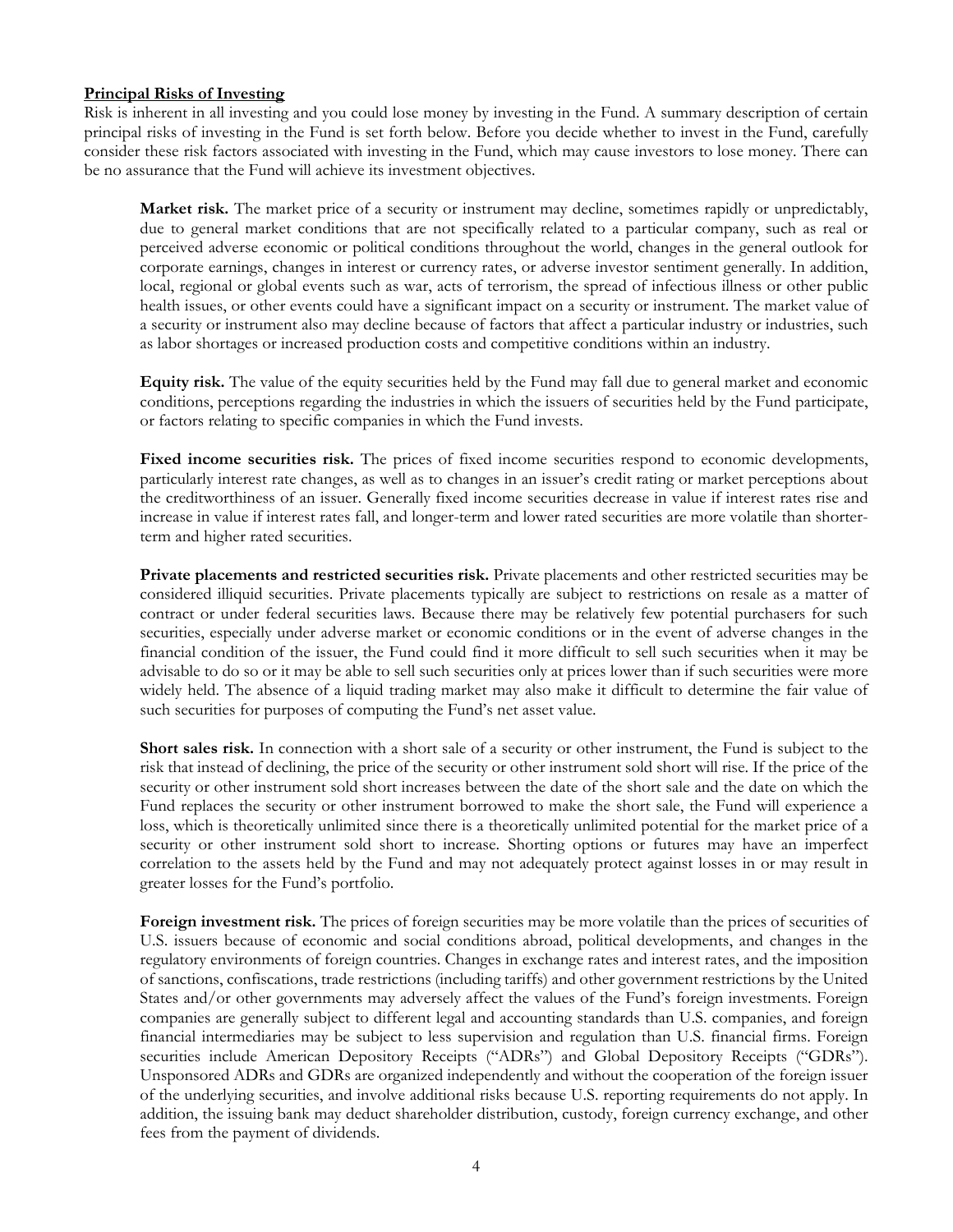**Principal Risks of Investing**

Risk is inherent in all investing and you could lose money by investing in the Fund. A summary description of certain principal risks of investing in the Fund is set forth below. Before you decide whether to invest in the Fund, carefully consider these risk factors associated with investing in the Fund, which may cause investors to lose money. There can be no assurance that the Fund will achieve its investment objectives.

**Market risk.** The market price of a security or instrument may decline, sometimes rapidly or unpredictably, due to general market conditions that are not specifically related to a particular company, such as real or perceived adverse economic or political conditions throughout the world, changes in the general outlook for corporate earnings, changes in interest or currency rates, or adverse investor sentiment generally. In addition, local, regional or global events such as war, acts of terrorism, the spread of infectious illness or other public health issues, or other events could have a significant impact on a security or instrument. The market value of a security or instrument also may decline because of factors that affect a particular industry or industries, such as labor shortages or increased production costs and competitive conditions within an industry.

**Equity risk.** The value of the equity securities held by the Fund may fall due to general market and economic conditions, perceptions regarding the industries in which the issuers of securities held by the Fund participate, or factors relating to specific companies in which the Fund invests.

**Fixed income securities risk.** The prices of fixed income securities respond to economic developments, particularly interest rate changes, as well as to changes in an issuer's credit rating or market perceptions about the creditworthiness of an issuer. Generally fixed income securities decrease in value if interest rates rise and increase in value if interest rates fall, and longer-term and lower rated securities are more volatile than shorter-term and higher rated securities.

**Private placements and restricted securities risk.** Private placements and other restricted securities may be considered illiquid securities. Private placements typically are subject to restrictions on resale as a matter of contract or under federal securities laws. Because there may be relatively few potential purchasers for such securities, especially under adverse market or economic conditions or in the event of adverse changes in the financial condition of the issuer, the Fund could find it more difficult to sell such securities when it may be advisable to do so or it may be able to sell such securities only at prices lower than if such securities were more widely held. The absence of a liquid trading market may also make it difficult to determine the fair value of such securities for purposes of computing the Fund's net asset value.

**Short sales risk.** In connection with a short sale of a security or other instrument, the Fund is subject to the risk that instead of declining, the price of the security or other instrument sold short will rise. If the price of the security or other instrument sold short increases between the date of the short sale and the date on which the Fund replaces the security or other instrument borrowed to make the short sale, the Fund will experience a loss, which is theoretically unlimited since there is a theoretically unlimited potential for the market price of a security or other instrument sold short to increase. Shorting options or futures may have an imperfect correlation to the assets held by the Fund and may not adequately protect against losses in or may result in greater losses for the Fund's portfolio.

**Foreign investment risk.** The prices of foreign securities may be more volatile than the prices of securities of U.S. issuers because of economic and social conditions abroad, political developments, and changes in the regulatory environments of foreign countries. Changes in exchange rates and interest rates, and the imposition of sanctions, confiscations, trade restrictions (including tariffs) and other government restrictions by the United States and/or other governments may adversely affect the values of the Fund's foreign investments. Foreign companies are generally subject to different legal and accounting standards than U.S. companies, and foreign financial intermediaries may be subject to less supervision and regulation than U.S. financial firms. Foreign securities include American Depository Receipts ("ADRs") and Global Depository Receipts ("GDRs"). Unsponsored ADRs and GDRs are organized independently and without the cooperation of the foreign issuer of the underlying securities, and involve additional risks because U.S. reporting requirements do not apply. In addition, the issuing bank may deduct shareholder distribution, custody, foreign currency exchange, and other fees from the payment of dividends.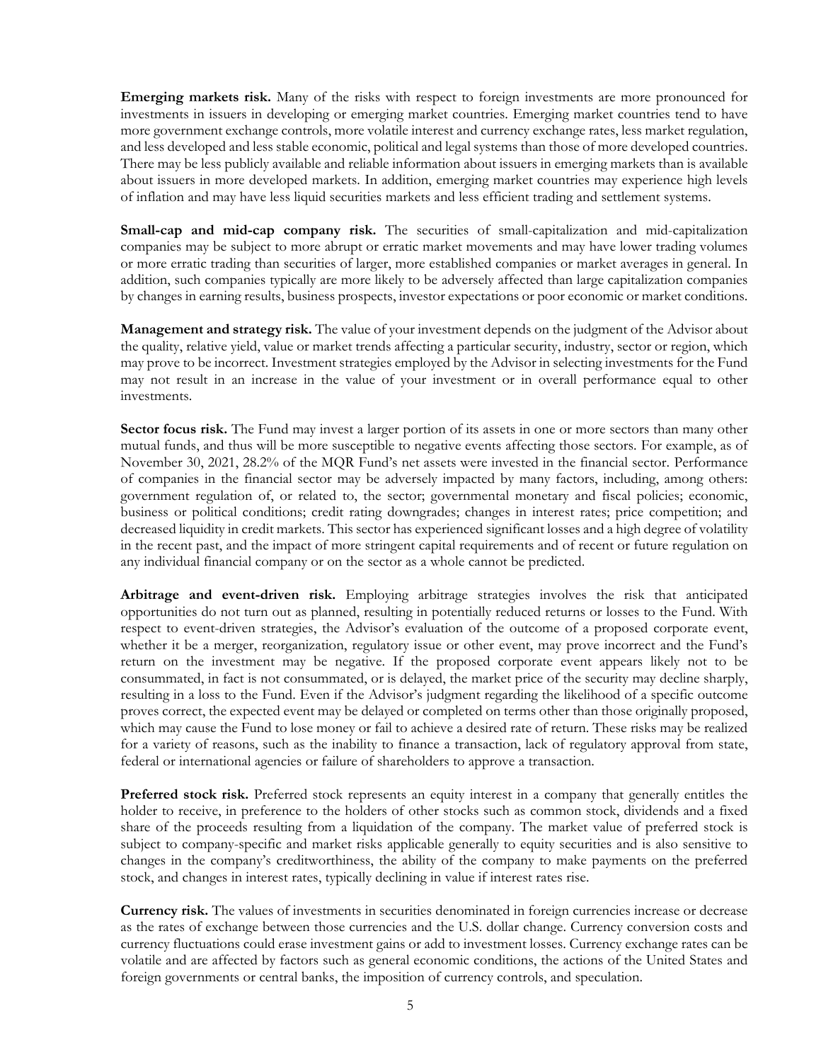**Emerging markets risk.** Many of the risks with respect to foreign investments are more pronounced for investments in issuers in developing or emerging market countries. Emerging market countries tend to have more government exchange controls, more volatile interest and currency exchange rates, less market regulation, and less developed and less stable economic, political and legal systems than those of more developed countries. There may be less publicly available and reliable information about issuers in emerging markets than is available about issuers in more developed markets. In addition, emerging market countries may experience high levels of inflation and may have less liquid securities markets and less efficient trading and settlement systems.

**Small-cap and mid-cap company risk.** The securities of small-capitalization and mid-capitalization companies may be subject to more abrupt or erratic market movements and may have lower trading volumes or more erratic trading than securities of larger, more established companies or market averages in general. In addition, such companies typically are more likely to be adversely affected than large capitalization companies by changes in earning results, business prospects, investor expectations or poor economic or market conditions.

**Management and strategy risk.** The value of your investment depends on the judgment of the Advisor about the quality, relative yield, value or market trends affecting a particular security, industry, sector or region, which may prove to be incorrect. Investment strategies employed by the Advisor in selecting investments for the Fund may not result in an increase in the value of your investment or in overall performance equal to other investments.

**Sector focus risk.** The Fund may invest a larger portion of its assets in one or more sectors than many other mutual funds, and thus will be more susceptible to negative events affecting those sectors. For example, as of November 30, 2021, 28.2% of the MQR Fund's net assets were invested in the financial sector. Performance of companies in the financial sector may be adversely impacted by many factors, including, among others: government regulation of, or related to, the sector; governmental monetary and fiscal policies; economic, business or political conditions; credit rating downgrades; changes in interest rates; price competition; and decreased liquidity in credit markets. This sector has experienced significant losses and a high degree of volatility in the recent past, and the impact of more stringent capital requirements and of recent or future regulation on any individual financial company or on the sector as a whole cannot be predicted.

**Arbitrage and event-driven risk.** Employing arbitrage strategies involves the risk that anticipated opportunities do not turn out as planned, resulting in potentially reduced returns or losses to the Fund. With respect to event-driven strategies, the Advisor's evaluation of the outcome of a proposed corporate event, whether it be a merger, reorganization, regulatory issue or other event, may prove incorrect and the Fund's return on the investment may be negative. If the proposed corporate event appears likely not to be consummated, in fact is not consummated, or is delayed, the market price of the security may decline sharply, resulting in a loss to the Fund. Even if the Advisor's judgment regarding the likelihood of a specific outcome proves correct, the expected event may be delayed or completed on terms other than those originally proposed, which may cause the Fund to lose money or fail to achieve a desired rate of return. These risks may be realized for a variety of reasons, such as the inability to finance a transaction, lack of regulatory approval from state, federal or international agencies or failure of shareholders to approve a transaction.

**Preferred stock risk.** Preferred stock represents an equity interest in a company that generally entitles the holder to receive, in preference to the holders of other stocks such as common stock, dividends and a fixed share of the proceeds resulting from a liquidation of the company. The market value of preferred stock is subject to company-specific and market risks applicable generally to equity securities and is also sensitive to changes in the company's creditworthiness, the ability of the company to make payments on the preferred stock, and changes in interest rates, typically declining in value if interest rates rise.

**Currency risk.** The values of investments in securities denominated in foreign currencies increase or decrease as the rates of exchange between those currencies and the U.S. dollar change. Currency conversion costs and currency fluctuations could erase investment gains or add to investment losses. Currency exchange rates can be volatile and are affected by factors such as general economic conditions, the actions of the United States and foreign governments or central banks, the imposition of currency controls, and speculation.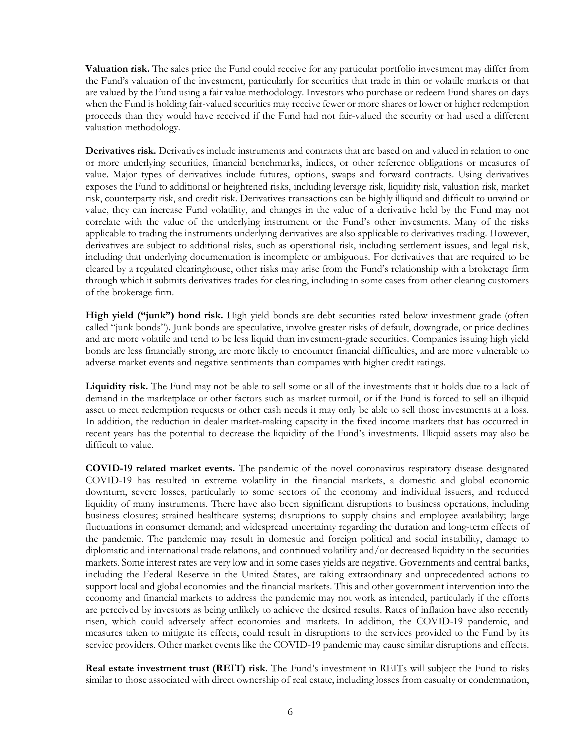**Valuation risk.** The sales price the Fund could receive for any particular portfolio investment may differ from the Fund's valuation of the investment, particularly for securities that trade in thin or volatile markets or that are valued by the Fund using a fair value methodology. Investors who purchase or redeem Fund shares on days when the Fund is holding fair-valued securities may receive fewer or more shares or lower or higher redemption proceeds than they would have received if the Fund had not fair-valued the security or had used a different valuation methodology.

**Derivatives risk.** Derivatives include instruments and contracts that are based on and valued in relation to one or more underlying securities, financial benchmarks, indices, or other reference obligations or measures of value. Major types of derivatives include futures, options, swaps and forward contracts. Using derivatives exposes the Fund to additional or heightened risks, including leverage risk, liquidity risk, valuation risk, market risk, counterparty risk, and credit risk. Derivatives transactions can be highly illiquid and difficult to unwind or value, they can increase Fund volatility, and changes in the value of a derivative held by the Fund may not correlate with the value of the underlying instrument or the Fund's other investments. Many of the risks applicable to trading the instruments underlying derivatives are also applicable to derivatives trading. However, derivatives are subject to additional risks, such as operational risk, including settlement issues, and legal risk, including that underlying documentation is incomplete or ambiguous. For derivatives that are required to be cleared by a regulated clearinghouse, other risks may arise from the Fund's relationship with a brokerage firm through which it submits derivatives trades for clearing, including in some cases from other clearing customers of the brokerage firm.

**High yield ("junk") bond risk.** High yield bonds are debt securities rated below investment grade (often called "junk bonds"). Junk bonds are speculative, involve greater risks of default, downgrade, or price declines and are more volatile and tend to be less liquid than investment-grade securities. Companies issuing high yield bonds are less financially strong, are more likely to encounter financial difficulties, and are more vulnerable to adverse market events and negative sentiments than companies with higher credit ratings.

**Liquidity risk.** The Fund may not be able to sell some or all of the investments that it holds due to a lack of demand in the marketplace or other factors such as market turmoil, or if the Fund is forced to sell an illiquid asset to meet redemption requests or other cash needs it may only be able to sell those investments at a loss. In addition, the reduction in dealer market-making capacity in the fixed income markets that has occurred in recent years has the potential to decrease the liquidity of the Fund's investments. Illiquid assets may also be difficult to value.

**COVID-19 related market events.** The pandemic of the novel coronavirus respiratory disease designated COVID-19 has resulted in extreme volatility in the financial markets, a domestic and global economic downturn, severe losses, particularly to some sectors of the economy and individual issuers, and reduced liquidity of many instruments. There have also been significant disruptions to business operations, including business closures; strained healthcare systems; disruptions to supply chains and employee availability; large fluctuations in consumer demand; and widespread uncertainty regarding the duration and long-term effects of the pandemic. The pandemic may result in domestic and foreign political and social instability, damage to diplomatic and international trade relations, and continued volatility and/or decreased liquidity in the securities markets. Some interest rates are very low and in some cases yields are negative. Governments and central banks, including the Federal Reserve in the United States, are taking extraordinary and unprecedented actions to support local and global economies and the financial markets. This and other government intervention into the economy and financial markets to address the pandemic may not work as intended, particularly if the efforts are perceived by investors as being unlikely to achieve the desired results. Rates of inflation have also recently risen, which could adversely affect economies and markets. In addition, the COVID-19 pandemic, and measures taken to mitigate its effects, could result in disruptions to the services provided to the Fund by its service providers. Other market events like the COVID-19 pandemic may cause similar disruptions and effects.

**Real estate investment trust (REIT) risk.** The Fund's investment in REITs will subject the Fund to risks similar to those associated with direct ownership of real estate, including losses from casualty or condemnation,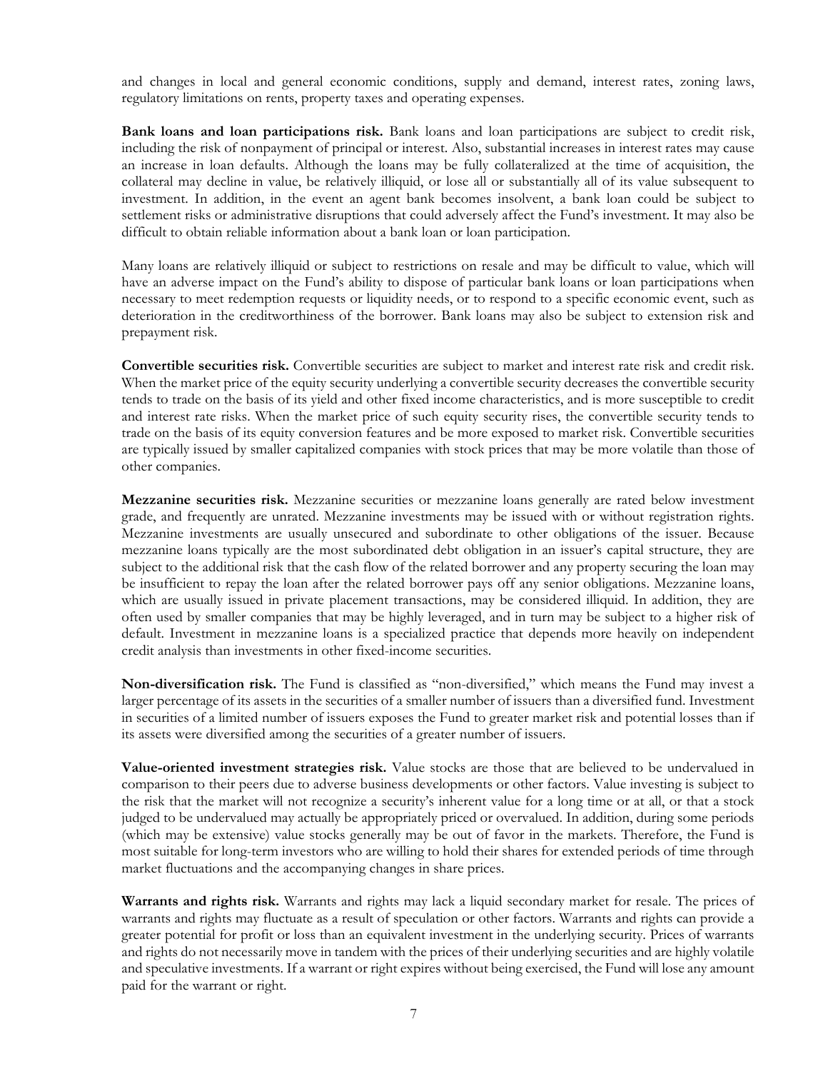and changes in local and general economic conditions, supply and demand, interest rates, zoning laws, regulatory limitations on rents, property taxes and operating expenses.

**Bank loans and loan participations risk.** Bank loans and loan participations are subject to credit risk, including the risk of nonpayment of principal or interest. Also, substantial increases in interest rates may cause an increase in loan defaults. Although the loans may be fully collateralized at the time of acquisition, the collateral may decline in value, be relatively illiquid, or lose all or substantially all of its value subsequent to investment. In addition, in the event an agent bank becomes insolvent, a bank loan could be subject to settlement risks or administrative disruptions that could adversely affect the Fund's investment. It may also be difficult to obtain reliable information about a bank loan or loan participation.

Many loans are relatively illiquid or subject to restrictions on resale and may be difficult to value, which will have an adverse impact on the Fund's ability to dispose of particular bank loans or loan participations when necessary to meet redemption requests or liquidity needs, or to respond to a specific economic event, such as deterioration in the creditworthiness of the borrower. Bank loans may also be subject to extension risk and prepayment risk.

**Convertible securities risk.** Convertible securities are subject to market and interest rate risk and credit risk. When the market price of the equity security underlying a convertible security decreases the convertible security tends to trade on the basis of its yield and other fixed income characteristics, and is more susceptible to credit and interest rate risks. When the market price of such equity security rises, the convertible security tends to trade on the basis of its equity conversion features and be more exposed to market risk. Convertible securities are typically issued by smaller capitalized companies with stock prices that may be more volatile than those of other companies.

**Mezzanine securities risk.** Mezzanine securities or mezzanine loans generally are rated below investment grade, and frequently are unrated. Mezzanine investments may be issued with or without registration rights. Mezzanine investments are usually unsecured and subordinate to other obligations of the issuer. Because mezzanine loans typically are the most subordinated debt obligation in an issuer's capital structure, they are subject to the additional risk that the cash flow of the related borrower and any property securing the loan may be insufficient to repay the loan after the related borrower pays off any senior obligations. Mezzanine loans, which are usually issued in private placement transactions, may be considered illiquid. In addition, they are often used by smaller companies that may be highly leveraged, and in turn may be subject to a higher risk of default. Investment in mezzanine loans is a specialized practice that depends more heavily on independent credit analysis than investments in other fixed-income securities.

**Non-diversification risk.** The Fund is classified as "non-diversified," which means the Fund may invest a larger percentage of its assets in the securities of a smaller number of issuers than a diversified fund. Investment in securities of a limited number of issuers exposes the Fund to greater market risk and potential losses than if its assets were diversified among the securities of a greater number of issuers.

**Value-oriented investment strategies risk.** Value stocks are those that are believed to be undervalued in comparison to their peers due to adverse business developments or other factors. Value investing is subject to the risk that the market will not recognize a security's inherent value for a long time or at all, or that a stock judged to be undervalued may actually be appropriately priced or overvalued. In addition, during some periods (which may be extensive) value stocks generally may be out of favor in the markets. Therefore, the Fund is most suitable for long-term investors who are willing to hold their shares for extended periods of time through market fluctuations and the accompanying changes in share prices.

**Warrants and rights risk.** Warrants and rights may lack a liquid secondary market for resale. The prices of warrants and rights may fluctuate as a result of speculation or other factors. Warrants and rights can provide a greater potential for profit or loss than an equivalent investment in the underlying security. Prices of warrants and rights do not necessarily move in tandem with the prices of their underlying securities and are highly volatile and speculative investments. If a warrant or right expires without being exercised, the Fund will lose any amount paid for the warrant or right.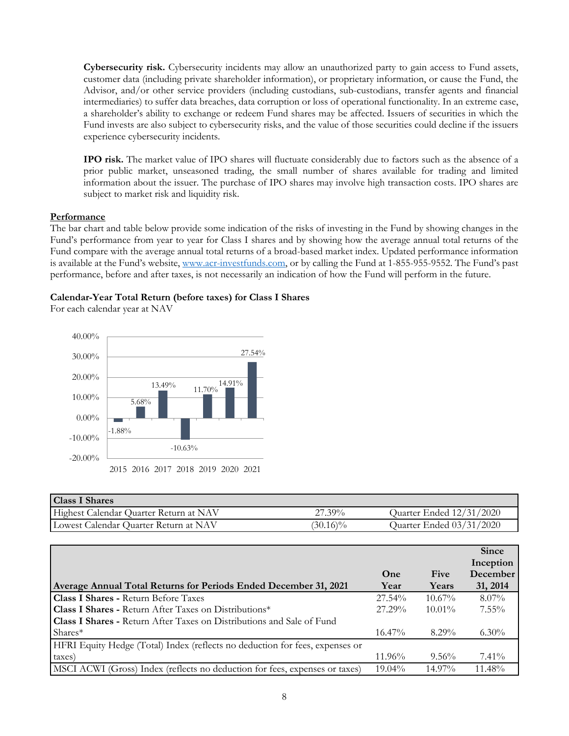**Cybersecurity risk.** Cybersecurity incidents may allow an unauthorized party to gain access to Fund assets, customer data (including private shareholder information), or proprietary information, or cause the Fund, the Advisor, and/or other service providers (including custodians, sub-custodians, transfer agents and financial intermediaries) to suffer data breaches, data corruption or loss of operational functionality. In an extreme case, a shareholder's ability to exchange or redeem Fund shares may be affected. Issuers of securities in which the Fund invests are also subject to cybersecurity risks, and the value of those securities could decline if the issuers experience cybersecurity incidents.

**IPO risk.** The market value of IPO shares will fluctuate considerably due to factors such as the absence of a prior public market, unseasoned trading, the small number of shares available for trading and limited information about the issuer. The purchase of IPO shares may involve high transaction costs. IPO shares are subject to market risk and liquidity risk.

## Performance

The bar chart and table below provide some indication of the risks of investing in the Fund by showing changes in the Fund's performance from year to year for Class I shares and by showing how the average annual total returns of the Fund compare with the average annual total returns of a broad-based market index. Updated performance information is available at the Fund's website, www.acr-investfunds.com, or by calling the Fund at 1-855-955-9552. The Fund's past performance, before and after taxes, is not necessarily an indication of how the Fund will perform in the future.

**Calendar-Year Total Return (before taxes) for Class I Shares**

For each calendar year at NAV

| Year | Return |
|---|---|
| 2015 | -1.88% |
| 2016 | 5.68% |
| 2017 | 13.49% |
| 2018 | -10.63% |
| 2019 | 11.70% |
| 2020 | 14.91% |
| 2021 | 27.54% |

| Class I Shares | | |
|---|---|---|
| Highest Calendar Quarter Return at NAV | 27.39% | Quarter Ended 12/31/2020 |
| Lowest Calendar Quarter Return at NAV | (30.16)% | Quarter Ended 03/31/2020 |

| Average Annual Total Returns for Periods Ended December 31, 2021 | One Year | Five Years | Since Inception December 31, 2014 |
|---|---|---|---|
| **Class I Shares -** Return Before Taxes | 27.54% | 10.67% | 8.07% |
| **Class I Shares -** Return After Taxes on Distributions* | 27.29% | 10.01% | 7.55% |
| **Class I Shares -** Return After Taxes on Distributions and Sale of Fund Shares* | 16.47% | 8.29% | 6.30% |
| HFRI Equity Hedge (Total) Index (reflects no deduction for fees, expenses or taxes) | 11.96% | 9.56% | 7.41% |
| MSCI ACWI (Gross) Index (reflects no deduction for fees, expenses or taxes) | 19.04% | 14.97% | 11.48% |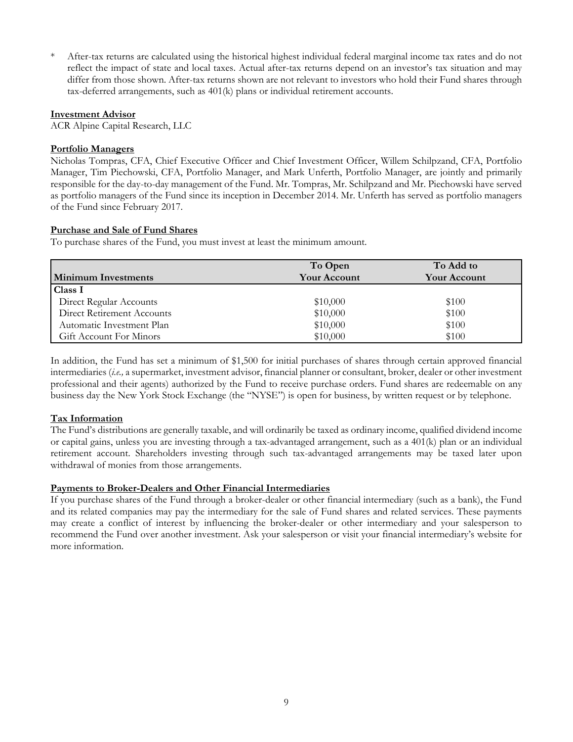\* After-tax returns are calculated using the historical highest individual federal marginal income tax rates and do not reflect the impact of state and local taxes. Actual after-tax returns depend on an investor's tax situation and may differ from those shown. After-tax returns shown are not relevant to investors who hold their Fund shares through tax-deferred arrangements, such as 401(k) plans or individual retirement accounts.

## Investment Advisor

ACR Alpine Capital Research, LLC

## Portfolio Managers

Nicholas Tompras, CFA, Chief Executive Officer and Chief Investment Officer, Willem Schilpzand, CFA, Portfolio Manager, Tim Piechowski, CFA, Portfolio Manager, and Mark Unferth, Portfolio Manager, are jointly and primarily responsible for the day-to-day management of the Fund. Mr. Tompras, Mr. Schilpzand and Mr. Piechowski have served as portfolio managers of the Fund since its inception in December 2014. Mr. Unferth has served as portfolio managers of the Fund since February 2017.

## Purchase and Sale of Fund Shares

To purchase shares of the Fund, you must invest at least the minimum amount.

| Minimum Investments | To Open Your Account | To Add to Your Account |
|---|---|---|
| **Class I** | | |
| Direct Regular Accounts | $10,000 | $100 |
| Direct Retirement Accounts | $10,000 | $100 |
| Automatic Investment Plan | $10,000 | $100 |
| Gift Account For Minors | $10,000 | $100 |

In addition, the Fund has set a minimum of $1,500 for initial purchases of shares through certain approved financial intermediaries (*i.e.,* a supermarket, investment advisor, financial planner or consultant, broker, dealer or other investment professional and their agents) authorized by the Fund to receive purchase orders. Fund shares are redeemable on any business day the New York Stock Exchange (the "NYSE") is open for business, by written request or by telephone.

## Tax Information

The Fund's distributions are generally taxable, and will ordinarily be taxed as ordinary income, qualified dividend income or capital gains, unless you are investing through a tax-advantaged arrangement, such as a 401(k) plan or an individual retirement account. Shareholders investing through such tax-advantaged arrangements may be taxed later upon withdrawal of monies from those arrangements.

## Payments to Broker-Dealers and Other Financial Intermediaries

If you purchase shares of the Fund through a broker-dealer or other financial intermediary (such as a bank), the Fund and its related companies may pay the intermediary for the sale of Fund shares and related services. These payments may create a conflict of interest by influencing the broker-dealer or other intermediary and your salesperson to recommend the Fund over another investment. Ask your salesperson or visit your financial intermediary's website for more information.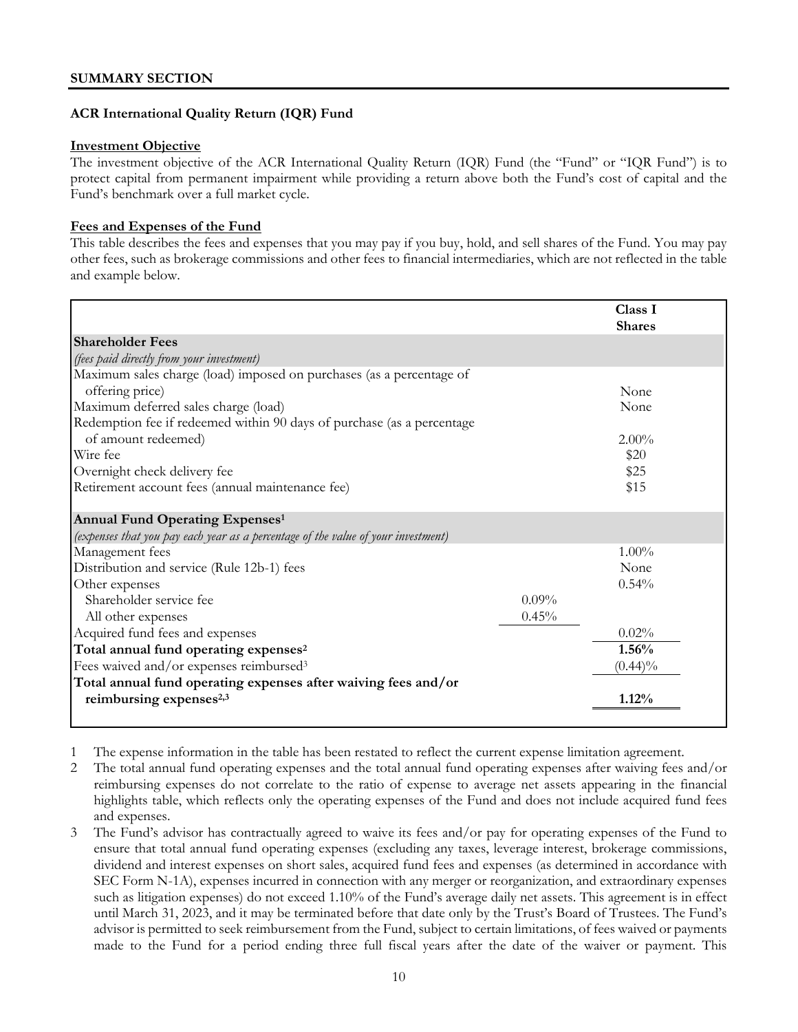## SUMMARY SECTION

### ACR International Quality Return (IQR) Fund

**Investment Objective**

The investment objective of the ACR International Quality Return (IQR) Fund (the "Fund" or "IQR Fund") is to protect capital from permanent impairment while providing a return above both the Fund's cost of capital and the Fund's benchmark over a full market cycle.

**Fees and Expenses of the Fund**

This table describes the fees and expenses that you may pay if you buy, hold, and sell shares of the Fund. You may pay other fees, such as brokerage commissions and other fees to financial intermediaries, which are not reflected in the table and example below.

| | | Class I Shares |
|---|---|---|
| **Shareholder Fees** *(fees paid directly from your investment)* | | |
| Maximum sales charge (load) imposed on purchases (as a percentage of offering price) | | None |
| Maximum deferred sales charge (load) | | None |
| Redemption fee if redeemed within 90 days of purchase (as a percentage of amount redeemed) | | 2.00% |
| Wire fee | | $20 |
| Overnight check delivery fee | | $25 |
| Retirement account fees (annual maintenance fee) | | $15 |
| **Annual Fund Operating Expenses**[1] *(expenses that you pay each year as a percentage of the value of your investment)* | | |
| Management fees | | 1.00% |
| Distribution and service (Rule 12b-1) fees | | None |
| Other expenses | | 0.54% |
| Shareholder service fee | 0.09% | |
| All other expenses | 0.45% | |
| Acquired fund fees and expenses | | 0.02% |
| **Total annual fund operating expenses**[2] | | **1.56%** |
| Fees waived and/or expenses reimbursed[3] | | (0.44)% |
| **Total annual fund operating expenses after waiving fees and/or reimbursing expenses**[2,3] | | **1.12%** |

1 The expense information in the table has been restated to reflect the current expense limitation agreement.

2 The total annual fund operating expenses and the total annual fund operating expenses after waiving fees and/or reimbursing expenses do not correlate to the ratio of expense to average net assets appearing in the financial highlights table, which reflects only the operating expenses of the Fund and does not include acquired fund fees and expenses.

3 The Fund's advisor has contractually agreed to waive its fees and/or pay for operating expenses of the Fund to ensure that total annual fund operating expenses (excluding any taxes, leverage interest, brokerage commissions, dividend and interest expenses on short sales, acquired fund fees and expenses (as determined in accordance with SEC Form N-1A), expenses incurred in connection with any merger or reorganization, and extraordinary expenses such as litigation expenses) do not exceed 1.10% of the Fund's average daily net assets. This agreement is in effect until March 31, 2023, and it may be terminated before that date only by the Trust's Board of Trustees. The Fund's advisor is permitted to seek reimbursement from the Fund, subject to certain limitations, of fees waived or payments made to the Fund for a period ending three full fiscal years after the date of the waiver or payment. This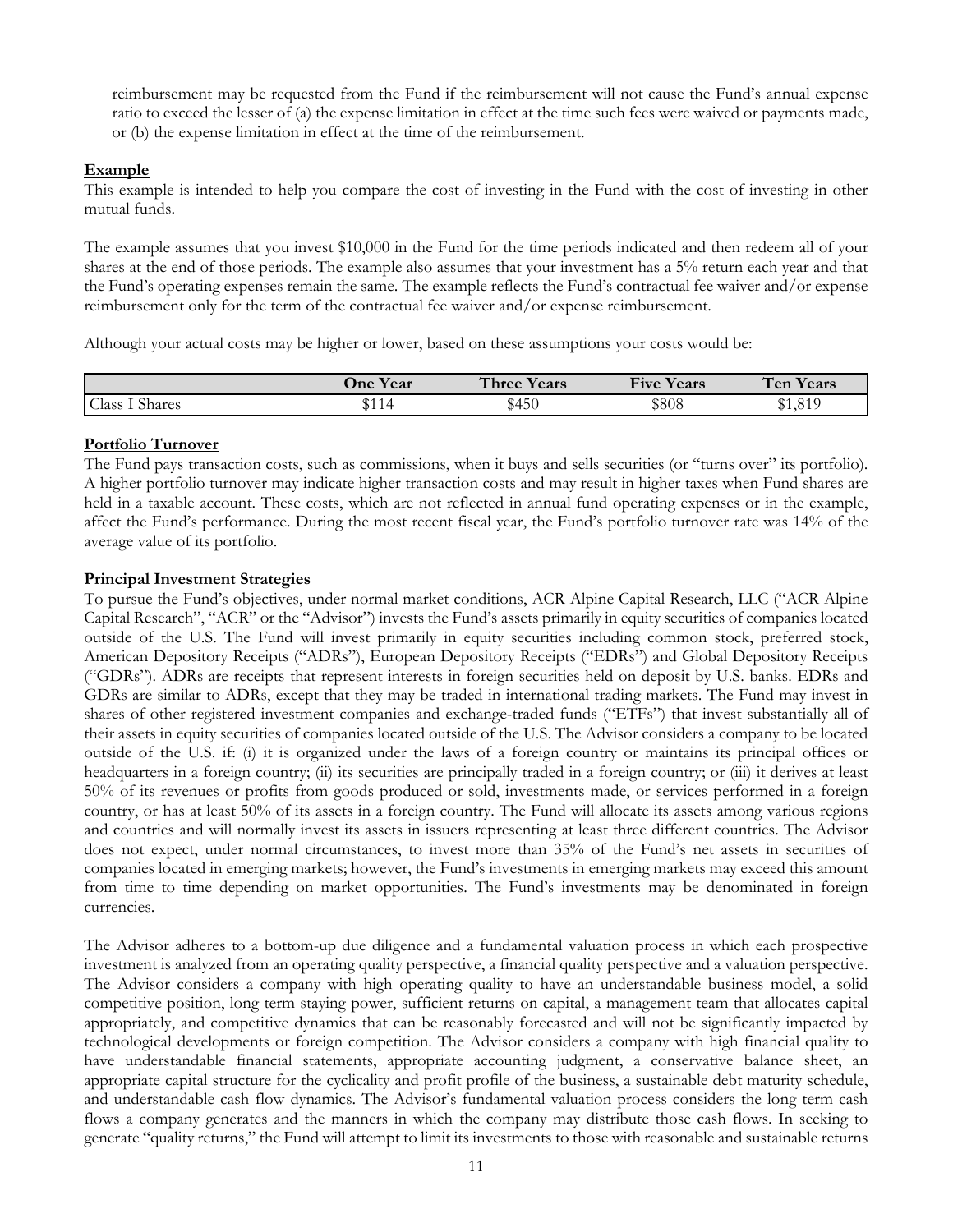reimbursement may be requested from the Fund if the reimbursement will not cause the Fund's annual expense ratio to exceed the lesser of (a) the expense limitation in effect at the time such fees were waived or payments made, or (b) the expense limitation in effect at the time of the reimbursement.

**Example**

This example is intended to help you compare the cost of investing in the Fund with the cost of investing in other mutual funds.

The example assumes that you invest $10,000 in the Fund for the time periods indicated and then redeem all of your shares at the end of those periods. The example also assumes that your investment has a 5% return each year and that the Fund's operating expenses remain the same. The example reflects the Fund's contractual fee waiver and/or expense reimbursement only for the term of the contractual fee waiver and/or expense reimbursement.

Although your actual costs may be higher or lower, based on these assumptions your costs would be:

| | One Year | Three Years | Five Years | Ten Years |
|---|---|---|---|---|
| Class I Shares | $114 | $450 | $808 | $1,819 |

**Portfolio Turnover**

The Fund pays transaction costs, such as commissions, when it buys and sells securities (or "turns over" its portfolio). A higher portfolio turnover may indicate higher transaction costs and may result in higher taxes when Fund shares are held in a taxable account. These costs, which are not reflected in annual fund operating expenses or in the example, affect the Fund's performance. During the most recent fiscal year, the Fund's portfolio turnover rate was 14% of the average value of its portfolio.

**Principal Investment Strategies**

To pursue the Fund's objectives, under normal market conditions, ACR Alpine Capital Research, LLC ("ACR Alpine Capital Research", "ACR" or the "Advisor") invests the Fund's assets primarily in equity securities of companies located outside of the U.S. The Fund will invest primarily in equity securities including common stock, preferred stock, American Depository Receipts ("ADRs"), European Depository Receipts ("EDRs") and Global Depository Receipts ("GDRs"). ADRs are receipts that represent interests in foreign securities held on deposit by U.S. banks. EDRs and GDRs are similar to ADRs, except that they may be traded in international trading markets. The Fund may invest in shares of other registered investment companies and exchange-traded funds ("ETFs") that invest substantially all of their assets in equity securities of companies located outside of the U.S. The Advisor considers a company to be located outside of the U.S. if: (i) it is organized under the laws of a foreign country or maintains its principal offices or headquarters in a foreign country; (ii) its securities are principally traded in a foreign country; or (iii) it derives at least 50% of its revenues or profits from goods produced or sold, investments made, or services performed in a foreign country, or has at least 50% of its assets in a foreign country. The Fund will allocate its assets among various regions and countries and will normally invest its assets in issuers representing at least three different countries. The Advisor does not expect, under normal circumstances, to invest more than 35% of the Fund's net assets in securities of companies located in emerging markets; however, the Fund's investments in emerging markets may exceed this amount from time to time depending on market opportunities. The Fund's investments may be denominated in foreign currencies.

The Advisor adheres to a bottom-up due diligence and a fundamental valuation process in which each prospective investment is analyzed from an operating quality perspective, a financial quality perspective and a valuation perspective. The Advisor considers a company with high operating quality to have an understandable business model, a solid competitive position, long term staying power, sufficient returns on capital, a management team that allocates capital appropriately, and competitive dynamics that can be reasonably forecasted and will not be significantly impacted by technological developments or foreign competition. The Advisor considers a company with high financial quality to have understandable financial statements, appropriate accounting judgment, a conservative balance sheet, an appropriate capital structure for the cyclicality and profit profile of the business, a sustainable debt maturity schedule, and understandable cash flow dynamics. The Advisor's fundamental valuation process considers the long term cash flows a company generates and the manners in which the company may distribute those cash flows. In seeking to generate "quality returns," the Fund will attempt to limit its investments to those with reasonable and sustainable returns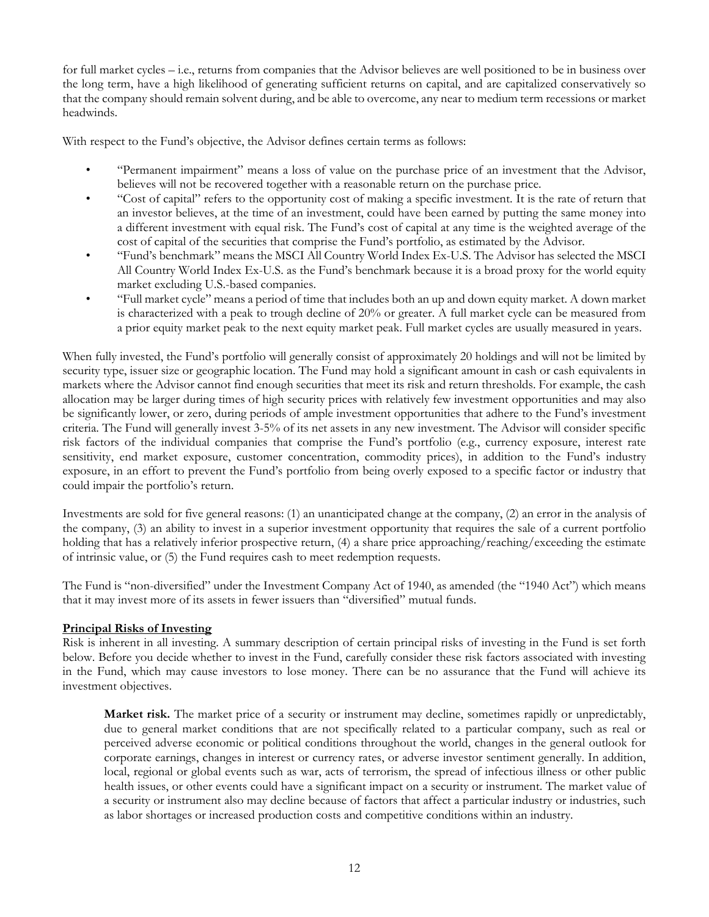for full market cycles – i.e., returns from companies that the Advisor believes are well positioned to be in business over the long term, have a high likelihood of generating sufficient returns on capital, and are capitalized conservatively so that the company should remain solvent during, and be able to overcome, any near to medium term recessions or market headwinds.

With respect to the Fund's objective, the Advisor defines certain terms as follows:

- "Permanent impairment" means a loss of value on the purchase price of an investment that the Advisor, believes will not be recovered together with a reasonable return on the purchase price.
- "Cost of capital" refers to the opportunity cost of making a specific investment. It is the rate of return that an investor believes, at the time of an investment, could have been earned by putting the same money into a different investment with equal risk. The Fund's cost of capital at any time is the weighted average of the cost of capital of the securities that comprise the Fund's portfolio, as estimated by the Advisor.
- "Fund's benchmark" means the MSCI All Country World Index Ex-U.S. The Advisor has selected the MSCI All Country World Index Ex-U.S. as the Fund's benchmark because it is a broad proxy for the world equity market excluding U.S.-based companies.
- "Full market cycle" means a period of time that includes both an up and down equity market. A down market is characterized with a peak to trough decline of 20% or greater. A full market cycle can be measured from a prior equity market peak to the next equity market peak. Full market cycles are usually measured in years.

When fully invested, the Fund's portfolio will generally consist of approximately 20 holdings and will not be limited by security type, issuer size or geographic location. The Fund may hold a significant amount in cash or cash equivalents in markets where the Advisor cannot find enough securities that meet its risk and return thresholds. For example, the cash allocation may be larger during times of high security prices with relatively few investment opportunities and may also be significantly lower, or zero, during periods of ample investment opportunities that adhere to the Fund's investment criteria. The Fund will generally invest 3-5% of its net assets in any new investment. The Advisor will consider specific risk factors of the individual companies that comprise the Fund's portfolio (e.g., currency exposure, interest rate sensitivity, end market exposure, customer concentration, commodity prices), in addition to the Fund's industry exposure, in an effort to prevent the Fund's portfolio from being overly exposed to a specific factor or industry that could impair the portfolio's return.

Investments are sold for five general reasons: (1) an unanticipated change at the company, (2) an error in the analysis of the company, (3) an ability to invest in a superior investment opportunity that requires the sale of a current portfolio holding that has a relatively inferior prospective return, (4) a share price approaching/reaching/exceeding the estimate of intrinsic value, or (5) the Fund requires cash to meet redemption requests.

The Fund is "non-diversified" under the Investment Company Act of 1940, as amended (the "1940 Act") which means that it may invest more of its assets in fewer issuers than "diversified" mutual funds.

## Principal Risks of Investing

Risk is inherent in all investing. A summary description of certain principal risks of investing in the Fund is set forth below. Before you decide whether to invest in the Fund, carefully consider these risk factors associated with investing in the Fund, which may cause investors to lose money. There can be no assurance that the Fund will achieve its investment objectives.

**Market risk.** The market price of a security or instrument may decline, sometimes rapidly or unpredictably, due to general market conditions that are not specifically related to a particular company, such as real or perceived adverse economic or political conditions throughout the world, changes in the general outlook for corporate earnings, changes in interest or currency rates, or adverse investor sentiment generally. In addition, local, regional or global events such as war, acts of terrorism, the spread of infectious illness or other public health issues, or other events could have a significant impact on a security or instrument. The market value of a security or instrument also may decline because of factors that affect a particular industry or industries, such as labor shortages or increased production costs and competitive conditions within an industry.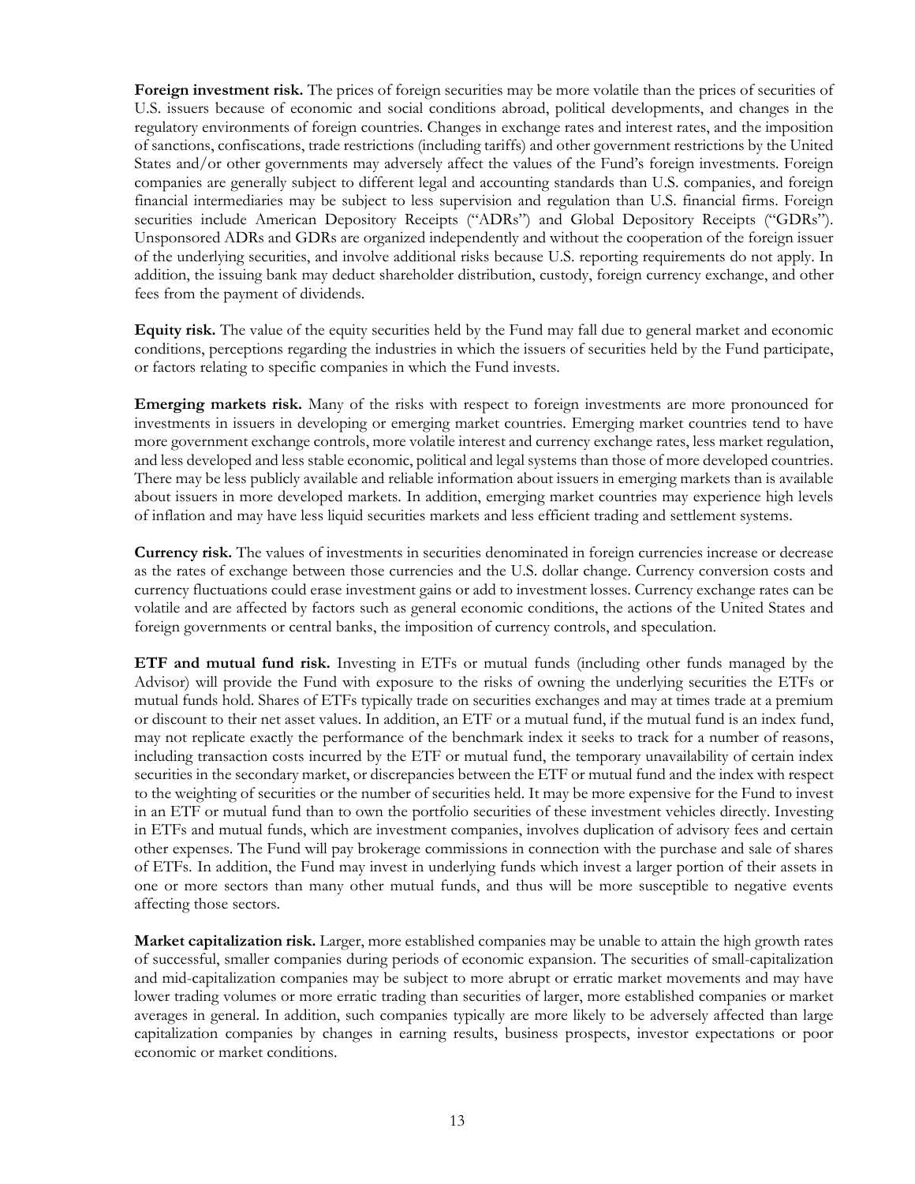**Foreign investment risk.** The prices of foreign securities may be more volatile than the prices of securities of U.S. issuers because of economic and social conditions abroad, political developments, and changes in the regulatory environments of foreign countries. Changes in exchange rates and interest rates, and the imposition of sanctions, confiscations, trade restrictions (including tariffs) and other government restrictions by the United States and/or other governments may adversely affect the values of the Fund's foreign investments. Foreign companies are generally subject to different legal and accounting standards than U.S. companies, and foreign financial intermediaries may be subject to less supervision and regulation than U.S. financial firms. Foreign securities include American Depository Receipts ("ADRs") and Global Depository Receipts ("GDRs"). Unsponsored ADRs and GDRs are organized independently and without the cooperation of the foreign issuer of the underlying securities, and involve additional risks because U.S. reporting requirements do not apply. In addition, the issuing bank may deduct shareholder distribution, custody, foreign currency exchange, and other fees from the payment of dividends.

**Equity risk.** The value of the equity securities held by the Fund may fall due to general market and economic conditions, perceptions regarding the industries in which the issuers of securities held by the Fund participate, or factors relating to specific companies in which the Fund invests.

**Emerging markets risk.** Many of the risks with respect to foreign investments are more pronounced for investments in issuers in developing or emerging market countries. Emerging market countries tend to have more government exchange controls, more volatile interest and currency exchange rates, less market regulation, and less developed and less stable economic, political and legal systems than those of more developed countries. There may be less publicly available and reliable information about issuers in emerging markets than is available about issuers in more developed markets. In addition, emerging market countries may experience high levels of inflation and may have less liquid securities markets and less efficient trading and settlement systems.

**Currency risk.** The values of investments in securities denominated in foreign currencies increase or decrease as the rates of exchange between those currencies and the U.S. dollar change. Currency conversion costs and currency fluctuations could erase investment gains or add to investment losses. Currency exchange rates can be volatile and are affected by factors such as general economic conditions, the actions of the United States and foreign governments or central banks, the imposition of currency controls, and speculation.

**ETF and mutual fund risk.** Investing in ETFs or mutual funds (including other funds managed by the Advisor) will provide the Fund with exposure to the risks of owning the underlying securities the ETFs or mutual funds hold. Shares of ETFs typically trade on securities exchanges and may at times trade at a premium or discount to their net asset values. In addition, an ETF or a mutual fund, if the mutual fund is an index fund, may not replicate exactly the performance of the benchmark index it seeks to track for a number of reasons, including transaction costs incurred by the ETF or mutual fund, the temporary unavailability of certain index securities in the secondary market, or discrepancies between the ETF or mutual fund and the index with respect to the weighting of securities or the number of securities held. It may be more expensive for the Fund to invest in an ETF or mutual fund than to own the portfolio securities of these investment vehicles directly. Investing in ETFs and mutual funds, which are investment companies, involves duplication of advisory fees and certain other expenses. The Fund will pay brokerage commissions in connection with the purchase and sale of shares of ETFs. In addition, the Fund may invest in underlying funds which invest a larger portion of their assets in one or more sectors than many other mutual funds, and thus will be more susceptible to negative events affecting those sectors.

**Market capitalization risk.** Larger, more established companies may be unable to attain the high growth rates of successful, smaller companies during periods of economic expansion. The securities of small-capitalization and mid-capitalization companies may be subject to more abrupt or erratic market movements and may have lower trading volumes or more erratic trading than securities of larger, more established companies or market averages in general. In addition, such companies typically are more likely to be adversely affected than large capitalization companies by changes in earning results, business prospects, investor expectations or poor economic or market conditions.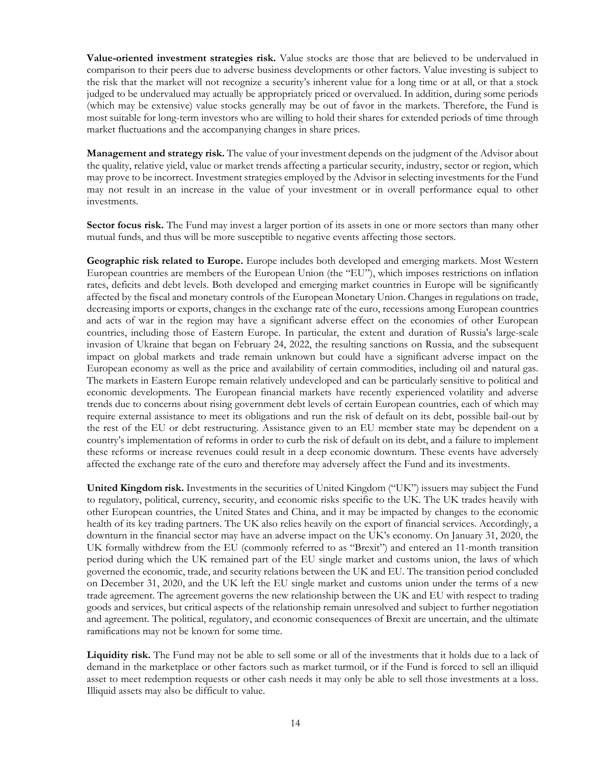**Value-oriented investment strategies risk.** Value stocks are those that are believed to be undervalued in comparison to their peers due to adverse business developments or other factors. Value investing is subject to the risk that the market will not recognize a security's inherent value for a long time or at all, or that a stock judged to be undervalued may actually be appropriately priced or overvalued. In addition, during some periods (which may be extensive) value stocks generally may be out of favor in the markets. Therefore, the Fund is most suitable for long-term investors who are willing to hold their shares for extended periods of time through market fluctuations and the accompanying changes in share prices.

**Management and strategy risk.** The value of your investment depends on the judgment of the Advisor about the quality, relative yield, value or market trends affecting a particular security, industry, sector or region, which may prove to be incorrect. Investment strategies employed by the Advisor in selecting investments for the Fund may not result in an increase in the value of your investment or in overall performance equal to other investments.

**Sector focus risk.** The Fund may invest a larger portion of its assets in one or more sectors than many other mutual funds, and thus will be more susceptible to negative events affecting those sectors.

**Geographic risk related to Europe.** Europe includes both developed and emerging markets. Most Western European countries are members of the European Union (the "EU"), which imposes restrictions on inflation rates, deficits and debt levels. Both developed and emerging market countries in Europe will be significantly affected by the fiscal and monetary controls of the European Monetary Union. Changes in regulations on trade, decreasing imports or exports, changes in the exchange rate of the euro, recessions among European countries and acts of war in the region may have a significant adverse effect on the economies of other European countries, including those of Eastern Europe. In particular, the extent and duration of Russia's large-scale invasion of Ukraine that began on February 24, 2022, the resulting sanctions on Russia, and the subsequent impact on global markets and trade remain unknown but could have a significant adverse impact on the European economy as well as the price and availability of certain commodities, including oil and natural gas. The markets in Eastern Europe remain relatively undeveloped and can be particularly sensitive to political and economic developments. The European financial markets have recently experienced volatility and adverse trends due to concerns about rising government debt levels of certain European countries, each of which may require external assistance to meet its obligations and run the risk of default on its debt, possible bail-out by the rest of the EU or debt restructuring. Assistance given to an EU member state may be dependent on a country's implementation of reforms in order to curb the risk of default on its debt, and a failure to implement these reforms or increase revenues could result in a deep economic downturn. These events have adversely affected the exchange rate of the euro and therefore may adversely affect the Fund and its investments.

**United Kingdom risk.** Investments in the securities of United Kingdom ("UK") issuers may subject the Fund to regulatory, political, currency, security, and economic risks specific to the UK. The UK trades heavily with other European countries, the United States and China, and it may be impacted by changes to the economic health of its key trading partners. The UK also relies heavily on the export of financial services. Accordingly, a downturn in the financial sector may have an adverse impact on the UK's economy. On January 31, 2020, the UK formally withdrew from the EU (commonly referred to as "Brexit") and entered an 11-month transition period during which the UK remained part of the EU single market and customs union, the laws of which governed the economic, trade, and security relations between the UK and EU. The transition period concluded on December 31, 2020, and the UK left the EU single market and customs union under the terms of a new trade agreement. The agreement governs the new relationship between the UK and EU with respect to trading goods and services, but critical aspects of the relationship remain unresolved and subject to further negotiation and agreement. The political, regulatory, and economic consequences of Brexit are uncertain, and the ultimate ramifications may not be known for some time.

**Liquidity risk.** The Fund may not be able to sell some or all of the investments that it holds due to a lack of demand in the marketplace or other factors such as market turmoil, or if the Fund is forced to sell an illiquid asset to meet redemption requests or other cash needs it may only be able to sell those investments at a loss. Illiquid assets may also be difficult to value.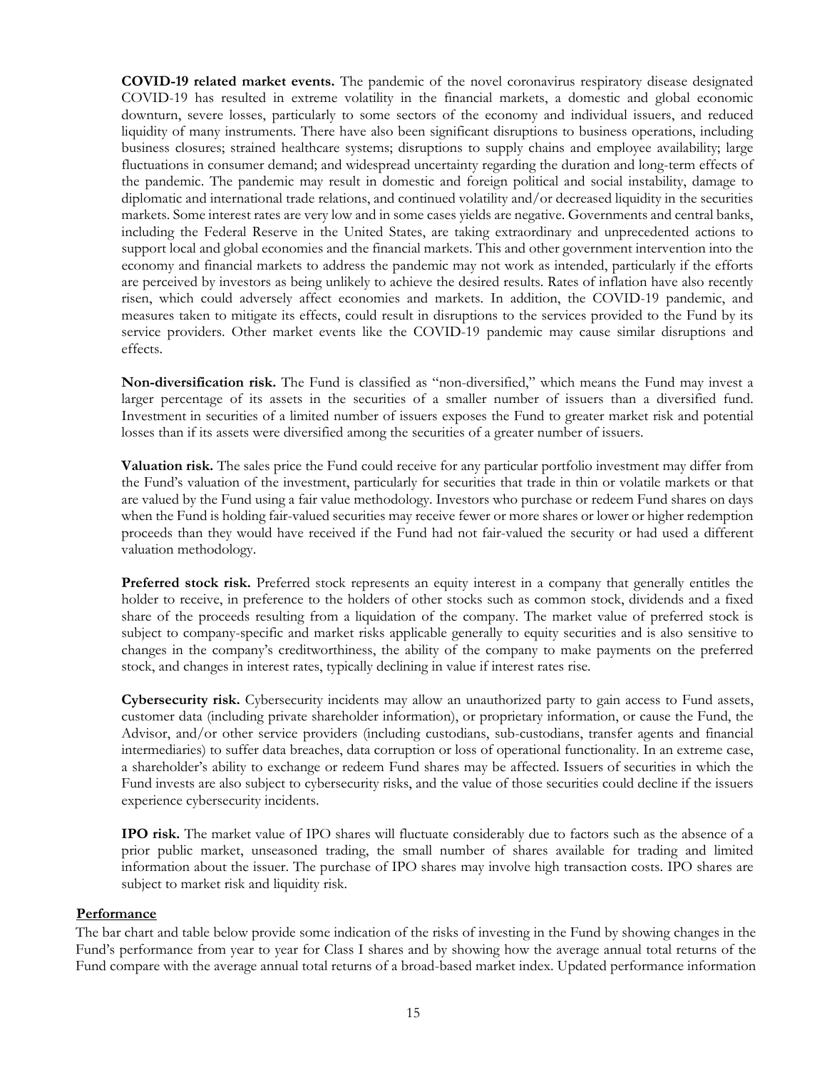**COVID-19 related market events.** The pandemic of the novel coronavirus respiratory disease designated COVID-19 has resulted in extreme volatility in the financial markets, a domestic and global economic downturn, severe losses, particularly to some sectors of the economy and individual issuers, and reduced liquidity of many instruments. There have also been significant disruptions to business operations, including business closures; strained healthcare systems; disruptions to supply chains and employee availability; large fluctuations in consumer demand; and widespread uncertainty regarding the duration and long-term effects of the pandemic. The pandemic may result in domestic and foreign political and social instability, damage to diplomatic and international trade relations, and continued volatility and/or decreased liquidity in the securities markets. Some interest rates are very low and in some cases yields are negative. Governments and central banks, including the Federal Reserve in the United States, are taking extraordinary and unprecedented actions to support local and global economies and the financial markets. This and other government intervention into the economy and financial markets to address the pandemic may not work as intended, particularly if the efforts are perceived by investors as being unlikely to achieve the desired results. Rates of inflation have also recently risen, which could adversely affect economies and markets. In addition, the COVID-19 pandemic, and measures taken to mitigate its effects, could result in disruptions to the services provided to the Fund by its service providers. Other market events like the COVID-19 pandemic may cause similar disruptions and effects.

**Non-diversification risk.** The Fund is classified as "non-diversified," which means the Fund may invest a larger percentage of its assets in the securities of a smaller number of issuers than a diversified fund. Investment in securities of a limited number of issuers exposes the Fund to greater market risk and potential losses than if its assets were diversified among the securities of a greater number of issuers.

**Valuation risk.** The sales price the Fund could receive for any particular portfolio investment may differ from the Fund's valuation of the investment, particularly for securities that trade in thin or volatile markets or that are valued by the Fund using a fair value methodology. Investors who purchase or redeem Fund shares on days when the Fund is holding fair-valued securities may receive fewer or more shares or lower or higher redemption proceeds than they would have received if the Fund had not fair-valued the security or had used a different valuation methodology.

**Preferred stock risk.** Preferred stock represents an equity interest in a company that generally entitles the holder to receive, in preference to the holders of other stocks such as common stock, dividends and a fixed share of the proceeds resulting from a liquidation of the company. The market value of preferred stock is subject to company-specific and market risks applicable generally to equity securities and is also sensitive to changes in the company's creditworthiness, the ability of the company to make payments on the preferred stock, and changes in interest rates, typically declining in value if interest rates rise.

**Cybersecurity risk.** Cybersecurity incidents may allow an unauthorized party to gain access to Fund assets, customer data (including private shareholder information), or proprietary information, or cause the Fund, the Advisor, and/or other service providers (including custodians, sub-custodians, transfer agents and financial intermediaries) to suffer data breaches, data corruption or loss of operational functionality. In an extreme case, a shareholder's ability to exchange or redeem Fund shares may be affected. Issuers of securities in which the Fund invests are also subject to cybersecurity risks, and the value of those securities could decline if the issuers experience cybersecurity incidents.

**IPO risk.** The market value of IPO shares will fluctuate considerably due to factors such as the absence of a prior public market, unseasoned trading, the small number of shares available for trading and limited information about the issuer. The purchase of IPO shares may involve high transaction costs. IPO shares are subject to market risk and liquidity risk.

## Performance

The bar chart and table below provide some indication of the risks of investing in the Fund by showing changes in the Fund's performance from year to year for Class I shares and by showing how the average annual total returns of the Fund compare with the average annual total returns of a broad-based market index. Updated performance information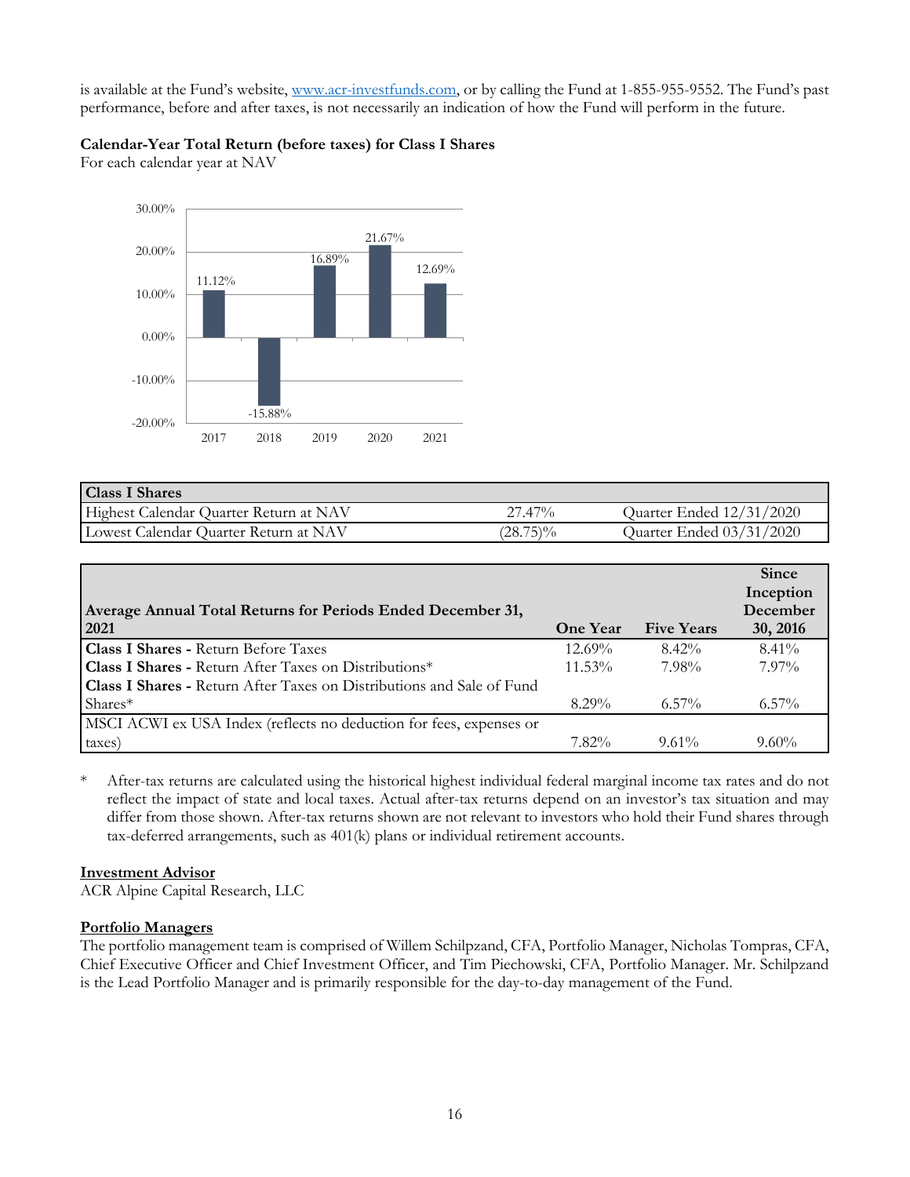is available at the Fund's website, www.acr-investfunds.com, or by calling the Fund at 1-855-955-9552. The Fund's past performance, before and after taxes, is not necessarily an indication of how the Fund will perform in the future.

**Calendar-Year Total Return (before taxes) for Class I Shares**
For each calendar year at NAV

| Year | Return |
|---|---|
| 2017 | 11.12% |
| 2018 | -15.88% |
| 2019 | 16.89% |
| 2020 | 21.67% |
| 2021 | 12.69% |

| Class I Shares | | |
|---|---|---|
| Highest Calendar Quarter Return at NAV | 27.47% | Quarter Ended 12/31/2020 |
| Lowest Calendar Quarter Return at NAV | (28.75)% | Quarter Ended 03/31/2020 |

| Average Annual Total Returns for Periods Ended December 31, 2021 | One Year | Five Years | Since Inception December 30, 2016 |
|---|---|---|---|
| **Class I Shares -** Return Before Taxes | 12.69% | 8.42% | 8.41% |
| **Class I Shares -** Return After Taxes on Distributions* | 11.53% | 7.98% | 7.97% |
| **Class I Shares -** Return After Taxes on Distributions and Sale of Fund Shares* | 8.29% | 6.57% | 6.57% |
| MSCI ACWI ex USA Index (reflects no deduction for fees, expenses or taxes) | 7.82% | 9.61% | 9.60% |

\* After-tax returns are calculated using the historical highest individual federal marginal income tax rates and do not reflect the impact of state and local taxes. Actual after-tax returns depend on an investor's tax situation and may differ from those shown. After-tax returns shown are not relevant to investors who hold their Fund shares through tax-deferred arrangements, such as 401(k) plans or individual retirement accounts.

**Investment Advisor**
ACR Alpine Capital Research, LLC

**Portfolio Managers**
The portfolio management team is comprised of Willem Schilpzand, CFA, Portfolio Manager, Nicholas Tompras, CFA, Chief Executive Officer and Chief Investment Officer, and Tim Piechowski, CFA, Portfolio Manager. Mr. Schilpzand is the Lead Portfolio Manager and is primarily responsible for the day-to-day management of the Fund.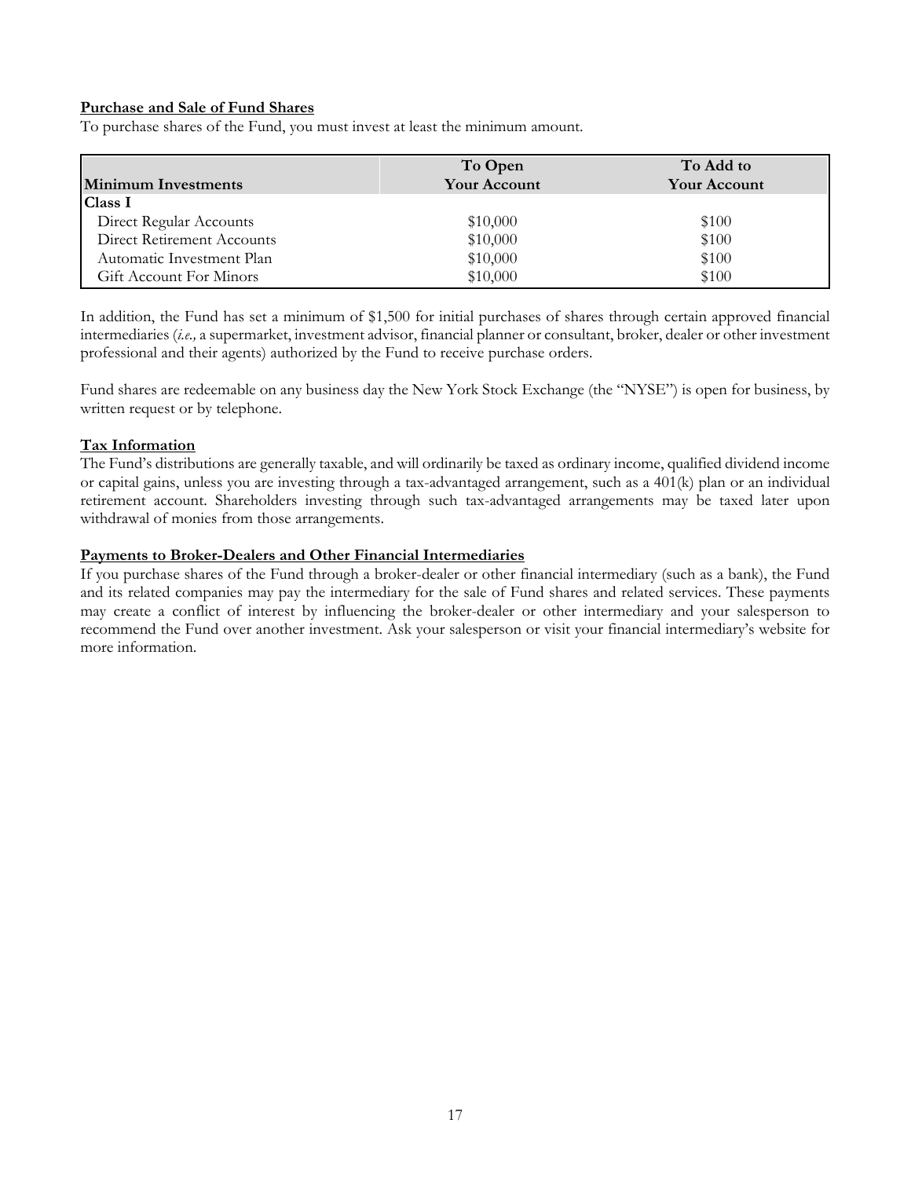**Purchase and Sale of Fund Shares**

To purchase shares of the Fund, you must invest at least the minimum amount.

| Minimum Investments | To Open Your Account | To Add to Your Account |
|---|---|---|
| **Class I** | | |
| Direct Regular Accounts | $10,000 | $100 |
| Direct Retirement Accounts | $10,000 | $100 |
| Automatic Investment Plan | $10,000 | $100 |
| Gift Account For Minors | $10,000 | $100 |

In addition, the Fund has set a minimum of $1,500 for initial purchases of shares through certain approved financial intermediaries (*i.e.,* a supermarket, investment advisor, financial planner or consultant, broker, dealer or other investment professional and their agents) authorized by the Fund to receive purchase orders.

Fund shares are redeemable on any business day the New York Stock Exchange (the "NYSE") is open for business, by written request or by telephone.

**Tax Information**

The Fund's distributions are generally taxable, and will ordinarily be taxed as ordinary income, qualified dividend income or capital gains, unless you are investing through a tax-advantaged arrangement, such as a 401(k) plan or an individual retirement account. Shareholders investing through such tax-advantaged arrangements may be taxed later upon withdrawal of monies from those arrangements.

**Payments to Broker-Dealers and Other Financial Intermediaries**

If you purchase shares of the Fund through a broker-dealer or other financial intermediary (such as a bank), the Fund and its related companies may pay the intermediary for the sale of Fund shares and related services. These payments may create a conflict of interest by influencing the broker-dealer or other intermediary and your salesperson to recommend the Fund over another investment. Ask your salesperson or visit your financial intermediary's website for more information.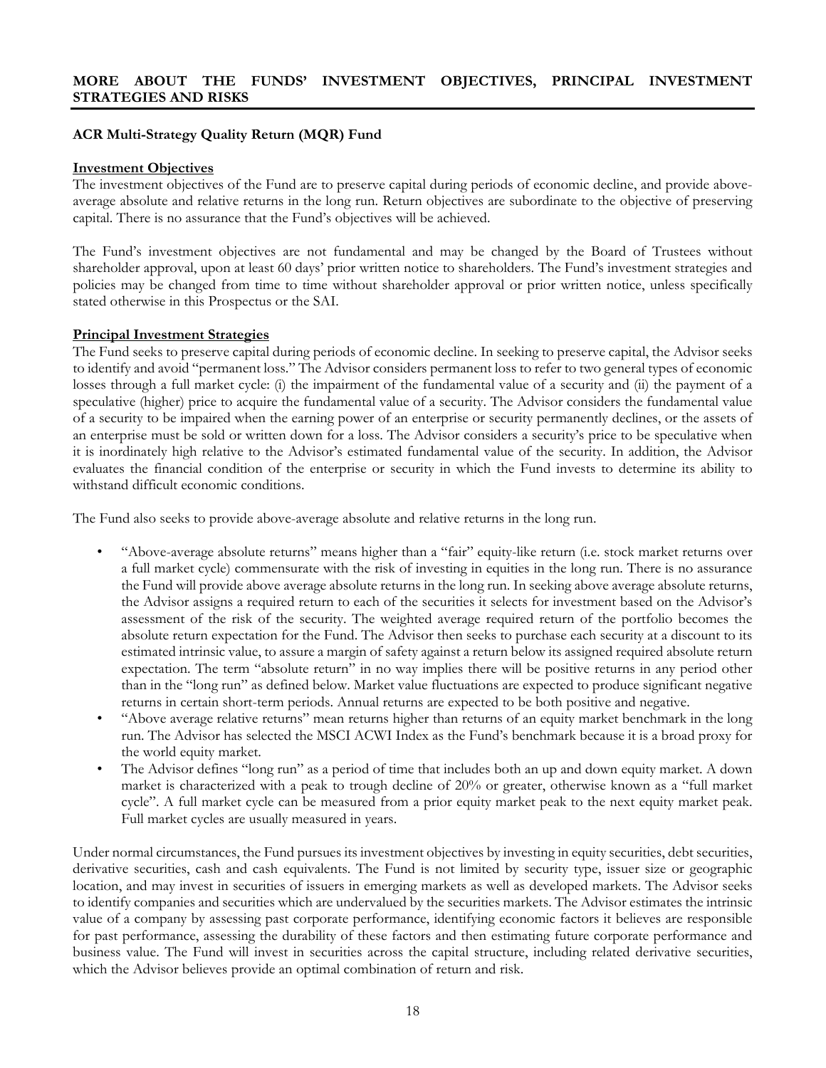## MORE ABOUT THE FUNDS' INVESTMENT OBJECTIVES, PRINCIPAL INVESTMENT STRATEGIES AND RISKS

### ACR Multi-Strategy Quality Return (MQR) Fund

**Investment Objectives**

The investment objectives of the Fund are to preserve capital during periods of economic decline, and provide above-average absolute and relative returns in the long run. Return objectives are subordinate to the objective of preserving capital. There is no assurance that the Fund's objectives will be achieved.

The Fund's investment objectives are not fundamental and may be changed by the Board of Trustees without shareholder approval, upon at least 60 days' prior written notice to shareholders. The Fund's investment strategies and policies may be changed from time to time without shareholder approval or prior written notice, unless specifically stated otherwise in this Prospectus or the SAI.

**Principal Investment Strategies**

The Fund seeks to preserve capital during periods of economic decline. In seeking to preserve capital, the Advisor seeks to identify and avoid "permanent loss." The Advisor considers permanent loss to refer to two general types of economic losses through a full market cycle: (i) the impairment of the fundamental value of a security and (ii) the payment of a speculative (higher) price to acquire the fundamental value of a security. The Advisor considers the fundamental value of a security to be impaired when the earning power of an enterprise or security permanently declines, or the assets of an enterprise must be sold or written down for a loss. The Advisor considers a security's price to be speculative when it is inordinately high relative to the Advisor's estimated fundamental value of the security. In addition, the Advisor evaluates the financial condition of the enterprise or security in which the Fund invests to determine its ability to withstand difficult economic conditions.

The Fund also seeks to provide above-average absolute and relative returns in the long run.

- "Above-average absolute returns" means higher than a "fair" equity-like return (i.e. stock market returns over a full market cycle) commensurate with the risk of investing in equities in the long run. There is no assurance the Fund will provide above average absolute returns in the long run. In seeking above average absolute returns, the Advisor assigns a required return to each of the securities it selects for investment based on the Advisor's assessment of the risk of the security. The weighted average required return of the portfolio becomes the absolute return expectation for the Fund. The Advisor then seeks to purchase each security at a discount to its estimated intrinsic value, to assure a margin of safety against a return below its assigned required absolute return expectation. The term "absolute return" in no way implies there will be positive returns in any period other than in the "long run" as defined below. Market value fluctuations are expected to produce significant negative returns in certain short-term periods. Annual returns are expected to be both positive and negative.
- "Above average relative returns" mean returns higher than returns of an equity market benchmark in the long run. The Advisor has selected the MSCI ACWI Index as the Fund's benchmark because it is a broad proxy for the world equity market.
- The Advisor defines "long run" as a period of time that includes both an up and down equity market. A down market is characterized with a peak to trough decline of 20% or greater, otherwise known as a "full market cycle". A full market cycle can be measured from a prior equity market peak to the next equity market peak. Full market cycles are usually measured in years.

Under normal circumstances, the Fund pursues its investment objectives by investing in equity securities, debt securities, derivative securities, cash and cash equivalents. The Fund is not limited by security type, issuer size or geographic location, and may invest in securities of issuers in emerging markets as well as developed markets. The Advisor seeks to identify companies and securities which are undervalued by the securities markets. The Advisor estimates the intrinsic value of a company by assessing past corporate performance, identifying economic factors it believes are responsible for past performance, assessing the durability of these factors and then estimating future corporate performance and business value. The Fund will invest in securities across the capital structure, including related derivative securities, which the Advisor believes provide an optimal combination of return and risk.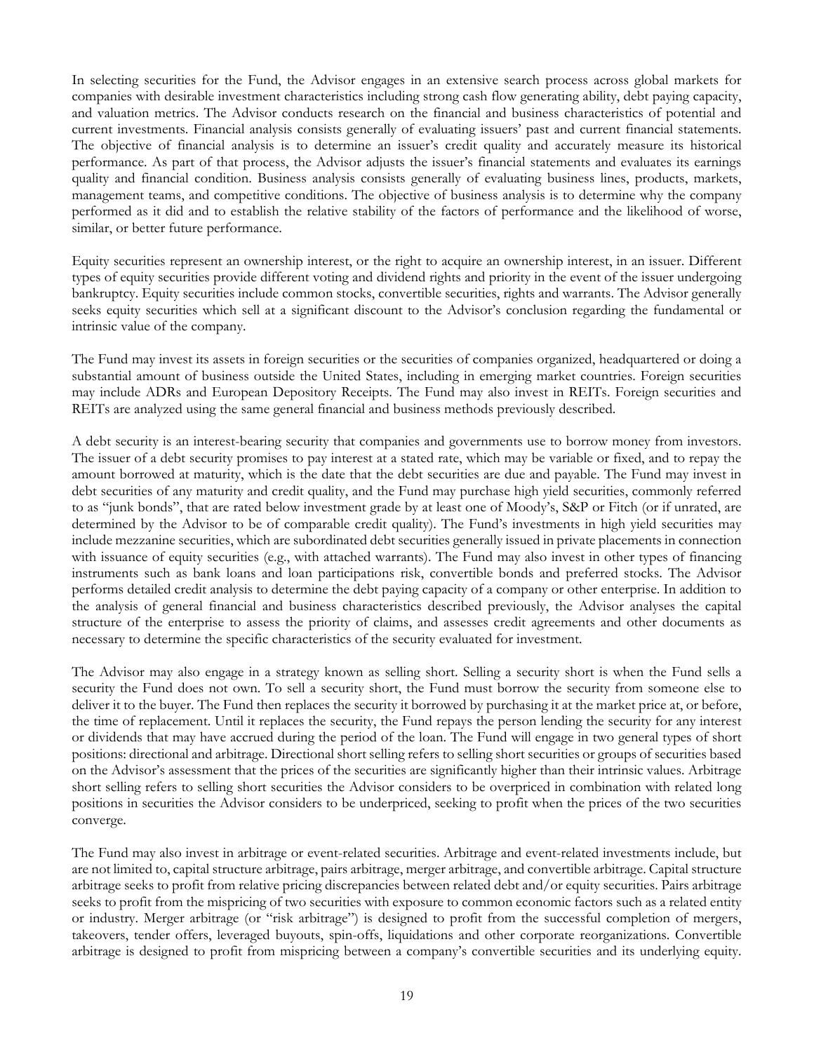In selecting securities for the Fund, the Advisor engages in an extensive search process across global markets for companies with desirable investment characteristics including strong cash flow generating ability, debt paying capacity, and valuation metrics. The Advisor conducts research on the financial and business characteristics of potential and current investments. Financial analysis consists generally of evaluating issuers' past and current financial statements. The objective of financial analysis is to determine an issuer's credit quality and accurately measure its historical performance. As part of that process, the Advisor adjusts the issuer's financial statements and evaluates its earnings quality and financial condition. Business analysis consists generally of evaluating business lines, products, markets, management teams, and competitive conditions. The objective of business analysis is to determine why the company performed as it did and to establish the relative stability of the factors of performance and the likelihood of worse, similar, or better future performance.

Equity securities represent an ownership interest, or the right to acquire an ownership interest, in an issuer. Different types of equity securities provide different voting and dividend rights and priority in the event of the issuer undergoing bankruptcy. Equity securities include common stocks, convertible securities, rights and warrants. The Advisor generally seeks equity securities which sell at a significant discount to the Advisor's conclusion regarding the fundamental or intrinsic value of the company.

The Fund may invest its assets in foreign securities or the securities of companies organized, headquartered or doing a substantial amount of business outside the United States, including in emerging market countries. Foreign securities may include ADRs and European Depository Receipts. The Fund may also invest in REITs. Foreign securities and REITs are analyzed using the same general financial and business methods previously described.

A debt security is an interest-bearing security that companies and governments use to borrow money from investors. The issuer of a debt security promises to pay interest at a stated rate, which may be variable or fixed, and to repay the amount borrowed at maturity, which is the date that the debt securities are due and payable. The Fund may invest in debt securities of any maturity and credit quality, and the Fund may purchase high yield securities, commonly referred to as "junk bonds", that are rated below investment grade by at least one of Moody's, S&P or Fitch (or if unrated, are determined by the Advisor to be of comparable credit quality). The Fund's investments in high yield securities may include mezzanine securities, which are subordinated debt securities generally issued in private placements in connection with issuance of equity securities (e.g., with attached warrants). The Fund may also invest in other types of financing instruments such as bank loans and loan participations risk, convertible bonds and preferred stocks. The Advisor performs detailed credit analysis to determine the debt paying capacity of a company or other enterprise. In addition to the analysis of general financial and business characteristics described previously, the Advisor analyses the capital structure of the enterprise to assess the priority of claims, and assesses credit agreements and other documents as necessary to determine the specific characteristics of the security evaluated for investment.

The Advisor may also engage in a strategy known as selling short. Selling a security short is when the Fund sells a security the Fund does not own. To sell a security short, the Fund must borrow the security from someone else to deliver it to the buyer. The Fund then replaces the security it borrowed by purchasing it at the market price at, or before, the time of replacement. Until it replaces the security, the Fund repays the person lending the security for any interest or dividends that may have accrued during the period of the loan. The Fund will engage in two general types of short positions: directional and arbitrage. Directional short selling refers to selling short securities or groups of securities based on the Advisor's assessment that the prices of the securities are significantly higher than their intrinsic values. Arbitrage short selling refers to selling short securities the Advisor considers to be overpriced in combination with related long positions in securities the Advisor considers to be underpriced, seeking to profit when the prices of the two securities converge.

The Fund may also invest in arbitrage or event-related securities. Arbitrage and event-related investments include, but are not limited to, capital structure arbitrage, pairs arbitrage, merger arbitrage, and convertible arbitrage. Capital structure arbitrage seeks to profit from relative pricing discrepancies between related debt and/or equity securities. Pairs arbitrage seeks to profit from the mispricing of two securities with exposure to common economic factors such as a related entity or industry. Merger arbitrage (or "risk arbitrage") is designed to profit from the successful completion of mergers, takeovers, tender offers, leveraged buyouts, spin-offs, liquidations and other corporate reorganizations. Convertible arbitrage is designed to profit from mispricing between a company's convertible securities and its underlying equity.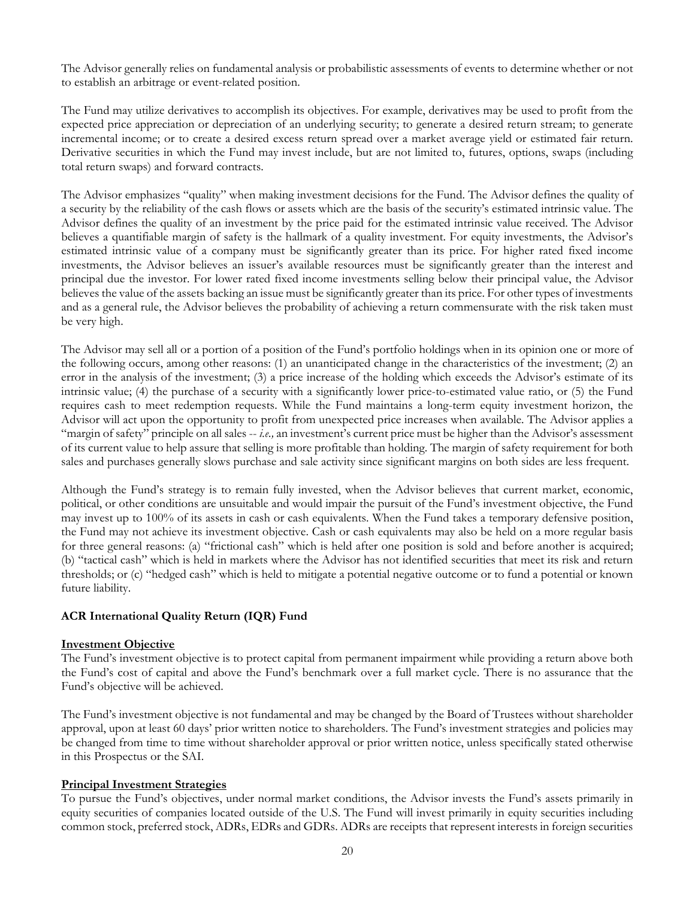The Advisor generally relies on fundamental analysis or probabilistic assessments of events to determine whether or not to establish an arbitrage or event-related position.

The Fund may utilize derivatives to accomplish its objectives. For example, derivatives may be used to profit from the expected price appreciation or depreciation of an underlying security; to generate a desired return stream; to generate incremental income; or to create a desired excess return spread over a market average yield or estimated fair return. Derivative securities in which the Fund may invest include, but are not limited to, futures, options, swaps (including total return swaps) and forward contracts.

The Advisor emphasizes "quality" when making investment decisions for the Fund. The Advisor defines the quality of a security by the reliability of the cash flows or assets which are the basis of the security's estimated intrinsic value. The Advisor defines the quality of an investment by the price paid for the estimated intrinsic value received. The Advisor believes a quantifiable margin of safety is the hallmark of a quality investment. For equity investments, the Advisor's estimated intrinsic value of a company must be significantly greater than its price. For higher rated fixed income investments, the Advisor believes an issuer's available resources must be significantly greater than the interest and principal due the investor. For lower rated fixed income investments selling below their principal value, the Advisor believes the value of the assets backing an issue must be significantly greater than its price. For other types of investments and as a general rule, the Advisor believes the probability of achieving a return commensurate with the risk taken must be very high.

The Advisor may sell all or a portion of a position of the Fund's portfolio holdings when in its opinion one or more of the following occurs, among other reasons: (1) an unanticipated change in the characteristics of the investment; (2) an error in the analysis of the investment; (3) a price increase of the holding which exceeds the Advisor's estimate of its intrinsic value; (4) the purchase of a security with a significantly lower price-to-estimated value ratio, or (5) the Fund requires cash to meet redemption requests. While the Fund maintains a long-term equity investment horizon, the Advisor will act upon the opportunity to profit from unexpected price increases when available. The Advisor applies a "margin of safety" principle on all sales -- *i.e.,* an investment's current price must be higher than the Advisor's assessment of its current value to help assure that selling is more profitable than holding. The margin of safety requirement for both sales and purchases generally slows purchase and sale activity since significant margins on both sides are less frequent.

Although the Fund's strategy is to remain fully invested, when the Advisor believes that current market, economic, political, or other conditions are unsuitable and would impair the pursuit of the Fund's investment objective, the Fund may invest up to 100% of its assets in cash or cash equivalents. When the Fund takes a temporary defensive position, the Fund may not achieve its investment objective. Cash or cash equivalents may also be held on a more regular basis for three general reasons: (a) "frictional cash" which is held after one position is sold and before another is acquired; (b) "tactical cash" which is held in markets where the Advisor has not identified securities that meet its risk and return thresholds; or (c) "hedged cash" which is held to mitigate a potential negative outcome or to fund a potential or known future liability.

## ACR International Quality Return (IQR) Fund

### Investment Objective

The Fund's investment objective is to protect capital from permanent impairment while providing a return above both the Fund's cost of capital and above the Fund's benchmark over a full market cycle. There is no assurance that the Fund's objective will be achieved.

The Fund's investment objective is not fundamental and may be changed by the Board of Trustees without shareholder approval, upon at least 60 days' prior written notice to shareholders. The Fund's investment strategies and policies may be changed from time to time without shareholder approval or prior written notice, unless specifically stated otherwise in this Prospectus or the SAI.

### Principal Investment Strategies

To pursue the Fund's objectives, under normal market conditions, the Advisor invests the Fund's assets primarily in equity securities of companies located outside of the U.S. The Fund will invest primarily in equity securities including common stock, preferred stock, ADRs, EDRs and GDRs. ADRs are receipts that represent interests in foreign securities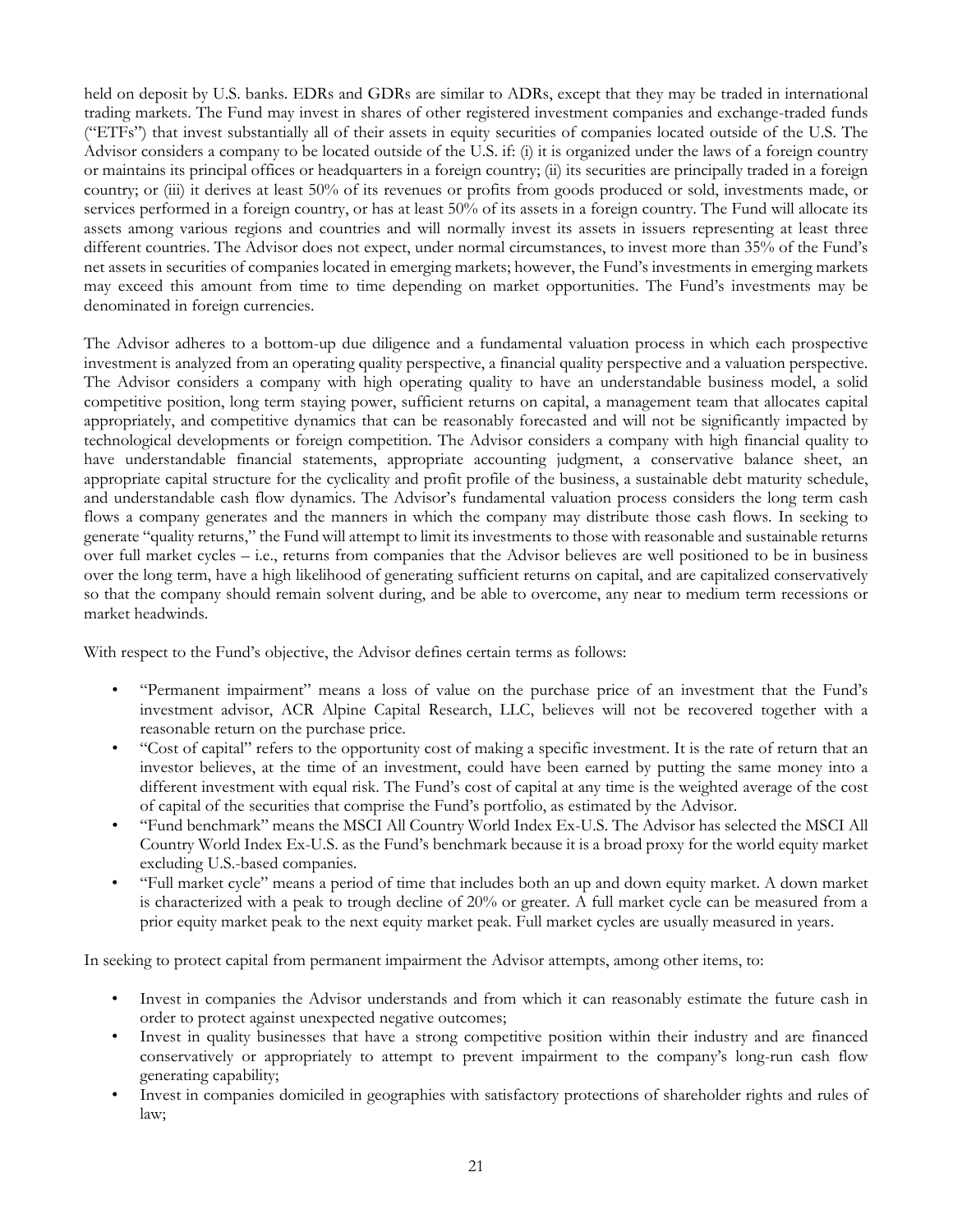held on deposit by U.S. banks. EDRs and GDRs are similar to ADRs, except that they may be traded in international trading markets. The Fund may invest in shares of other registered investment companies and exchange-traded funds ("ETFs") that invest substantially all of their assets in equity securities of companies located outside of the U.S. The Advisor considers a company to be located outside of the U.S. if: (i) it is organized under the laws of a foreign country or maintains its principal offices or headquarters in a foreign country; (ii) its securities are principally traded in a foreign country; or (iii) it derives at least 50% of its revenues or profits from goods produced or sold, investments made, or services performed in a foreign country, or has at least 50% of its assets in a foreign country. The Fund will allocate its assets among various regions and countries and will normally invest its assets in issuers representing at least three different countries. The Advisor does not expect, under normal circumstances, to invest more than 35% of the Fund's net assets in securities of companies located in emerging markets; however, the Fund's investments in emerging markets may exceed this amount from time to time depending on market opportunities. The Fund's investments may be denominated in foreign currencies.

The Advisor adheres to a bottom-up due diligence and a fundamental valuation process in which each prospective investment is analyzed from an operating quality perspective, a financial quality perspective and a valuation perspective. The Advisor considers a company with high operating quality to have an understandable business model, a solid competitive position, long term staying power, sufficient returns on capital, a management team that allocates capital appropriately, and competitive dynamics that can be reasonably forecasted and will not be significantly impacted by technological developments or foreign competition. The Advisor considers a company with high financial quality to have understandable financial statements, appropriate accounting judgment, a conservative balance sheet, an appropriate capital structure for the cyclicality and profit profile of the business, a sustainable debt maturity schedule, and understandable cash flow dynamics. The Advisor's fundamental valuation process considers the long term cash flows a company generates and the manners in which the company may distribute those cash flows. In seeking to generate "quality returns," the Fund will attempt to limit its investments to those with reasonable and sustainable returns over full market cycles – i.e., returns from companies that the Advisor believes are well positioned to be in business over the long term, have a high likelihood of generating sufficient returns on capital, and are capitalized conservatively so that the company should remain solvent during, and be able to overcome, any near to medium term recessions or market headwinds.

With respect to the Fund's objective, the Advisor defines certain terms as follows:

- "Permanent impairment" means a loss of value on the purchase price of an investment that the Fund's investment advisor, ACR Alpine Capital Research, LLC, believes will not be recovered together with a reasonable return on the purchase price.
- "Cost of capital" refers to the opportunity cost of making a specific investment. It is the rate of return that an investor believes, at the time of an investment, could have been earned by putting the same money into a different investment with equal risk. The Fund's cost of capital at any time is the weighted average of the cost of capital of the securities that comprise the Fund's portfolio, as estimated by the Advisor.
- "Fund benchmark" means the MSCI All Country World Index Ex-U.S. The Advisor has selected the MSCI All Country World Index Ex-U.S. as the Fund's benchmark because it is a broad proxy for the world equity market excluding U.S.-based companies.
- "Full market cycle" means a period of time that includes both an up and down equity market. A down market is characterized with a peak to trough decline of 20% or greater. A full market cycle can be measured from a prior equity market peak to the next equity market peak. Full market cycles are usually measured in years.

In seeking to protect capital from permanent impairment the Advisor attempts, among other items, to:

- Invest in companies the Advisor understands and from which it can reasonably estimate the future cash in order to protect against unexpected negative outcomes;
- Invest in quality businesses that have a strong competitive position within their industry and are financed conservatively or appropriately to attempt to prevent impairment to the company's long-run cash flow generating capability;
- Invest in companies domiciled in geographies with satisfactory protections of shareholder rights and rules of law;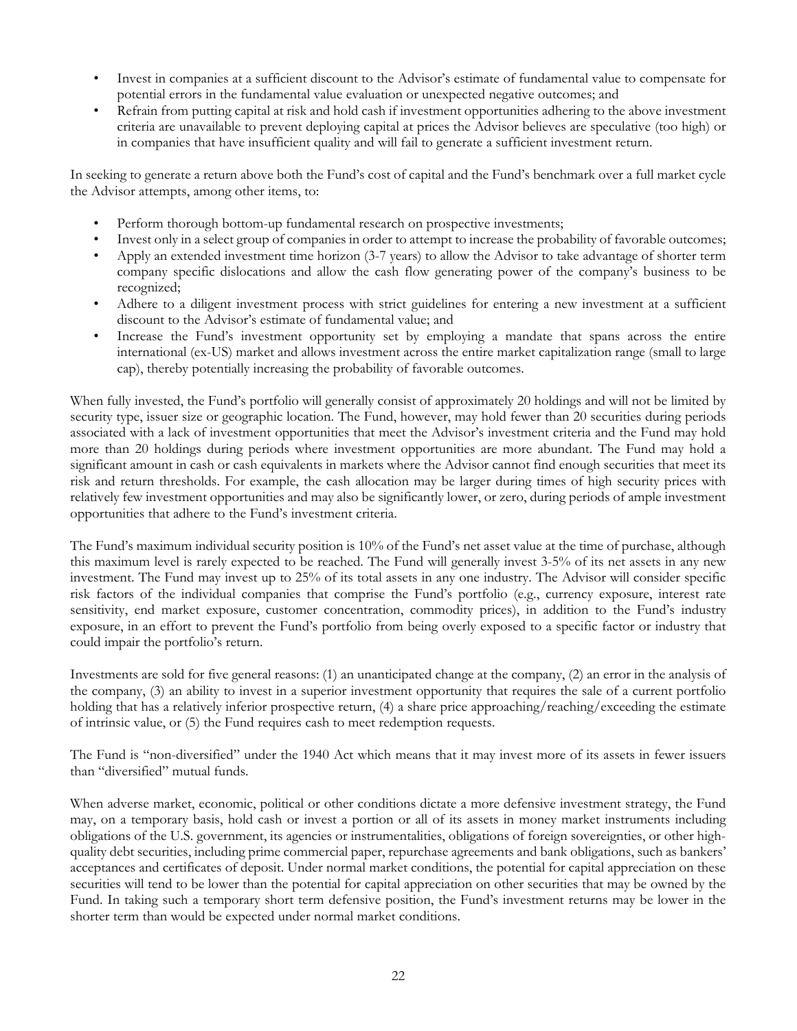- Invest in companies at a sufficient discount to the Advisor's estimate of fundamental value to compensate for potential errors in the fundamental value evaluation or unexpected negative outcomes; and
- Refrain from putting capital at risk and hold cash if investment opportunities adhering to the above investment criteria are unavailable to prevent deploying capital at prices the Advisor believes are speculative (too high) or in companies that have insufficient quality and will fail to generate a sufficient investment return.

In seeking to generate a return above both the Fund's cost of capital and the Fund's benchmark over a full market cycle the Advisor attempts, among other items, to:

- Perform thorough bottom-up fundamental research on prospective investments;
- Invest only in a select group of companies in order to attempt to increase the probability of favorable outcomes;
- Apply an extended investment time horizon (3-7 years) to allow the Advisor to take advantage of shorter term company specific dislocations and allow the cash flow generating power of the company's business to be recognized;
- Adhere to a diligent investment process with strict guidelines for entering a new investment at a sufficient discount to the Advisor's estimate of fundamental value; and
- Increase the Fund's investment opportunity set by employing a mandate that spans across the entire international (ex-US) market and allows investment across the entire market capitalization range (small to large cap), thereby potentially increasing the probability of favorable outcomes.

When fully invested, the Fund's portfolio will generally consist of approximately 20 holdings and will not be limited by security type, issuer size or geographic location. The Fund, however, may hold fewer than 20 securities during periods associated with a lack of investment opportunities that meet the Advisor's investment criteria and the Fund may hold more than 20 holdings during periods where investment opportunities are more abundant. The Fund may hold a significant amount in cash or cash equivalents in markets where the Advisor cannot find enough securities that meet its risk and return thresholds. For example, the cash allocation may be larger during times of high security prices with relatively few investment opportunities and may also be significantly lower, or zero, during periods of ample investment opportunities that adhere to the Fund's investment criteria.

The Fund's maximum individual security position is 10% of the Fund's net asset value at the time of purchase, although this maximum level is rarely expected to be reached. The Fund will generally invest 3-5% of its net assets in any new investment. The Fund may invest up to 25% of its total assets in any one industry. The Advisor will consider specific risk factors of the individual companies that comprise the Fund's portfolio (e.g., currency exposure, interest rate sensitivity, end market exposure, customer concentration, commodity prices), in addition to the Fund's industry exposure, in an effort to prevent the Fund's portfolio from being overly exposed to a specific factor or industry that could impair the portfolio's return.

Investments are sold for five general reasons: (1) an unanticipated change at the company, (2) an error in the analysis of the company, (3) an ability to invest in a superior investment opportunity that requires the sale of a current portfolio holding that has a relatively inferior prospective return, (4) a share price approaching/reaching/exceeding the estimate of intrinsic value, or (5) the Fund requires cash to meet redemption requests.

The Fund is "non-diversified" under the 1940 Act which means that it may invest more of its assets in fewer issuers than "diversified" mutual funds.

When adverse market, economic, political or other conditions dictate a more defensive investment strategy, the Fund may, on a temporary basis, hold cash or invest a portion or all of its assets in money market instruments including obligations of the U.S. government, its agencies or instrumentalities, obligations of foreign sovereignties, or other high-quality debt securities, including prime commercial paper, repurchase agreements and bank obligations, such as bankers' acceptances and certificates of deposit. Under normal market conditions, the potential for capital appreciation on these securities will tend to be lower than the potential for capital appreciation on other securities that may be owned by the Fund. In taking such a temporary short term defensive position, the Fund's investment returns may be lower in the shorter term than would be expected under normal market conditions.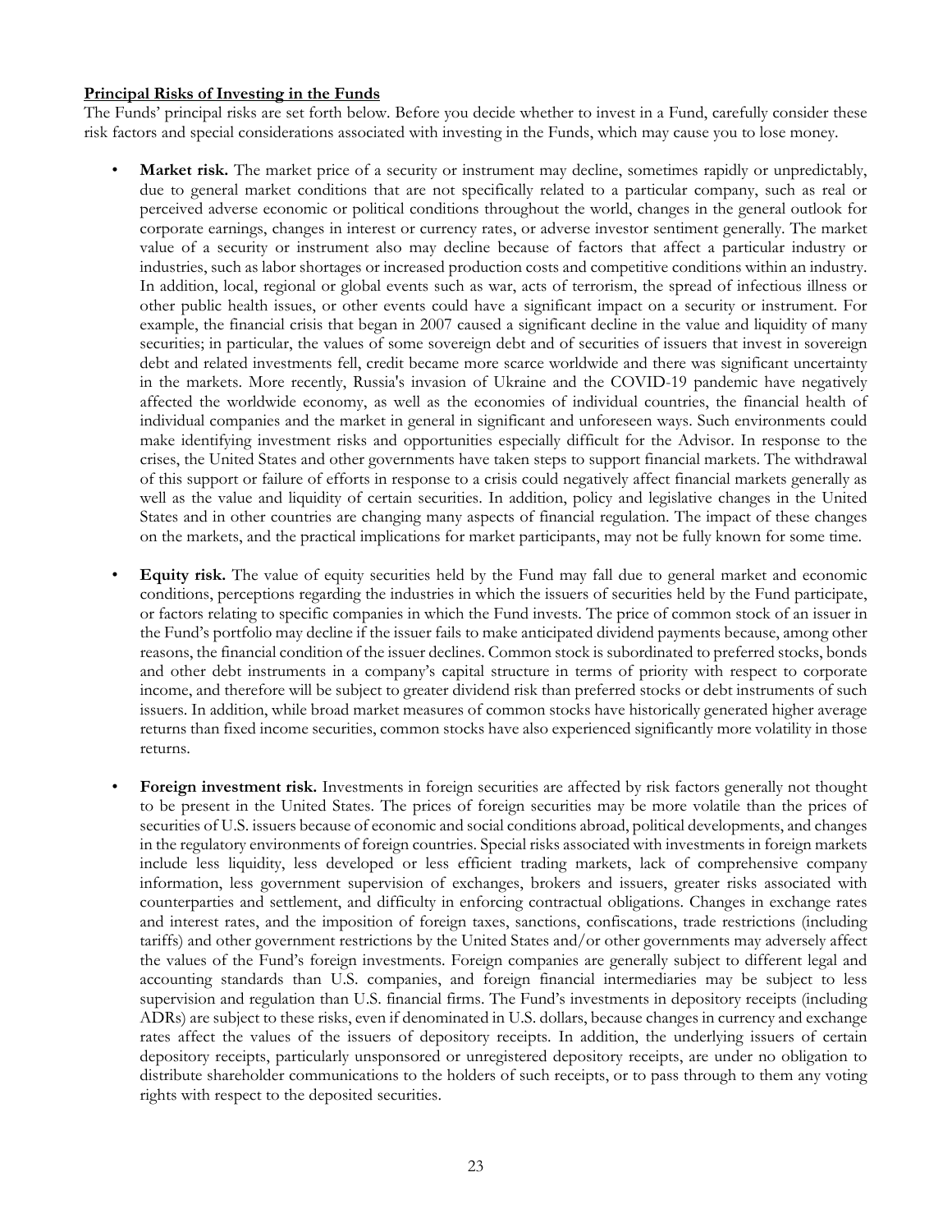**Principal Risks of Investing in the Funds**

The Funds' principal risks are set forth below. Before you decide whether to invest in a Fund, carefully consider these risk factors and special considerations associated with investing in the Funds, which may cause you to lose money.

- **Market risk.** The market price of a security or instrument may decline, sometimes rapidly or unpredictably, due to general market conditions that are not specifically related to a particular company, such as real or perceived adverse economic or political conditions throughout the world, changes in the general outlook for corporate earnings, changes in interest or currency rates, or adverse investor sentiment generally. The market value of a security or instrument also may decline because of factors that affect a particular industry or industries, such as labor shortages or increased production costs and competitive conditions within an industry. In addition, local, regional or global events such as war, acts of terrorism, the spread of infectious illness or other public health issues, or other events could have a significant impact on a security or instrument. For example, the financial crisis that began in 2007 caused a significant decline in the value and liquidity of many securities; in particular, the values of some sovereign debt and of securities of issuers that invest in sovereign debt and related investments fell, credit became more scarce worldwide and there was significant uncertainty in the markets. More recently, Russia's invasion of Ukraine and the COVID-19 pandemic have negatively affected the worldwide economy, as well as the economies of individual countries, the financial health of individual companies and the market in general in significant and unforeseen ways. Such environments could make identifying investment risks and opportunities especially difficult for the Advisor. In response to the crises, the United States and other governments have taken steps to support financial markets. The withdrawal of this support or failure of efforts in response to a crisis could negatively affect financial markets generally as well as the value and liquidity of certain securities. In addition, policy and legislative changes in the United States and in other countries are changing many aspects of financial regulation. The impact of these changes on the markets, and the practical implications for market participants, may not be fully known for some time.

- **Equity risk.** The value of equity securities held by the Fund may fall due to general market and economic conditions, perceptions regarding the industries in which the issuers of securities held by the Fund participate, or factors relating to specific companies in which the Fund invests. The price of common stock of an issuer in the Fund's portfolio may decline if the issuer fails to make anticipated dividend payments because, among other reasons, the financial condition of the issuer declines. Common stock is subordinated to preferred stocks, bonds and other debt instruments in a company's capital structure in terms of priority with respect to corporate income, and therefore will be subject to greater dividend risk than preferred stocks or debt instruments of such issuers. In addition, while broad market measures of common stocks have historically generated higher average returns than fixed income securities, common stocks have also experienced significantly more volatility in those returns.

- **Foreign investment risk.** Investments in foreign securities are affected by risk factors generally not thought to be present in the United States. The prices of foreign securities may be more volatile than the prices of securities of U.S. issuers because of economic and social conditions abroad, political developments, and changes in the regulatory environments of foreign countries. Special risks associated with investments in foreign markets include less liquidity, less developed or less efficient trading markets, lack of comprehensive company information, less government supervision of exchanges, brokers and issuers, greater risks associated with counterparties and settlement, and difficulty in enforcing contractual obligations. Changes in exchange rates and interest rates, and the imposition of foreign taxes, sanctions, confiscations, trade restrictions (including tariffs) and other government restrictions by the United States and/or other governments may adversely affect the values of the Fund's foreign investments. Foreign companies are generally subject to different legal and accounting standards than U.S. companies, and foreign financial intermediaries may be subject to less supervision and regulation than U.S. financial firms. The Fund's investments in depository receipts (including ADRs) are subject to these risks, even if denominated in U.S. dollars, because changes in currency and exchange rates affect the values of the issuers of depository receipts. In addition, the underlying issuers of certain depository receipts, particularly unsponsored or unregistered depository receipts, are under no obligation to distribute shareholder communications to the holders of such receipts, or to pass through to them any voting rights with respect to the deposited securities.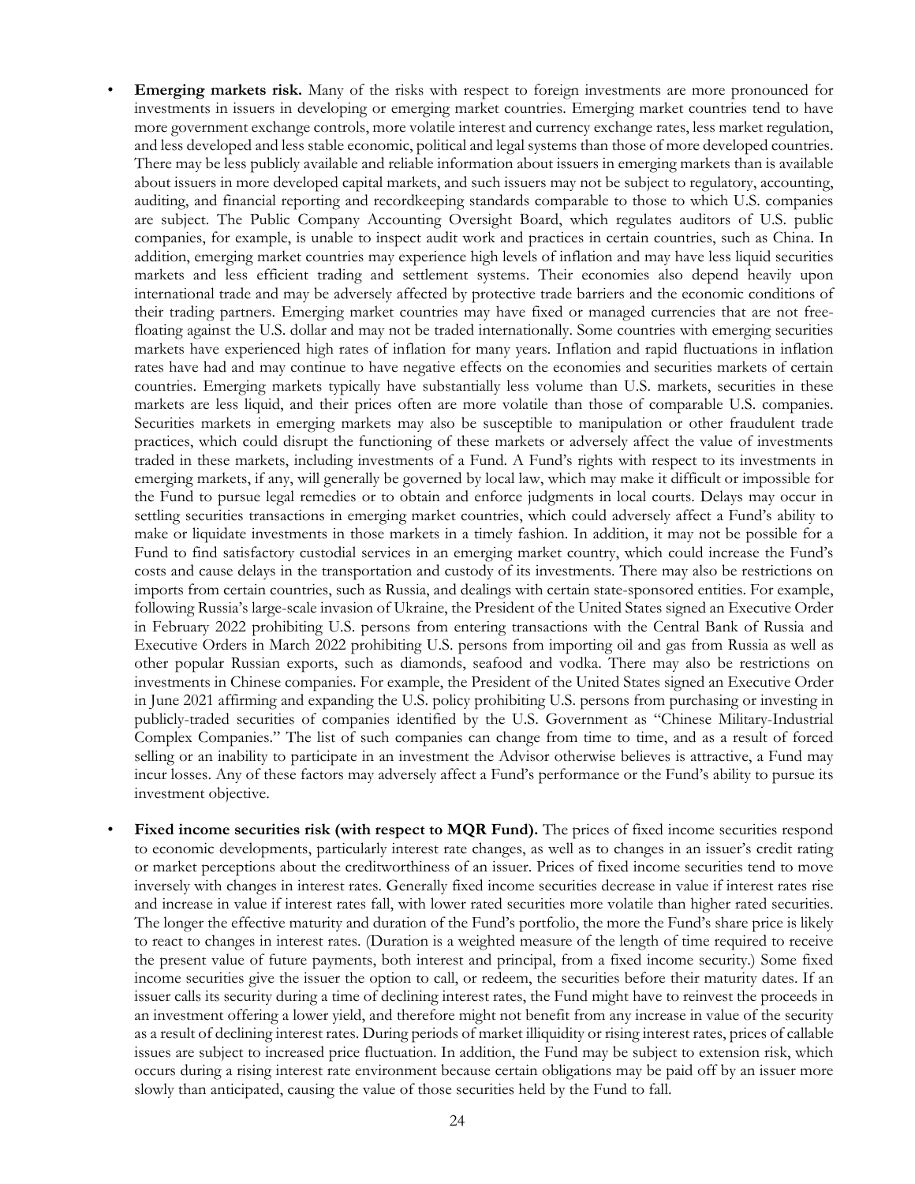- **Emerging markets risk.** Many of the risks with respect to foreign investments are more pronounced for investments in issuers in developing or emerging market countries. Emerging market countries tend to have more government exchange controls, more volatile interest and currency exchange rates, less market regulation, and less developed and less stable economic, political and legal systems than those of more developed countries. There may be less publicly available and reliable information about issuers in emerging markets than is available about issuers in more developed capital markets, and such issuers may not be subject to regulatory, accounting, auditing, and financial reporting and recordkeeping standards comparable to those to which U.S. companies are subject. The Public Company Accounting Oversight Board, which regulates auditors of U.S. public companies, for example, is unable to inspect audit work and practices in certain countries, such as China. In addition, emerging market countries may experience high levels of inflation and may have less liquid securities markets and less efficient trading and settlement systems. Their economies also depend heavily upon international trade and may be adversely affected by protective trade barriers and the economic conditions of their trading partners. Emerging market countries may have fixed or managed currencies that are not free-floating against the U.S. dollar and may not be traded internationally. Some countries with emerging securities markets have experienced high rates of inflation for many years. Inflation and rapid fluctuations in inflation rates have had and may continue to have negative effects on the economies and securities markets of certain countries. Emerging markets typically have substantially less volume than U.S. markets, securities in these markets are less liquid, and their prices often are more volatile than those of comparable U.S. companies. Securities markets in emerging markets may also be susceptible to manipulation or other fraudulent trade practices, which could disrupt the functioning of these markets or adversely affect the value of investments traded in these markets, including investments of a Fund. A Fund's rights with respect to its investments in emerging markets, if any, will generally be governed by local law, which may make it difficult or impossible for the Fund to pursue legal remedies or to obtain and enforce judgments in local courts. Delays may occur in settling securities transactions in emerging market countries, which could adversely affect a Fund's ability to make or liquidate investments in those markets in a timely fashion. In addition, it may not be possible for a Fund to find satisfactory custodial services in an emerging market country, which could increase the Fund's costs and cause delays in the transportation and custody of its investments. There may also be restrictions on imports from certain countries, such as Russia, and dealings with certain state-sponsored entities. For example, following Russia's large-scale invasion of Ukraine, the President of the United States signed an Executive Order in February 2022 prohibiting U.S. persons from entering transactions with the Central Bank of Russia and Executive Orders in March 2022 prohibiting U.S. persons from importing oil and gas from Russia as well as other popular Russian exports, such as diamonds, seafood and vodka. There may also be restrictions on investments in Chinese companies. For example, the President of the United States signed an Executive Order in June 2021 affirming and expanding the U.S. policy prohibiting U.S. persons from purchasing or investing in publicly-traded securities of companies identified by the U.S. Government as "Chinese Military-Industrial Complex Companies." The list of such companies can change from time to time, and as a result of forced selling or an inability to participate in an investment the Advisor otherwise believes is attractive, a Fund may incur losses. Any of these factors may adversely affect a Fund's performance or the Fund's ability to pursue its investment objective.

- **Fixed income securities risk (with respect to MQR Fund).** The prices of fixed income securities respond to economic developments, particularly interest rate changes, as well as to changes in an issuer's credit rating or market perceptions about the creditworthiness of an issuer. Prices of fixed income securities tend to move inversely with changes in interest rates. Generally fixed income securities decrease in value if interest rates rise and increase in value if interest rates fall, with lower rated securities more volatile than higher rated securities. The longer the effective maturity and duration of the Fund's portfolio, the more the Fund's share price is likely to react to changes in interest rates. (Duration is a weighted measure of the length of time required to receive the present value of future payments, both interest and principal, from a fixed income security.) Some fixed income securities give the issuer the option to call, or redeem, the securities before their maturity dates. If an issuer calls its security during a time of declining interest rates, the Fund might have to reinvest the proceeds in an investment offering a lower yield, and therefore might not benefit from any increase in value of the security as a result of declining interest rates. During periods of market illiquidity or rising interest rates, prices of callable issues are subject to increased price fluctuation. In addition, the Fund may be subject to extension risk, which occurs during a rising interest rate environment because certain obligations may be paid off by an issuer more slowly than anticipated, causing the value of those securities held by the Fund to fall.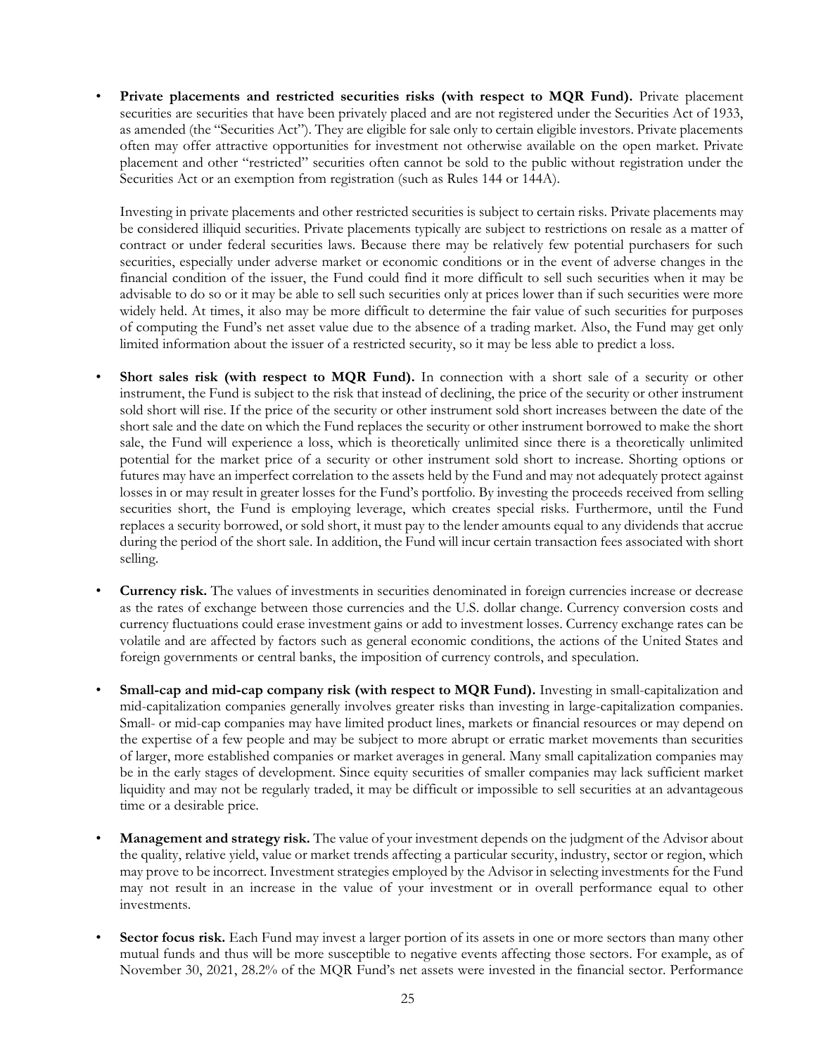- **Private placements and restricted securities risks (with respect to MQR Fund).** Private placement securities are securities that have been privately placed and are not registered under the Securities Act of 1933, as amended (the "Securities Act"). They are eligible for sale only to certain eligible investors. Private placements often may offer attractive opportunities for investment not otherwise available on the open market. Private placement and other "restricted" securities often cannot be sold to the public without registration under the Securities Act or an exemption from registration (such as Rules 144 or 144A).

  Investing in private placements and other restricted securities is subject to certain risks. Private placements may be considered illiquid securities. Private placements typically are subject to restrictions on resale as a matter of contract or under federal securities laws. Because there may be relatively few potential purchasers for such securities, especially under adverse market or economic conditions or in the event of adverse changes in the financial condition of the issuer, the Fund could find it more difficult to sell such securities when it may be advisable to do so or it may be able to sell such securities only at prices lower than if such securities were more widely held. At times, it also may be more difficult to determine the fair value of such securities for purposes of computing the Fund's net asset value due to the absence of a trading market. Also, the Fund may get only limited information about the issuer of a restricted security, so it may be less able to predict a loss.

- **Short sales risk (with respect to MQR Fund).** In connection with a short sale of a security or other instrument, the Fund is subject to the risk that instead of declining, the price of the security or other instrument sold short will rise. If the price of the security or other instrument sold short increases between the date of the short sale and the date on which the Fund replaces the security or other instrument borrowed to make the short sale, the Fund will experience a loss, which is theoretically unlimited since there is a theoretically unlimited potential for the market price of a security or other instrument sold short to increase. Shorting options or futures may have an imperfect correlation to the assets held by the Fund and may not adequately protect against losses in or may result in greater losses for the Fund's portfolio. By investing the proceeds received from selling securities short, the Fund is employing leverage, which creates special risks. Furthermore, until the Fund replaces a security borrowed, or sold short, it must pay to the lender amounts equal to any dividends that accrue during the period of the short sale. In addition, the Fund will incur certain transaction fees associated with short selling.

- **Currency risk.** The values of investments in securities denominated in foreign currencies increase or decrease as the rates of exchange between those currencies and the U.S. dollar change. Currency conversion costs and currency fluctuations could erase investment gains or add to investment losses. Currency exchange rates can be volatile and are affected by factors such as general economic conditions, the actions of the United States and foreign governments or central banks, the imposition of currency controls, and speculation.

- **Small-cap and mid-cap company risk (with respect to MQR Fund).** Investing in small-capitalization and mid-capitalization companies generally involves greater risks than investing in large-capitalization companies. Small- or mid-cap companies may have limited product lines, markets or financial resources or may depend on the expertise of a few people and may be subject to more abrupt or erratic market movements than securities of larger, more established companies or market averages in general. Many small capitalization companies may be in the early stages of development. Since equity securities of smaller companies may lack sufficient market liquidity and may not be regularly traded, it may be difficult or impossible to sell securities at an advantageous time or a desirable price.

- **Management and strategy risk.** The value of your investment depends on the judgment of the Advisor about the quality, relative yield, value or market trends affecting a particular security, industry, sector or region, which may prove to be incorrect. Investment strategies employed by the Advisor in selecting investments for the Fund may not result in an increase in the value of your investment or in overall performance equal to other investments.

- **Sector focus risk.** Each Fund may invest a larger portion of its assets in one or more sectors than many other mutual funds and thus will be more susceptible to negative events affecting those sectors. For example, as of November 30, 2021, 28.2% of the MQR Fund's net assets were invested in the financial sector. Performance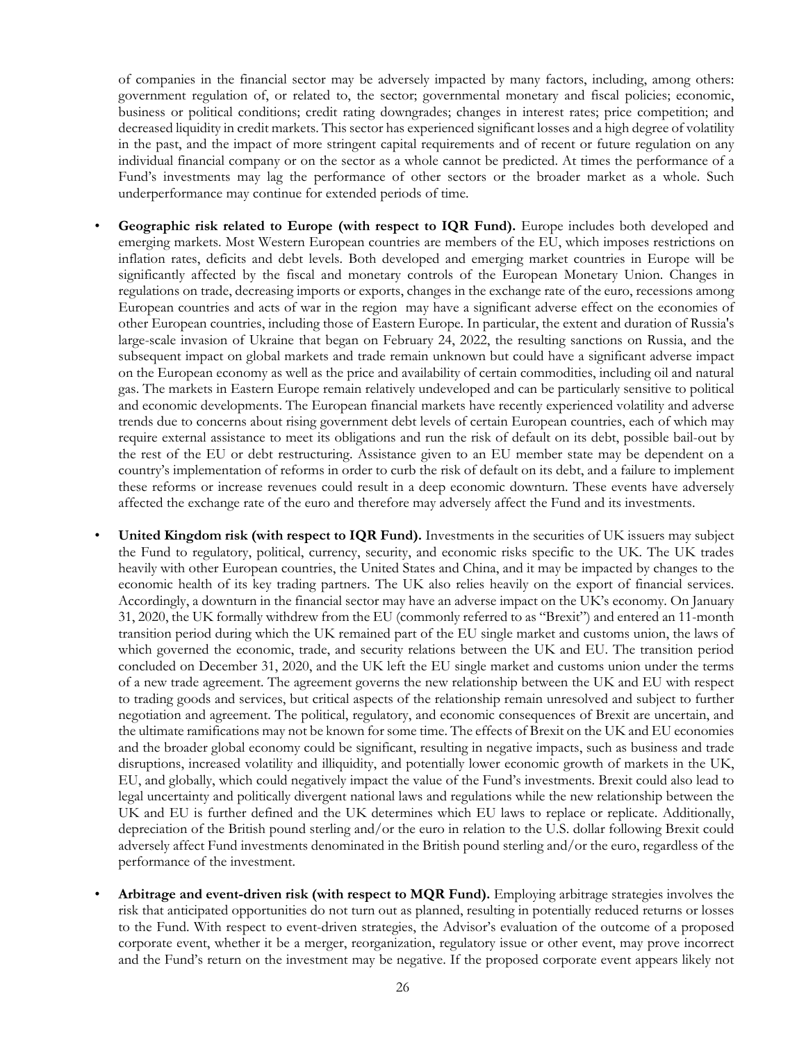of companies in the financial sector may be adversely impacted by many factors, including, among others: government regulation of, or related to, the sector; governmental monetary and fiscal policies; economic, business or political conditions; credit rating downgrades; changes in interest rates; price competition; and decreased liquidity in credit markets. This sector has experienced significant losses and a high degree of volatility in the past, and the impact of more stringent capital requirements and of recent or future regulation on any individual financial company or on the sector as a whole cannot be predicted. At times the performance of a Fund's investments may lag the performance of other sectors or the broader market as a whole. Such underperformance may continue for extended periods of time.

- **Geographic risk related to Europe (with respect to IQR Fund).** Europe includes both developed and emerging markets. Most Western European countries are members of the EU, which imposes restrictions on inflation rates, deficits and debt levels. Both developed and emerging market countries in Europe will be significantly affected by the fiscal and monetary controls of the European Monetary Union. Changes in regulations on trade, decreasing imports or exports, changes in the exchange rate of the euro, recessions among European countries and acts of war in the region may have a significant adverse effect on the economies of other European countries, including those of Eastern Europe. In particular, the extent and duration of Russia's large-scale invasion of Ukraine that began on February 24, 2022, the resulting sanctions on Russia, and the subsequent impact on global markets and trade remain unknown but could have a significant adverse impact on the European economy as well as the price and availability of certain commodities, including oil and natural gas. The markets in Eastern Europe remain relatively undeveloped and can be particularly sensitive to political and economic developments. The European financial markets have recently experienced volatility and adverse trends due to concerns about rising government debt levels of certain European countries, each of which may require external assistance to meet its obligations and run the risk of default on its debt, possible bail-out by the rest of the EU or debt restructuring. Assistance given to an EU member state may be dependent on a country's implementation of reforms in order to curb the risk of default on its debt, and a failure to implement these reforms or increase revenues could result in a deep economic downturn. These events have adversely affected the exchange rate of the euro and therefore may adversely affect the Fund and its investments.

- **United Kingdom risk (with respect to IQR Fund).** Investments in the securities of UK issuers may subject the Fund to regulatory, political, currency, security, and economic risks specific to the UK. The UK trades heavily with other European countries, the United States and China, and it may be impacted by changes to the economic health of its key trading partners. The UK also relies heavily on the export of financial services. Accordingly, a downturn in the financial sector may have an adverse impact on the UK's economy. On January 31, 2020, the UK formally withdrew from the EU (commonly referred to as "Brexit") and entered an 11-month transition period during which the UK remained part of the EU single market and customs union, the laws of which governed the economic, trade, and security relations between the UK and EU. The transition period concluded on December 31, 2020, and the UK left the EU single market and customs union under the terms of a new trade agreement. The agreement governs the new relationship between the UK and EU with respect to trading goods and services, but critical aspects of the relationship remain unresolved and subject to further negotiation and agreement. The political, regulatory, and economic consequences of Brexit are uncertain, and the ultimate ramifications may not be known for some time. The effects of Brexit on the UK and EU economies and the broader global economy could be significant, resulting in negative impacts, such as business and trade disruptions, increased volatility and illiquidity, and potentially lower economic growth of markets in the UK, EU, and globally, which could negatively impact the value of the Fund's investments. Brexit could also lead to legal uncertainty and politically divergent national laws and regulations while the new relationship between the UK and EU is further defined and the UK determines which EU laws to replace or replicate. Additionally, depreciation of the British pound sterling and/or the euro in relation to the U.S. dollar following Brexit could adversely affect Fund investments denominated in the British pound sterling and/or the euro, regardless of the performance of the investment.

- **Arbitrage and event-driven risk (with respect to MQR Fund).** Employing arbitrage strategies involves the risk that anticipated opportunities do not turn out as planned, resulting in potentially reduced returns or losses to the Fund. With respect to event-driven strategies, the Advisor's evaluation of the outcome of a proposed corporate event, whether it be a merger, reorganization, regulatory issue or other event, may prove incorrect and the Fund's return on the investment may be negative. If the proposed corporate event appears likely not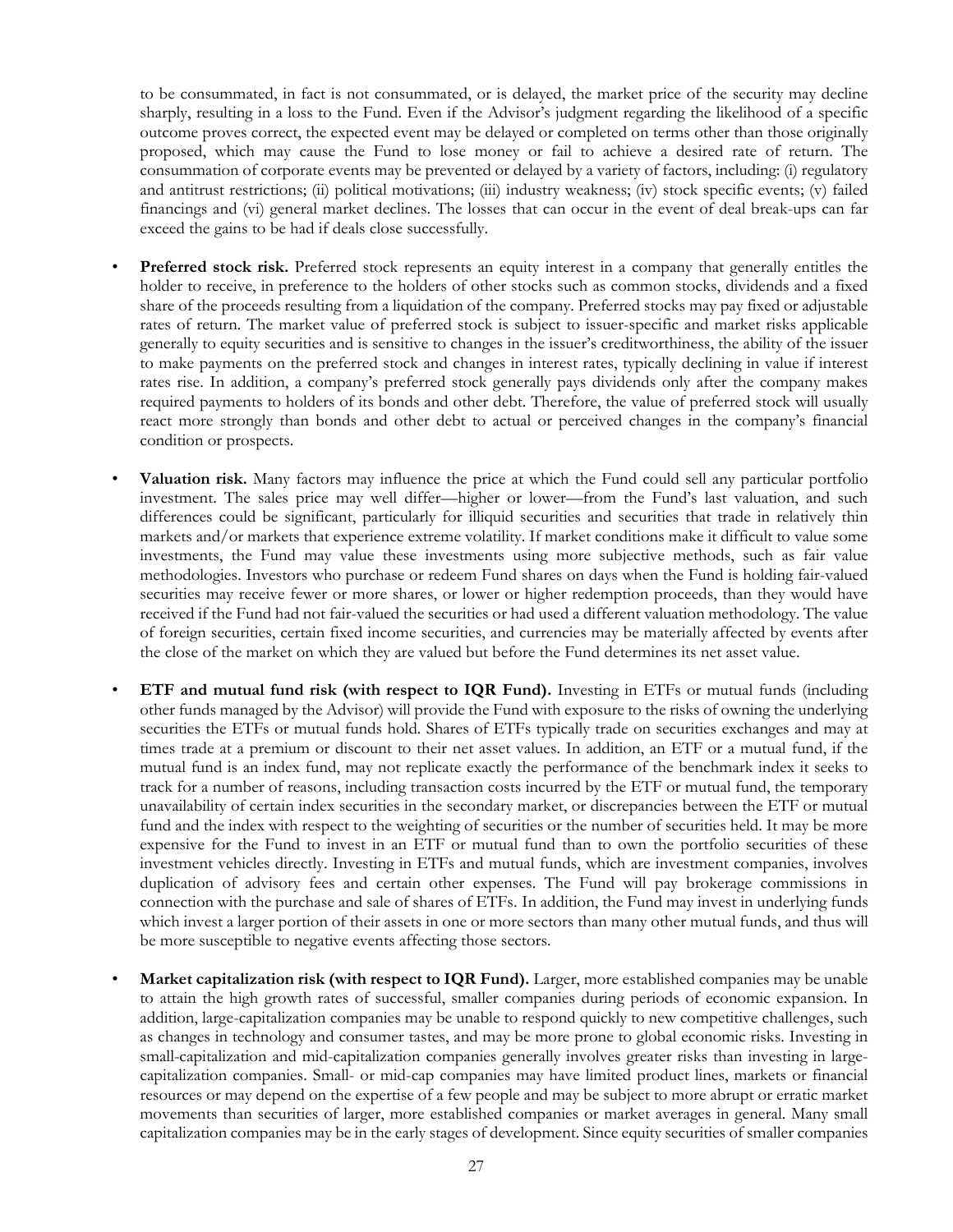to be consummated, in fact is not consummated, or is delayed, the market price of the security may decline sharply, resulting in a loss to the Fund. Even if the Advisor's judgment regarding the likelihood of a specific outcome proves correct, the expected event may be delayed or completed on terms other than those originally proposed, which may cause the Fund to lose money or fail to achieve a desired rate of return. The consummation of corporate events may be prevented or delayed by a variety of factors, including: (i) regulatory and antitrust restrictions; (ii) political motivations; (iii) industry weakness; (iv) stock specific events; (v) failed financings and (vi) general market declines. The losses that can occur in the event of deal break-ups can far exceed the gains to be had if deals close successfully.

- **Preferred stock risk.** Preferred stock represents an equity interest in a company that generally entitles the holder to receive, in preference to the holders of other stocks such as common stocks, dividends and a fixed share of the proceeds resulting from a liquidation of the company. Preferred stocks may pay fixed or adjustable rates of return. The market value of preferred stock is subject to issuer-specific and market risks applicable generally to equity securities and is sensitive to changes in the issuer's creditworthiness, the ability of the issuer to make payments on the preferred stock and changes in interest rates, typically declining in value if interest rates rise. In addition, a company's preferred stock generally pays dividends only after the company makes required payments to holders of its bonds and other debt. Therefore, the value of preferred stock will usually react more strongly than bonds and other debt to actual or perceived changes in the company's financial condition or prospects.

- **Valuation risk.** Many factors may influence the price at which the Fund could sell any particular portfolio investment. The sales price may well differ—higher or lower—from the Fund's last valuation, and such differences could be significant, particularly for illiquid securities and securities that trade in relatively thin markets and/or markets that experience extreme volatility. If market conditions make it difficult to value some investments, the Fund may value these investments using more subjective methods, such as fair value methodologies. Investors who purchase or redeem Fund shares on days when the Fund is holding fair-valued securities may receive fewer or more shares, or lower or higher redemption proceeds, than they would have received if the Fund had not fair-valued the securities or had used a different valuation methodology. The value of foreign securities, certain fixed income securities, and currencies may be materially affected by events after the close of the market on which they are valued but before the Fund determines its net asset value.

- **ETF and mutual fund risk (with respect to IQR Fund).** Investing in ETFs or mutual funds (including other funds managed by the Advisor) will provide the Fund with exposure to the risks of owning the underlying securities the ETFs or mutual funds hold. Shares of ETFs typically trade on securities exchanges and may at times trade at a premium or discount to their net asset values. In addition, an ETF or a mutual fund, if the mutual fund is an index fund, may not replicate exactly the performance of the benchmark index it seeks to track for a number of reasons, including transaction costs incurred by the ETF or mutual fund, the temporary unavailability of certain index securities in the secondary market, or discrepancies between the ETF or mutual fund and the index with respect to the weighting of securities or the number of securities held. It may be more expensive for the Fund to invest in an ETF or mutual fund than to own the portfolio securities of these investment vehicles directly. Investing in ETFs and mutual funds, which are investment companies, involves duplication of advisory fees and certain other expenses. The Fund will pay brokerage commissions in connection with the purchase and sale of shares of ETFs. In addition, the Fund may invest in underlying funds which invest a larger portion of their assets in one or more sectors than many other mutual funds, and thus will be more susceptible to negative events affecting those sectors.

- **Market capitalization risk (with respect to IQR Fund).** Larger, more established companies may be unable to attain the high growth rates of successful, smaller companies during periods of economic expansion. In addition, large-capitalization companies may be unable to respond quickly to new competitive challenges, such as changes in technology and consumer tastes, and may be more prone to global economic risks. Investing in small-capitalization and mid-capitalization companies generally involves greater risks than investing in large-capitalization companies. Small- or mid-cap companies may have limited product lines, markets or financial resources or may depend on the expertise of a few people and may be subject to more abrupt or erratic market movements than securities of larger, more established companies or market averages in general. Many small capitalization companies may be in the early stages of development. Since equity securities of smaller companies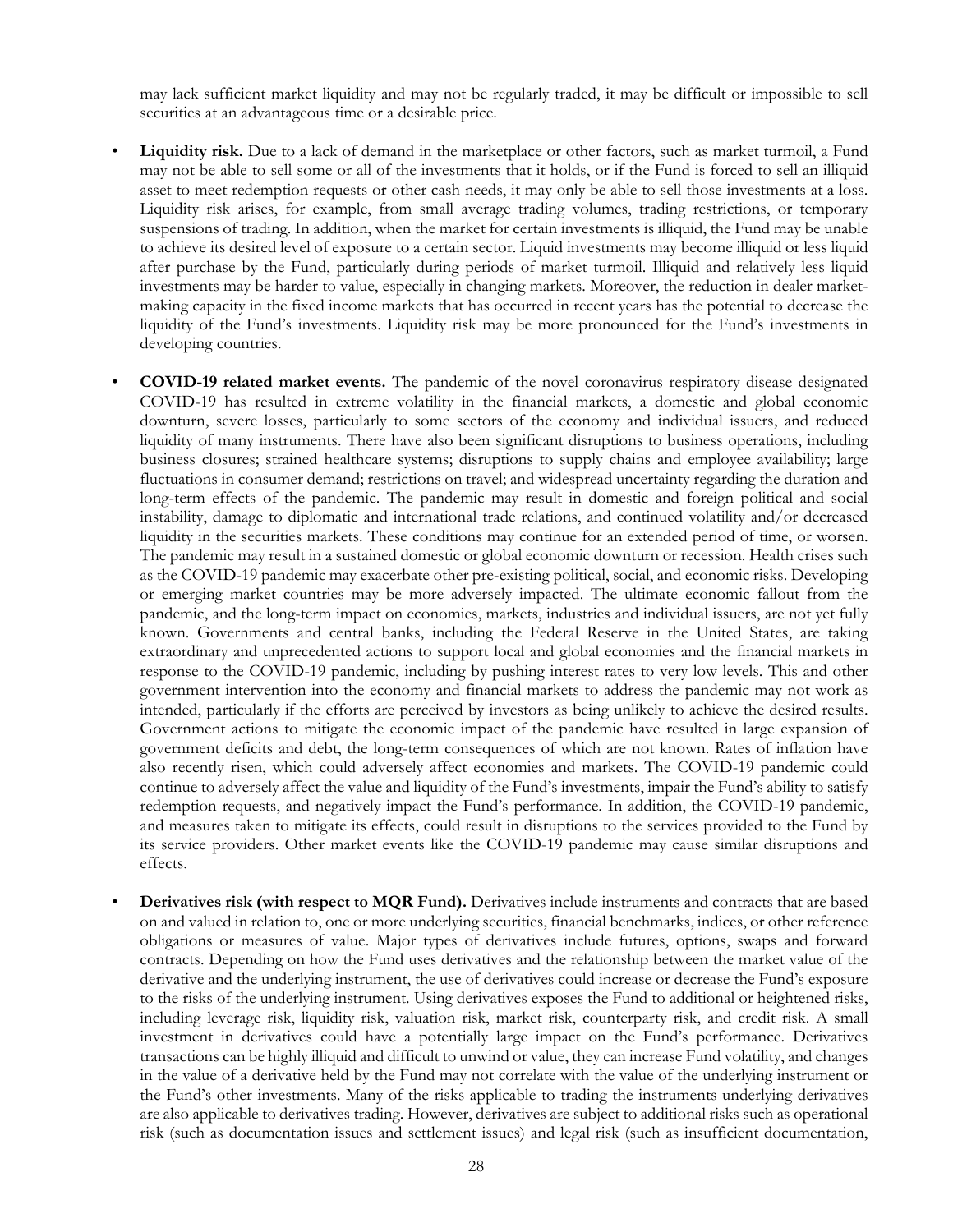may lack sufficient market liquidity and may not be regularly traded, it may be difficult or impossible to sell securities at an advantageous time or a desirable price.

- **Liquidity risk.** Due to a lack of demand in the marketplace or other factors, such as market turmoil, a Fund may not be able to sell some or all of the investments that it holds, or if the Fund is forced to sell an illiquid asset to meet redemption requests or other cash needs, it may only be able to sell those investments at a loss. Liquidity risk arises, for example, from small average trading volumes, trading restrictions, or temporary suspensions of trading. In addition, when the market for certain investments is illiquid, the Fund may be unable to achieve its desired level of exposure to a certain sector. Liquid investments may become illiquid or less liquid after purchase by the Fund, particularly during periods of market turmoil. Illiquid and relatively less liquid investments may be harder to value, especially in changing markets. Moreover, the reduction in dealer market-making capacity in the fixed income markets that has occurred in recent years has the potential to decrease the liquidity of the Fund's investments. Liquidity risk may be more pronounced for the Fund's investments in developing countries.

- **COVID-19 related market events.** The pandemic of the novel coronavirus respiratory disease designated COVID-19 has resulted in extreme volatility in the financial markets, a domestic and global economic downturn, severe losses, particularly to some sectors of the economy and individual issuers, and reduced liquidity of many instruments. There have also been significant disruptions to business operations, including business closures; strained healthcare systems; disruptions to supply chains and employee availability; large fluctuations in consumer demand; restrictions on travel; and widespread uncertainty regarding the duration and long-term effects of the pandemic. The pandemic may result in domestic and foreign political and social instability, damage to diplomatic and international trade relations, and continued volatility and/or decreased liquidity in the securities markets. These conditions may continue for an extended period of time, or worsen. The pandemic may result in a sustained domestic or global economic downturn or recession. Health crises such as the COVID-19 pandemic may exacerbate other pre-existing political, social, and economic risks. Developing or emerging market countries may be more adversely impacted. The ultimate economic fallout from the pandemic, and the long-term impact on economies, markets, industries and individual issuers, are not yet fully known. Governments and central banks, including the Federal Reserve in the United States, are taking extraordinary and unprecedented actions to support local and global economies and the financial markets in response to the COVID-19 pandemic, including by pushing interest rates to very low levels. This and other government intervention into the economy and financial markets to address the pandemic may not work as intended, particularly if the efforts are perceived by investors as being unlikely to achieve the desired results. Government actions to mitigate the economic impact of the pandemic have resulted in large expansion of government deficits and debt, the long-term consequences of which are not known. Rates of inflation have also recently risen, which could adversely affect economies and markets. The COVID-19 pandemic could continue to adversely affect the value and liquidity of the Fund's investments, impair the Fund's ability to satisfy redemption requests, and negatively impact the Fund's performance. In addition, the COVID-19 pandemic, and measures taken to mitigate its effects, could result in disruptions to the services provided to the Fund by its service providers. Other market events like the COVID-19 pandemic may cause similar disruptions and effects.

- **Derivatives risk (with respect to MQR Fund).** Derivatives include instruments and contracts that are based on and valued in relation to, one or more underlying securities, financial benchmarks, indices, or other reference obligations or measures of value. Major types of derivatives include futures, options, swaps and forward contracts. Depending on how the Fund uses derivatives and the relationship between the market value of the derivative and the underlying instrument, the use of derivatives could increase or decrease the Fund's exposure to the risks of the underlying instrument. Using derivatives exposes the Fund to additional or heightened risks, including leverage risk, liquidity risk, valuation risk, market risk, counterparty risk, and credit risk. A small investment in derivatives could have a potentially large impact on the Fund's performance. Derivatives transactions can be highly illiquid and difficult to unwind or value, they can increase Fund volatility, and changes in the value of a derivative held by the Fund may not correlate with the value of the underlying instrument or the Fund's other investments. Many of the risks applicable to trading the instruments underlying derivatives are also applicable to derivatives trading. However, derivatives are subject to additional risks such as operational risk (such as documentation issues and settlement issues) and legal risk (such as insufficient documentation,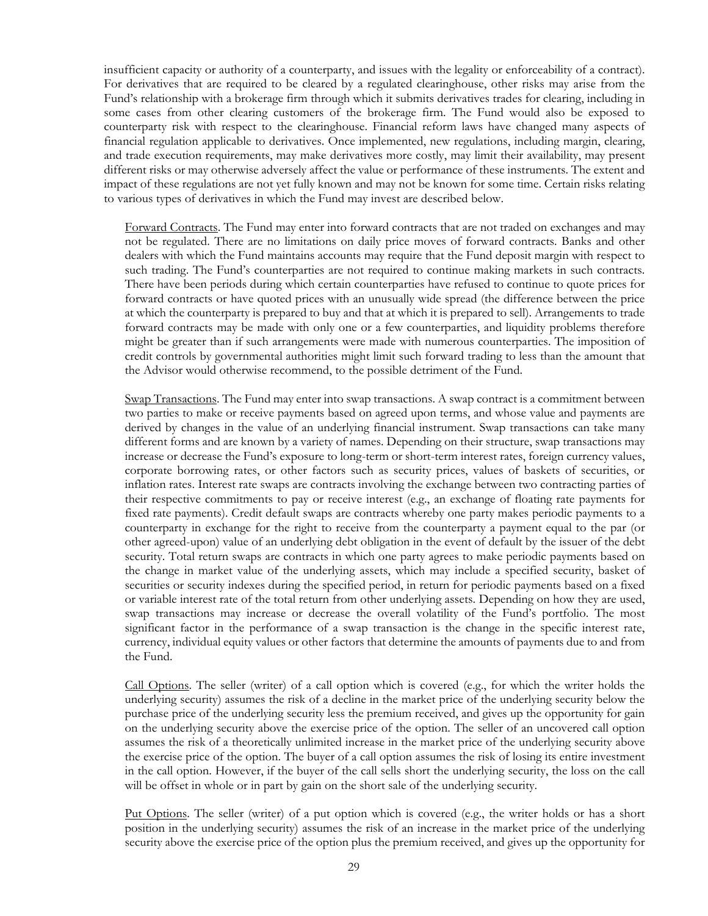insufficient capacity or authority of a counterparty, and issues with the legality or enforceability of a contract). For derivatives that are required to be cleared by a regulated clearinghouse, other risks may arise from the Fund's relationship with a brokerage firm through which it submits derivatives trades for clearing, including in some cases from other clearing customers of the brokerage firm. The Fund would also be exposed to counterparty risk with respect to the clearinghouse. Financial reform laws have changed many aspects of financial regulation applicable to derivatives. Once implemented, new regulations, including margin, clearing, and trade execution requirements, may make derivatives more costly, may limit their availability, may present different risks or may otherwise adversely affect the value or performance of these instruments. The extent and impact of these regulations are not yet fully known and may not be known for some time. Certain risks relating to various types of derivatives in which the Fund may invest are described below.

Forward Contracts. The Fund may enter into forward contracts that are not traded on exchanges and may not be regulated. There are no limitations on daily price moves of forward contracts. Banks and other dealers with which the Fund maintains accounts may require that the Fund deposit margin with respect to such trading. The Fund's counterparties are not required to continue making markets in such contracts. There have been periods during which certain counterparties have refused to continue to quote prices for forward contracts or have quoted prices with an unusually wide spread (the difference between the price at which the counterparty is prepared to buy and that at which it is prepared to sell). Arrangements to trade forward contracts may be made with only one or a few counterparties, and liquidity problems therefore might be greater than if such arrangements were made with numerous counterparties. The imposition of credit controls by governmental authorities might limit such forward trading to less than the amount that the Advisor would otherwise recommend, to the possible detriment of the Fund.

Swap Transactions. The Fund may enter into swap transactions. A swap contract is a commitment between two parties to make or receive payments based on agreed upon terms, and whose value and payments are derived by changes in the value of an underlying financial instrument. Swap transactions can take many different forms and are known by a variety of names. Depending on their structure, swap transactions may increase or decrease the Fund's exposure to long-term or short-term interest rates, foreign currency values, corporate borrowing rates, or other factors such as security prices, values of baskets of securities, or inflation rates. Interest rate swaps are contracts involving the exchange between two contracting parties of their respective commitments to pay or receive interest (e.g., an exchange of floating rate payments for fixed rate payments). Credit default swaps are contracts whereby one party makes periodic payments to a counterparty in exchange for the right to receive from the counterparty a payment equal to the par (or other agreed-upon) value of an underlying debt obligation in the event of default by the issuer of the debt security. Total return swaps are contracts in which one party agrees to make periodic payments based on the change in market value of the underlying assets, which may include a specified security, basket of securities or security indexes during the specified period, in return for periodic payments based on a fixed or variable interest rate of the total return from other underlying assets. Depending on how they are used, swap transactions may increase or decrease the overall volatility of the Fund's portfolio. The most significant factor in the performance of a swap transaction is the change in the specific interest rate, currency, individual equity values or other factors that determine the amounts of payments due to and from the Fund.

Call Options. The seller (writer) of a call option which is covered (e.g., for which the writer holds the underlying security) assumes the risk of a decline in the market price of the underlying security below the purchase price of the underlying security less the premium received, and gives up the opportunity for gain on the underlying security above the exercise price of the option. The seller of an uncovered call option assumes the risk of a theoretically unlimited increase in the market price of the underlying security above the exercise price of the option. The buyer of a call option assumes the risk of losing its entire investment in the call option. However, if the buyer of the call sells short the underlying security, the loss on the call will be offset in whole or in part by gain on the short sale of the underlying security.

Put Options. The seller (writer) of a put option which is covered (e.g., the writer holds or has a short position in the underlying security) assumes the risk of an increase in the market price of the underlying security above the exercise price of the option plus the premium received, and gives up the opportunity for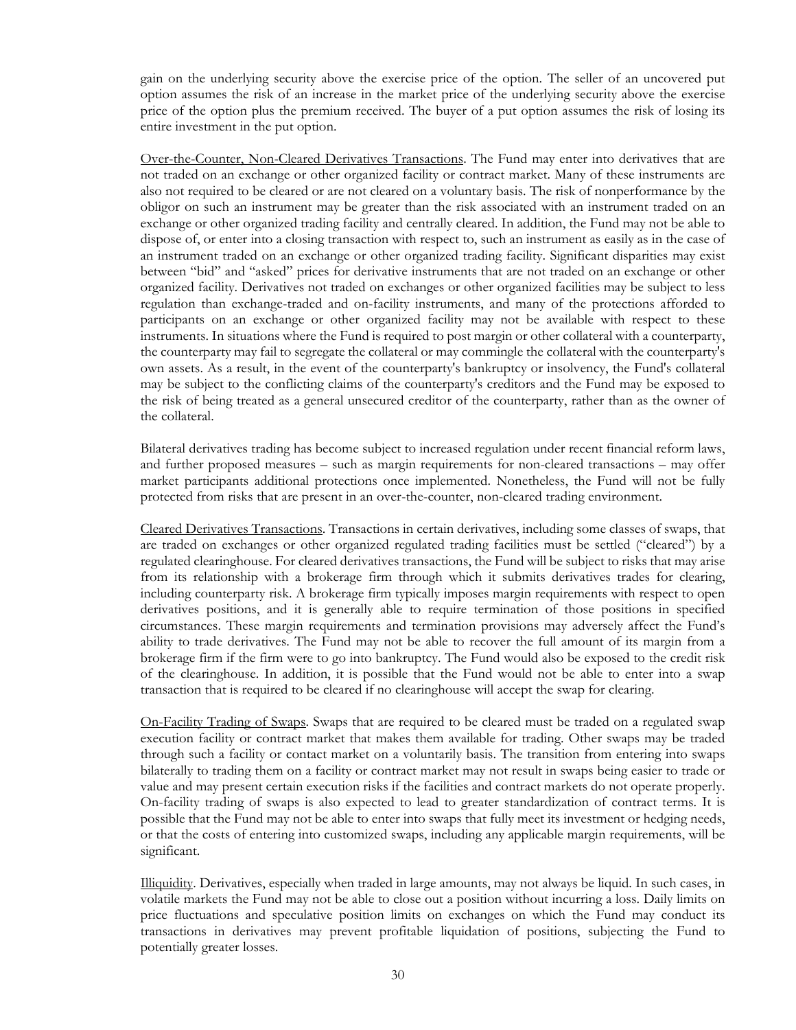gain on the underlying security above the exercise price of the option. The seller of an uncovered put option assumes the risk of an increase in the market price of the underlying security above the exercise price of the option plus the premium received. The buyer of a put option assumes the risk of losing its entire investment in the put option.

Over-the-Counter, Non-Cleared Derivatives Transactions. The Fund may enter into derivatives that are not traded on an exchange or other organized facility or contract market. Many of these instruments are also not required to be cleared or are not cleared on a voluntary basis. The risk of nonperformance by the obligor on such an instrument may be greater than the risk associated with an instrument traded on an exchange or other organized trading facility and centrally cleared. In addition, the Fund may not be able to dispose of, or enter into a closing transaction with respect to, such an instrument as easily as in the case of an instrument traded on an exchange or other organized trading facility. Significant disparities may exist between "bid" and "asked" prices for derivative instruments that are not traded on an exchange or other organized facility. Derivatives not traded on exchanges or other organized facilities may be subject to less regulation than exchange-traded and on-facility instruments, and many of the protections afforded to participants on an exchange or other organized facility may not be available with respect to these instruments. In situations where the Fund is required to post margin or other collateral with a counterparty, the counterparty may fail to segregate the collateral or may commingle the collateral with the counterparty's own assets. As a result, in the event of the counterparty's bankruptcy or insolvency, the Fund's collateral may be subject to the conflicting claims of the counterparty's creditors and the Fund may be exposed to the risk of being treated as a general unsecured creditor of the counterparty, rather than as the owner of the collateral.

Bilateral derivatives trading has become subject to increased regulation under recent financial reform laws, and further proposed measures – such as margin requirements for non-cleared transactions – may offer market participants additional protections once implemented. Nonetheless, the Fund will not be fully protected from risks that are present in an over-the-counter, non-cleared trading environment.

Cleared Derivatives Transactions. Transactions in certain derivatives, including some classes of swaps, that are traded on exchanges or other organized regulated trading facilities must be settled ("cleared") by a regulated clearinghouse. For cleared derivatives transactions, the Fund will be subject to risks that may arise from its relationship with a brokerage firm through which it submits derivatives trades for clearing, including counterparty risk. A brokerage firm typically imposes margin requirements with respect to open derivatives positions, and it is generally able to require termination of those positions in specified circumstances. These margin requirements and termination provisions may adversely affect the Fund's ability to trade derivatives. The Fund may not be able to recover the full amount of its margin from a brokerage firm if the firm were to go into bankruptcy. The Fund would also be exposed to the credit risk of the clearinghouse. In addition, it is possible that the Fund would not be able to enter into a swap transaction that is required to be cleared if no clearinghouse will accept the swap for clearing.

On-Facility Trading of Swaps. Swaps that are required to be cleared must be traded on a regulated swap execution facility or contract market that makes them available for trading. Other swaps may be traded through such a facility or contact market on a voluntarily basis. The transition from entering into swaps bilaterally to trading them on a facility or contract market may not result in swaps being easier to trade or value and may present certain execution risks if the facilities and contract markets do not operate properly. On-facility trading of swaps is also expected to lead to greater standardization of contract terms. It is possible that the Fund may not be able to enter into swaps that fully meet its investment or hedging needs, or that the costs of entering into customized swaps, including any applicable margin requirements, will be significant.

Illiquidity. Derivatives, especially when traded in large amounts, may not always be liquid. In such cases, in volatile markets the Fund may not be able to close out a position without incurring a loss. Daily limits on price fluctuations and speculative position limits on exchanges on which the Fund may conduct its transactions in derivatives may prevent profitable liquidation of positions, subjecting the Fund to potentially greater losses.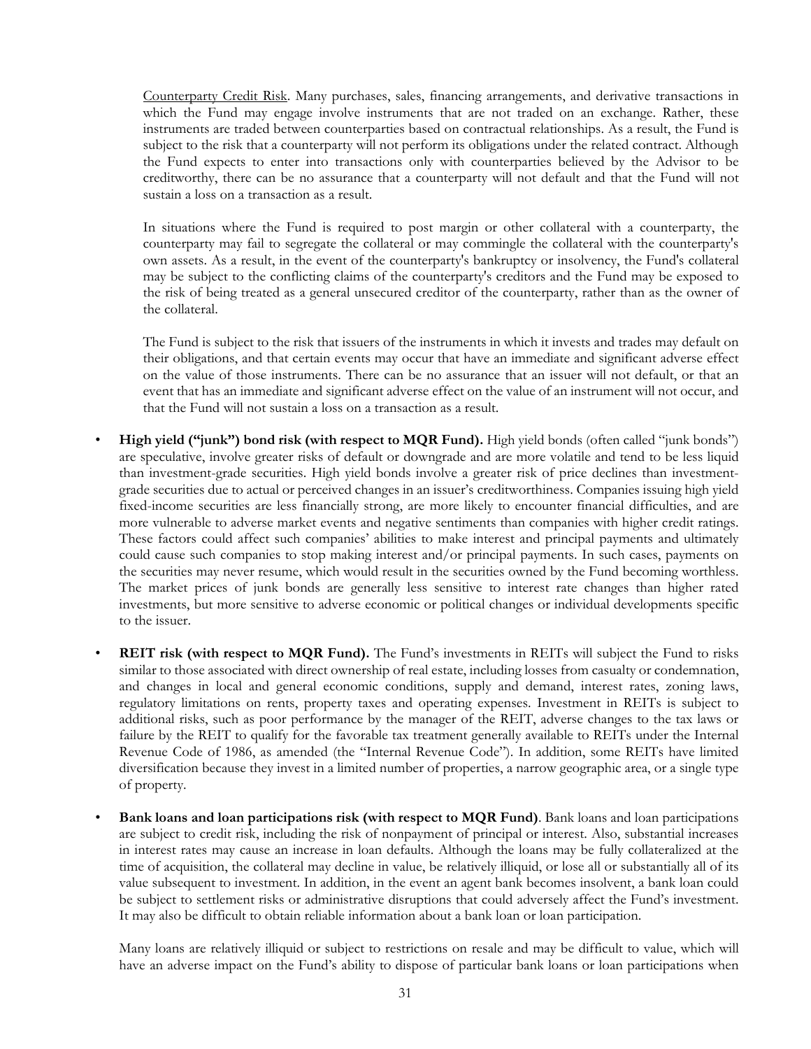Counterparty Credit Risk. Many purchases, sales, financing arrangements, and derivative transactions in which the Fund may engage involve instruments that are not traded on an exchange. Rather, these instruments are traded between counterparties based on contractual relationships. As a result, the Fund is subject to the risk that a counterparty will not perform its obligations under the related contract. Although the Fund expects to enter into transactions only with counterparties believed by the Advisor to be creditworthy, there can be no assurance that a counterparty will not default and that the Fund will not sustain a loss on a transaction as a result.

In situations where the Fund is required to post margin or other collateral with a counterparty, the counterparty may fail to segregate the collateral or may commingle the collateral with the counterparty's own assets. As a result, in the event of the counterparty's bankruptcy or insolvency, the Fund's collateral may be subject to the conflicting claims of the counterparty's creditors and the Fund may be exposed to the risk of being treated as a general unsecured creditor of the counterparty, rather than as the owner of the collateral.

The Fund is subject to the risk that issuers of the instruments in which it invests and trades may default on their obligations, and that certain events may occur that have an immediate and significant adverse effect on the value of those instruments. There can be no assurance that an issuer will not default, or that an event that has an immediate and significant adverse effect on the value of an instrument will not occur, and that the Fund will not sustain a loss on a transaction as a result.

- **High yield ("junk") bond risk (with respect to MQR Fund).** High yield bonds (often called "junk bonds") are speculative, involve greater risks of default or downgrade and are more volatile and tend to be less liquid than investment-grade securities. High yield bonds involve a greater risk of price declines than investment-grade securities due to actual or perceived changes in an issuer's creditworthiness. Companies issuing high yield fixed-income securities are less financially strong, are more likely to encounter financial difficulties, and are more vulnerable to adverse market events and negative sentiments than companies with higher credit ratings. These factors could affect such companies' abilities to make interest and principal payments and ultimately could cause such companies to stop making interest and/or principal payments. In such cases, payments on the securities may never resume, which would result in the securities owned by the Fund becoming worthless. The market prices of junk bonds are generally less sensitive to interest rate changes than higher rated investments, but more sensitive to adverse economic or political changes or individual developments specific to the issuer.

- **REIT risk (with respect to MQR Fund).** The Fund's investments in REITs will subject the Fund to risks similar to those associated with direct ownership of real estate, including losses from casualty or condemnation, and changes in local and general economic conditions, supply and demand, interest rates, zoning laws, regulatory limitations on rents, property taxes and operating expenses. Investment in REITs is subject to additional risks, such as poor performance by the manager of the REIT, adverse changes to the tax laws or failure by the REIT to qualify for the favorable tax treatment generally available to REITs under the Internal Revenue Code of 1986, as amended (the "Internal Revenue Code"). In addition, some REITs have limited diversification because they invest in a limited number of properties, a narrow geographic area, or a single type of property.

- **Bank loans and loan participations risk (with respect to MQR Fund)**. Bank loans and loan participations are subject to credit risk, including the risk of nonpayment of principal or interest. Also, substantial increases in interest rates may cause an increase in loan defaults. Although the loans may be fully collateralized at the time of acquisition, the collateral may decline in value, be relatively illiquid, or lose all or substantially all of its value subsequent to investment. In addition, in the event an agent bank becomes insolvent, a bank loan could be subject to settlement risks or administrative disruptions that could adversely affect the Fund's investment. It may also be difficult to obtain reliable information about a bank loan or loan participation.

  Many loans are relatively illiquid or subject to restrictions on resale and may be difficult to value, which will have an adverse impact on the Fund's ability to dispose of particular bank loans or loan participations when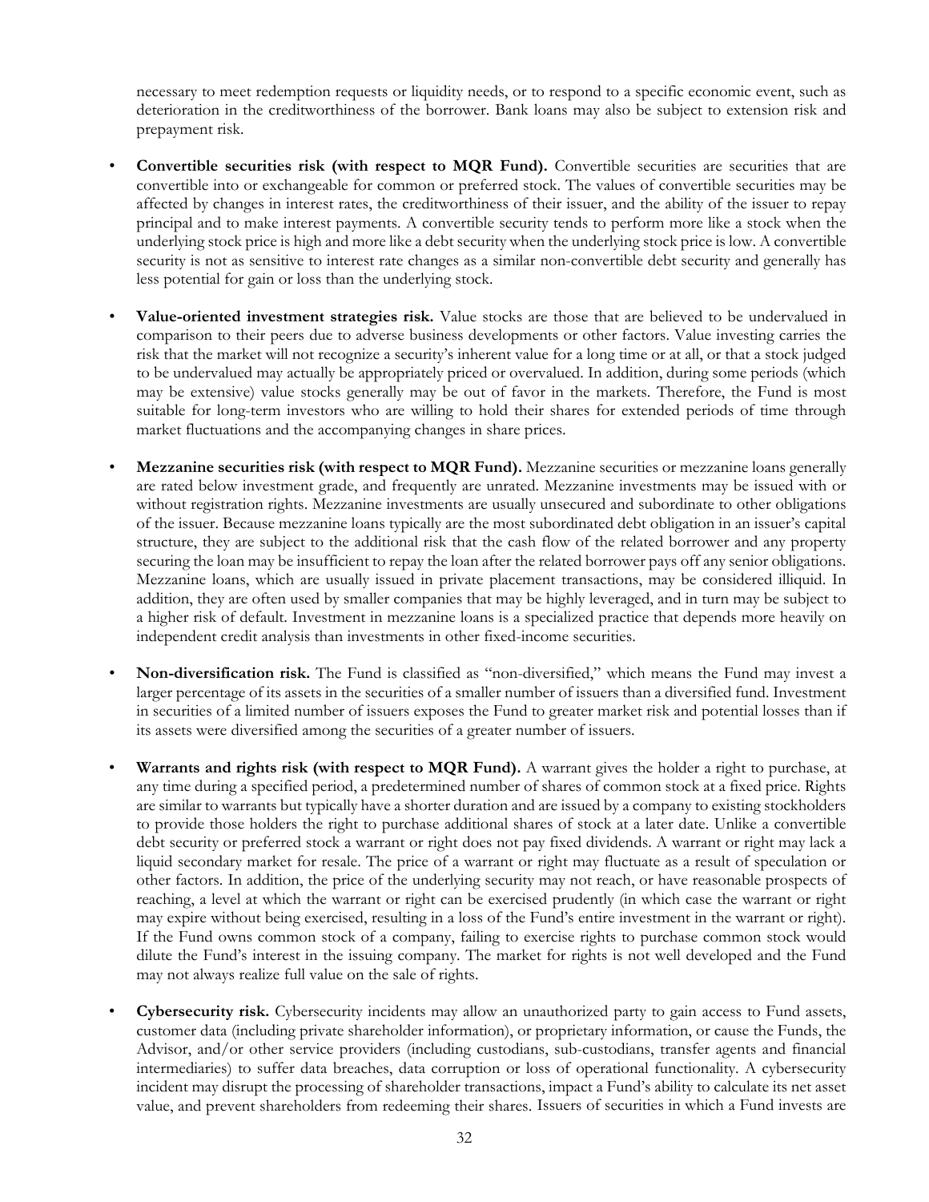necessary to meet redemption requests or liquidity needs, or to respond to a specific economic event, such as deterioration in the creditworthiness of the borrower. Bank loans may also be subject to extension risk and prepayment risk.

- **Convertible securities risk (with respect to MQR Fund).** Convertible securities are securities that are convertible into or exchangeable for common or preferred stock. The values of convertible securities may be affected by changes in interest rates, the creditworthiness of their issuer, and the ability of the issuer to repay principal and to make interest payments. A convertible security tends to perform more like a stock when the underlying stock price is high and more like a debt security when the underlying stock price is low. A convertible security is not as sensitive to interest rate changes as a similar non-convertible debt security and generally has less potential for gain or loss than the underlying stock.

- **Value-oriented investment strategies risk.** Value stocks are those that are believed to be undervalued in comparison to their peers due to adverse business developments or other factors. Value investing carries the risk that the market will not recognize a security's inherent value for a long time or at all, or that a stock judged to be undervalued may actually be appropriately priced or overvalued. In addition, during some periods (which may be extensive) value stocks generally may be out of favor in the markets. Therefore, the Fund is most suitable for long-term investors who are willing to hold their shares for extended periods of time through market fluctuations and the accompanying changes in share prices.

- **Mezzanine securities risk (with respect to MQR Fund).** Mezzanine securities or mezzanine loans generally are rated below investment grade, and frequently are unrated. Mezzanine investments may be issued with or without registration rights. Mezzanine investments are usually unsecured and subordinate to other obligations of the issuer. Because mezzanine loans typically are the most subordinated debt obligation in an issuer's capital structure, they are subject to the additional risk that the cash flow of the related borrower and any property securing the loan may be insufficient to repay the loan after the related borrower pays off any senior obligations. Mezzanine loans, which are usually issued in private placement transactions, may be considered illiquid. In addition, they are often used by smaller companies that may be highly leveraged, and in turn may be subject to a higher risk of default. Investment in mezzanine loans is a specialized practice that depends more heavily on independent credit analysis than investments in other fixed-income securities.

- **Non-diversification risk.** The Fund is classified as "non-diversified," which means the Fund may invest a larger percentage of its assets in the securities of a smaller number of issuers than a diversified fund. Investment in securities of a limited number of issuers exposes the Fund to greater market risk and potential losses than if its assets were diversified among the securities of a greater number of issuers.

- **Warrants and rights risk (with respect to MQR Fund).** A warrant gives the holder a right to purchase, at any time during a specified period, a predetermined number of shares of common stock at a fixed price. Rights are similar to warrants but typically have a shorter duration and are issued by a company to existing stockholders to provide those holders the right to purchase additional shares of stock at a later date. Unlike a convertible debt security or preferred stock a warrant or right does not pay fixed dividends. A warrant or right may lack a liquid secondary market for resale. The price of a warrant or right may fluctuate as a result of speculation or other factors. In addition, the price of the underlying security may not reach, or have reasonable prospects of reaching, a level at which the warrant or right can be exercised prudently (in which case the warrant or right may expire without being exercised, resulting in a loss of the Fund's entire investment in the warrant or right). If the Fund owns common stock of a company, failing to exercise rights to purchase common stock would dilute the Fund's interest in the issuing company. The market for rights is not well developed and the Fund may not always realize full value on the sale of rights.

- **Cybersecurity risk.** Cybersecurity incidents may allow an unauthorized party to gain access to Fund assets, customer data (including private shareholder information), or proprietary information, or cause the Funds, the Advisor, and/or other service providers (including custodians, sub-custodians, transfer agents and financial intermediaries) to suffer data breaches, data corruption or loss of operational functionality. A cybersecurity incident may disrupt the processing of shareholder transactions, impact a Fund's ability to calculate its net asset value, and prevent shareholders from redeeming their shares. Issuers of securities in which a Fund invests are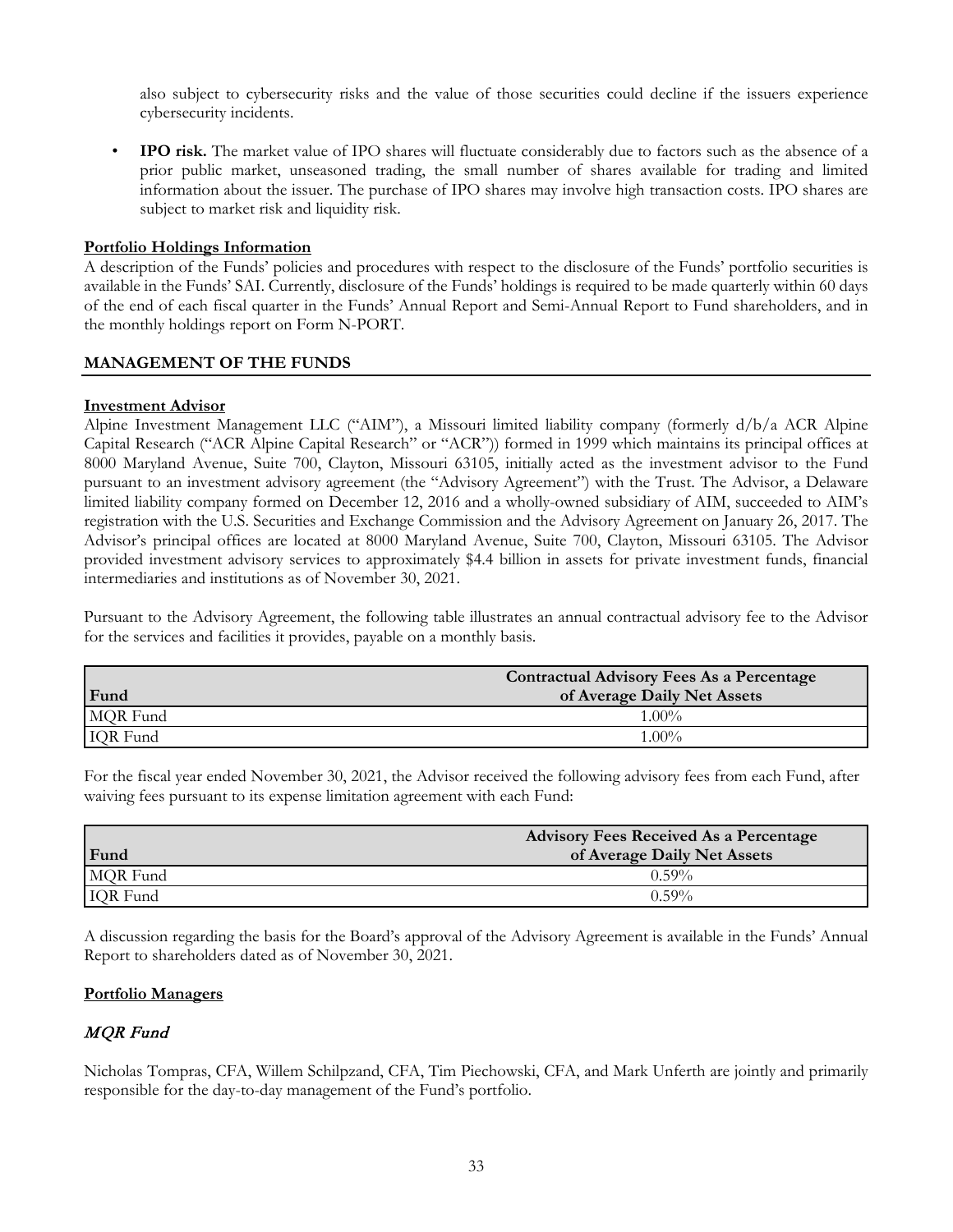also subject to cybersecurity risks and the value of those securities could decline if the issuers experience cybersecurity incidents.

- **IPO risk.** The market value of IPO shares will fluctuate considerably due to factors such as the absence of a prior public market, unseasoned trading, the small number of shares available for trading and limited information about the issuer. The purchase of IPO shares may involve high transaction costs. IPO shares are subject to market risk and liquidity risk.

**Portfolio Holdings Information**

A description of the Funds' policies and procedures with respect to the disclosure of the Funds' portfolio securities is available in the Funds' SAI. Currently, disclosure of the Funds' holdings is required to be made quarterly within 60 days of the end of each fiscal quarter in the Funds' Annual Report and Semi-Annual Report to Fund shareholders, and in the monthly holdings report on Form N-PORT.

## MANAGEMENT OF THE FUNDS

**Investment Advisor**

Alpine Investment Management LLC ("AIM"), a Missouri limited liability company (formerly d/b/a ACR Alpine Capital Research ("ACR Alpine Capital Research" or "ACR")) formed in 1999 which maintains its principal offices at 8000 Maryland Avenue, Suite 700, Clayton, Missouri 63105, initially acted as the investment advisor to the Fund pursuant to an investment advisory agreement (the "Advisory Agreement") with the Trust. The Advisor, a Delaware limited liability company formed on December 12, 2016 and a wholly-owned subsidiary of AIM, succeeded to AIM's registration with the U.S. Securities and Exchange Commission and the Advisory Agreement on January 26, 2017. The Advisor's principal offices are located at 8000 Maryland Avenue, Suite 700, Clayton, Missouri 63105. The Advisor provided investment advisory services to approximately $4.4 billion in assets for private investment funds, financial intermediaries and institutions as of November 30, 2021.

Pursuant to the Advisory Agreement, the following table illustrates an annual contractual advisory fee to the Advisor for the services and facilities it provides, payable on a monthly basis.

| Fund | Contractual Advisory Fees As a Percentage of Average Daily Net Assets |
|---|---|
| MQR Fund | 1.00% |
| IQR Fund | 1.00% |

For the fiscal year ended November 30, 2021, the Advisor received the following advisory fees from each Fund, after waiving fees pursuant to its expense limitation agreement with each Fund:

| Fund | Advisory Fees Received As a Percentage of Average Daily Net Assets |
|---|---|
| MQR Fund | 0.59% |
| IQR Fund | 0.59% |

A discussion regarding the basis for the Board's approval of the Advisory Agreement is available in the Funds' Annual Report to shareholders dated as of November 30, 2021.

**Portfolio Managers**

### *MQR Fund*

Nicholas Tompras, CFA, Willem Schilpzand, CFA, Tim Piechowski, CFA, and Mark Unferth are jointly and primarily responsible for the day-to-day management of the Fund's portfolio.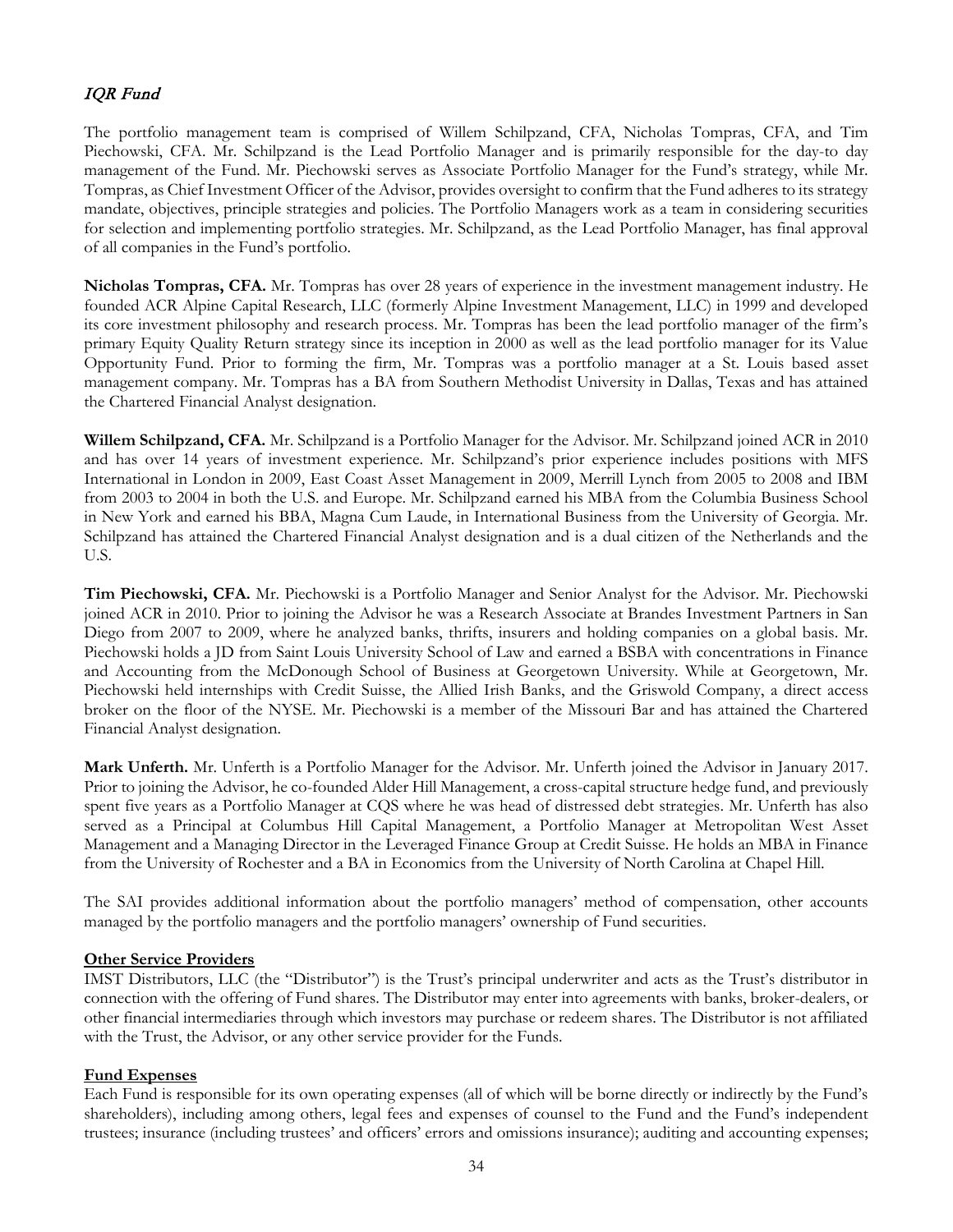### *IQR Fund*

The portfolio management team is comprised of Willem Schilpzand, CFA, Nicholas Tompras, CFA, and Tim Piechowski, CFA. Mr. Schilpzand is the Lead Portfolio Manager and is primarily responsible for the day-to day management of the Fund. Mr. Piechowski serves as Associate Portfolio Manager for the Fund's strategy, while Mr. Tompras, as Chief Investment Officer of the Advisor, provides oversight to confirm that the Fund adheres to its strategy mandate, objectives, principle strategies and policies. The Portfolio Managers work as a team in considering securities for selection and implementing portfolio strategies. Mr. Schilpzand, as the Lead Portfolio Manager, has final approval of all companies in the Fund's portfolio.

**Nicholas Tompras, CFA.** Mr. Tompras has over 28 years of experience in the investment management industry. He founded ACR Alpine Capital Research, LLC (formerly Alpine Investment Management, LLC) in 1999 and developed its core investment philosophy and research process. Mr. Tompras has been the lead portfolio manager of the firm's primary Equity Quality Return strategy since its inception in 2000 as well as the lead portfolio manager for its Value Opportunity Fund. Prior to forming the firm, Mr. Tompras was a portfolio manager at a St. Louis based asset management company. Mr. Tompras has a BA from Southern Methodist University in Dallas, Texas and has attained the Chartered Financial Analyst designation.

**Willem Schilpzand, CFA.** Mr. Schilpzand is a Portfolio Manager for the Advisor. Mr. Schilpzand joined ACR in 2010 and has over 14 years of investment experience. Mr. Schilpzand's prior experience includes positions with MFS International in London in 2009, East Coast Asset Management in 2009, Merrill Lynch from 2005 to 2008 and IBM from 2003 to 2004 in both the U.S. and Europe. Mr. Schilpzand earned his MBA from the Columbia Business School in New York and earned his BBA, Magna Cum Laude, in International Business from the University of Georgia. Mr. Schilpzand has attained the Chartered Financial Analyst designation and is a dual citizen of the Netherlands and the U.S.

**Tim Piechowski, CFA.** Mr. Piechowski is a Portfolio Manager and Senior Analyst for the Advisor. Mr. Piechowski joined ACR in 2010. Prior to joining the Advisor he was a Research Associate at Brandes Investment Partners in San Diego from 2007 to 2009, where he analyzed banks, thrifts, insurers and holding companies on a global basis. Mr. Piechowski holds a JD from Saint Louis University School of Law and earned a BSBA with concentrations in Finance and Accounting from the McDonough School of Business at Georgetown University. While at Georgetown, Mr. Piechowski held internships with Credit Suisse, the Allied Irish Banks, and the Griswold Company, a direct access broker on the floor of the NYSE. Mr. Piechowski is a member of the Missouri Bar and has attained the Chartered Financial Analyst designation.

**Mark Unferth.** Mr. Unferth is a Portfolio Manager for the Advisor. Mr. Unferth joined the Advisor in January 2017. Prior to joining the Advisor, he co-founded Alder Hill Management, a cross-capital structure hedge fund, and previously spent five years as a Portfolio Manager at CQS where he was head of distressed debt strategies. Mr. Unferth has also served as a Principal at Columbus Hill Capital Management, a Portfolio Manager at Metropolitan West Asset Management and a Managing Director in the Leveraged Finance Group at Credit Suisse. He holds an MBA in Finance from the University of Rochester and a BA in Economics from the University of North Carolina at Chapel Hill.

The SAI provides additional information about the portfolio managers' method of compensation, other accounts managed by the portfolio managers and the portfolio managers' ownership of Fund securities.

**Other Service Providers**

IMST Distributors, LLC (the "Distributor") is the Trust's principal underwriter and acts as the Trust's distributor in connection with the offering of Fund shares. The Distributor may enter into agreements with banks, broker-dealers, or other financial intermediaries through which investors may purchase or redeem shares. The Distributor is not affiliated with the Trust, the Advisor, or any other service provider for the Funds.

**Fund Expenses**

Each Fund is responsible for its own operating expenses (all of which will be borne directly or indirectly by the Fund's shareholders), including among others, legal fees and expenses of counsel to the Fund and the Fund's independent trustees; insurance (including trustees' and officers' errors and omissions insurance); auditing and accounting expenses;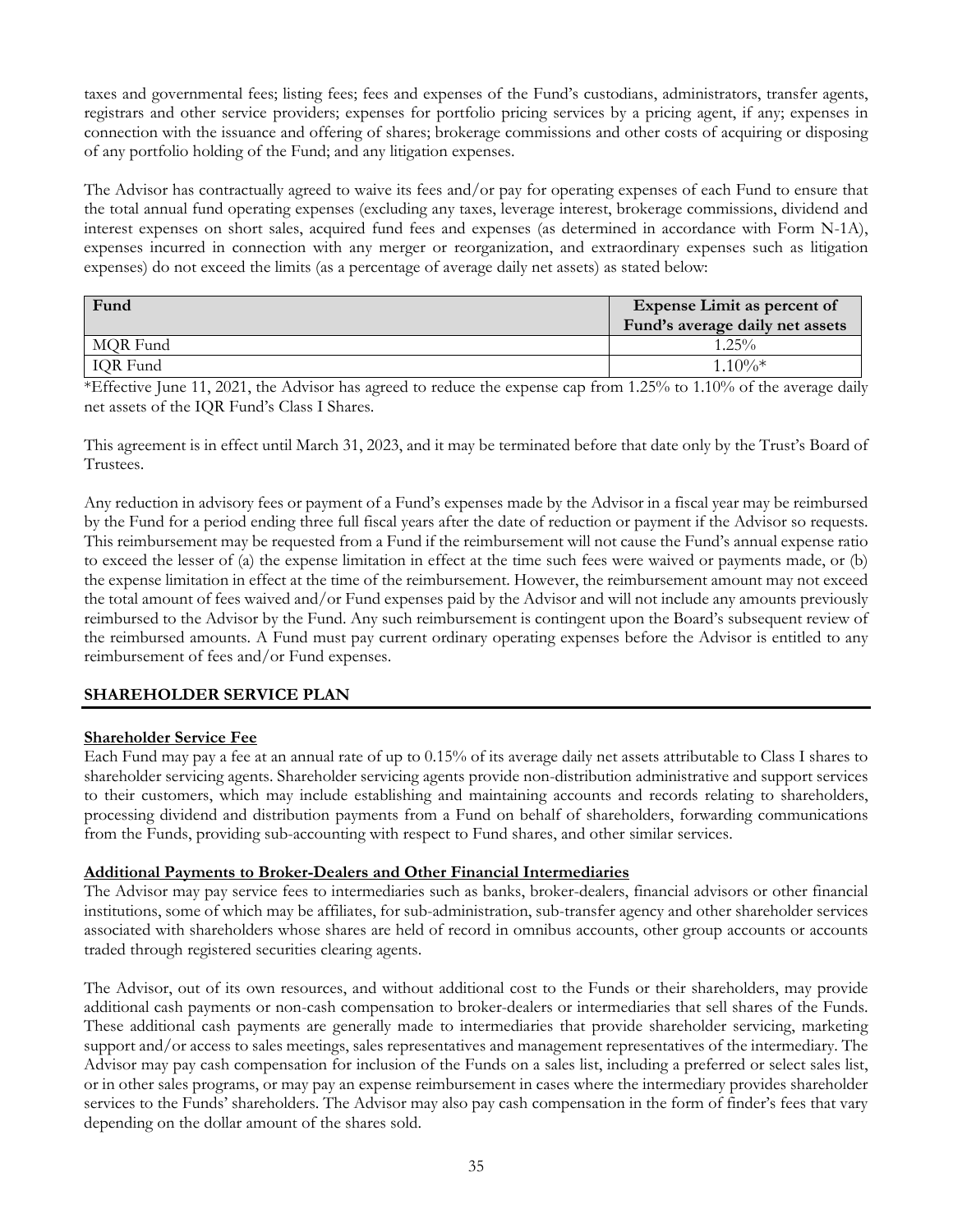taxes and governmental fees; listing fees; fees and expenses of the Fund's custodians, administrators, transfer agents, registrars and other service providers; expenses for portfolio pricing services by a pricing agent, if any; expenses in connection with the issuance and offering of shares; brokerage commissions and other costs of acquiring or disposing of any portfolio holding of the Fund; and any litigation expenses.

The Advisor has contractually agreed to waive its fees and/or pay for operating expenses of each Fund to ensure that the total annual fund operating expenses (excluding any taxes, leverage interest, brokerage commissions, dividend and interest expenses on short sales, acquired fund fees and expenses (as determined in accordance with Form N-1A), expenses incurred in connection with any merger or reorganization, and extraordinary expenses such as litigation expenses) do not exceed the limits (as a percentage of average daily net assets) as stated below:

| Fund | Expense Limit as percent of Fund's average daily net assets |
|---|---|
| MQR Fund | 1.25% |
| IQR Fund | 1.10%* |

*Effective June 11, 2021, the Advisor has agreed to reduce the expense cap from 1.25% to 1.10% of the average daily net assets of the IQR Fund's Class I Shares.

This agreement is in effect until March 31, 2023, and it may be terminated before that date only by the Trust's Board of Trustees.

Any reduction in advisory fees or payment of a Fund's expenses made by the Advisor in a fiscal year may be reimbursed by the Fund for a period ending three full fiscal years after the date of reduction or payment if the Advisor so requests. This reimbursement may be requested from a Fund if the reimbursement will not cause the Fund's annual expense ratio to exceed the lesser of (a) the expense limitation in effect at the time such fees were waived or payments made, or (b) the expense limitation in effect at the time of the reimbursement. However, the reimbursement amount may not exceed the total amount of fees waived and/or Fund expenses paid by the Advisor and will not include any amounts previously reimbursed to the Advisor by the Fund. Any such reimbursement is contingent upon the Board's subsequent review of the reimbursed amounts. A Fund must pay current ordinary operating expenses before the Advisor is entitled to any reimbursement of fees and/or Fund expenses.

## SHAREHOLDER SERVICE PLAN

**Shareholder Service Fee**

Each Fund may pay a fee at an annual rate of up to 0.15% of its average daily net assets attributable to Class I shares to shareholder servicing agents. Shareholder servicing agents provide non-distribution administrative and support services to their customers, which may include establishing and maintaining accounts and records relating to shareholders, processing dividend and distribution payments from a Fund on behalf of shareholders, forwarding communications from the Funds, providing sub-accounting with respect to Fund shares, and other similar services.

**Additional Payments to Broker-Dealers and Other Financial Intermediaries**

The Advisor may pay service fees to intermediaries such as banks, broker-dealers, financial advisors or other financial institutions, some of which may be affiliates, for sub-administration, sub-transfer agency and other shareholder services associated with shareholders whose shares are held of record in omnibus accounts, other group accounts or accounts traded through registered securities clearing agents.

The Advisor, out of its own resources, and without additional cost to the Funds or their shareholders, may provide additional cash payments or non-cash compensation to broker-dealers or intermediaries that sell shares of the Funds. These additional cash payments are generally made to intermediaries that provide shareholder servicing, marketing support and/or access to sales meetings, sales representatives and management representatives of the intermediary. The Advisor may pay cash compensation for inclusion of the Funds on a sales list, including a preferred or select sales list, or in other sales programs, or may pay an expense reimbursement in cases where the intermediary provides shareholder services to the Funds' shareholders. The Advisor may also pay cash compensation in the form of finder's fees that vary depending on the dollar amount of the shares sold.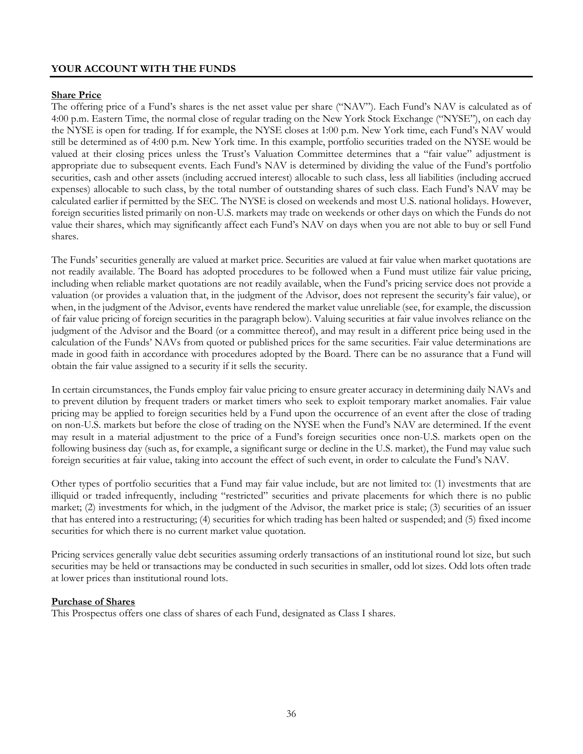## YOUR ACCOUNT WITH THE FUNDS

### Share Price

The offering price of a Fund's shares is the net asset value per share ("NAV"). Each Fund's NAV is calculated as of 4:00 p.m. Eastern Time, the normal close of regular trading on the New York Stock Exchange ("NYSE"), on each day the NYSE is open for trading. If for example, the NYSE closes at 1:00 p.m. New York time, each Fund's NAV would still be determined as of 4:00 p.m. New York time. In this example, portfolio securities traded on the NYSE would be valued at their closing prices unless the Trust's Valuation Committee determines that a "fair value" adjustment is appropriate due to subsequent events. Each Fund's NAV is determined by dividing the value of the Fund's portfolio securities, cash and other assets (including accrued interest) allocable to such class, less all liabilities (including accrued expenses) allocable to such class, by the total number of outstanding shares of such class. Each Fund's NAV may be calculated earlier if permitted by the SEC. The NYSE is closed on weekends and most U.S. national holidays. However, foreign securities listed primarily on non-U.S. markets may trade on weekends or other days on which the Funds do not value their shares, which may significantly affect each Fund's NAV on days when you are not able to buy or sell Fund shares.

The Funds' securities generally are valued at market price. Securities are valued at fair value when market quotations are not readily available. The Board has adopted procedures to be followed when a Fund must utilize fair value pricing, including when reliable market quotations are not readily available, when the Fund's pricing service does not provide a valuation (or provides a valuation that, in the judgment of the Advisor, does not represent the security's fair value), or when, in the judgment of the Advisor, events have rendered the market value unreliable (see, for example, the discussion of fair value pricing of foreign securities in the paragraph below). Valuing securities at fair value involves reliance on the judgment of the Advisor and the Board (or a committee thereof), and may result in a different price being used in the calculation of the Funds' NAVs from quoted or published prices for the same securities. Fair value determinations are made in good faith in accordance with procedures adopted by the Board. There can be no assurance that a Fund will obtain the fair value assigned to a security if it sells the security.

In certain circumstances, the Funds employ fair value pricing to ensure greater accuracy in determining daily NAVs and to prevent dilution by frequent traders or market timers who seek to exploit temporary market anomalies. Fair value pricing may be applied to foreign securities held by a Fund upon the occurrence of an event after the close of trading on non-U.S. markets but before the close of trading on the NYSE when the Fund's NAV are determined. If the event may result in a material adjustment to the price of a Fund's foreign securities once non-U.S. markets open on the following business day (such as, for example, a significant surge or decline in the U.S. market), the Fund may value such foreign securities at fair value, taking into account the effect of such event, in order to calculate the Fund's NAV.

Other types of portfolio securities that a Fund may fair value include, but are not limited to: (1) investments that are illiquid or traded infrequently, including "restricted" securities and private placements for which there is no public market; (2) investments for which, in the judgment of the Advisor, the market price is stale; (3) securities of an issuer that has entered into a restructuring; (4) securities for which trading has been halted or suspended; and (5) fixed income securities for which there is no current market value quotation.

Pricing services generally value debt securities assuming orderly transactions of an institutional round lot size, but such securities may be held or transactions may be conducted in such securities in smaller, odd lot sizes. Odd lots often trade at lower prices than institutional round lots.

### Purchase of Shares

This Prospectus offers one class of shares of each Fund, designated as Class I shares.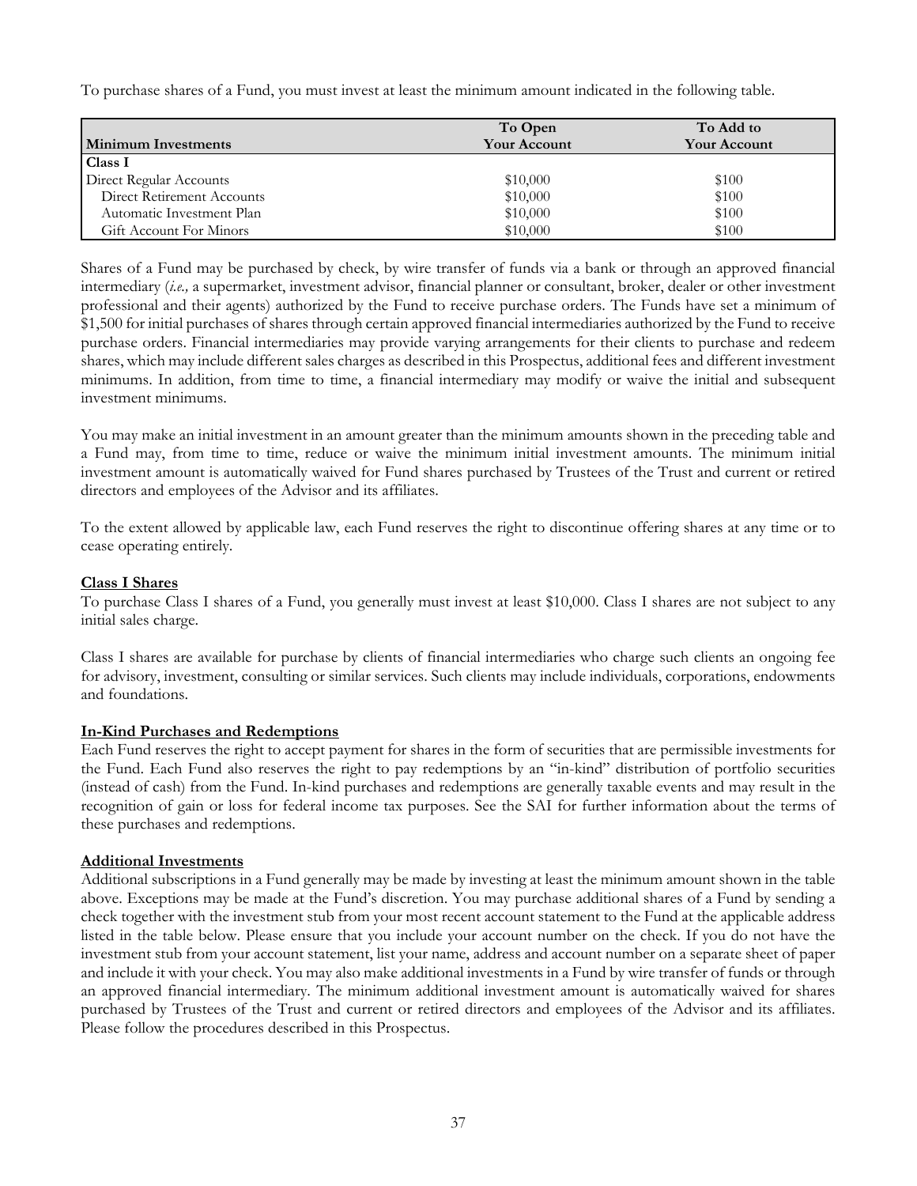To purchase shares of a Fund, you must invest at least the minimum amount indicated in the following table.

| Minimum Investments | To Open Your Account | To Add to Your Account |
|---|---|---|
| **Class I** | | |
| Direct Regular Accounts | \$10,000 | \$100 |
| Direct Retirement Accounts | \$10,000 | \$100 |
| Automatic Investment Plan | \$10,000 | \$100 |
| Gift Account For Minors | \$10,000 | \$100 |

Shares of a Fund may be purchased by check, by wire transfer of funds via a bank or through an approved financial intermediary (*i.e.,* a supermarket, investment advisor, financial planner or consultant, broker, dealer or other investment professional and their agents) authorized by the Fund to receive purchase orders. The Funds have set a minimum of \$1,500 for initial purchases of shares through certain approved financial intermediaries authorized by the Fund to receive purchase orders. Financial intermediaries may provide varying arrangements for their clients to purchase and redeem shares, which may include different sales charges as described in this Prospectus, additional fees and different investment minimums. In addition, from time to time, a financial intermediary may modify or waive the initial and subsequent investment minimums.

You may make an initial investment in an amount greater than the minimum amounts shown in the preceding table and a Fund may, from time to time, reduce or waive the minimum initial investment amounts. The minimum initial investment amount is automatically waived for Fund shares purchased by Trustees of the Trust and current or retired directors and employees of the Advisor and its affiliates.

To the extent allowed by applicable law, each Fund reserves the right to discontinue offering shares at any time or to cease operating entirely.

**Class I Shares**

To purchase Class I shares of a Fund, you generally must invest at least \$10,000. Class I shares are not subject to any initial sales charge.

Class I shares are available for purchase by clients of financial intermediaries who charge such clients an ongoing fee for advisory, investment, consulting or similar services. Such clients may include individuals, corporations, endowments and foundations.

**In-Kind Purchases and Redemptions**

Each Fund reserves the right to accept payment for shares in the form of securities that are permissible investments for the Fund. Each Fund also reserves the right to pay redemptions by an "in-kind" distribution of portfolio securities (instead of cash) from the Fund. In-kind purchases and redemptions are generally taxable events and may result in the recognition of gain or loss for federal income tax purposes. See the SAI for further information about the terms of these purchases and redemptions.

**Additional Investments**

Additional subscriptions in a Fund generally may be made by investing at least the minimum amount shown in the table above. Exceptions may be made at the Fund's discretion. You may purchase additional shares of a Fund by sending a check together with the investment stub from your most recent account statement to the Fund at the applicable address listed in the table below. Please ensure that you include your account number on the check. If you do not have the investment stub from your account statement, list your name, address and account number on a separate sheet of paper and include it with your check. You may also make additional investments in a Fund by wire transfer of funds or through an approved financial intermediary. The minimum additional investment amount is automatically waived for shares purchased by Trustees of the Trust and current or retired directors and employees of the Advisor and its affiliates. Please follow the procedures described in this Prospectus.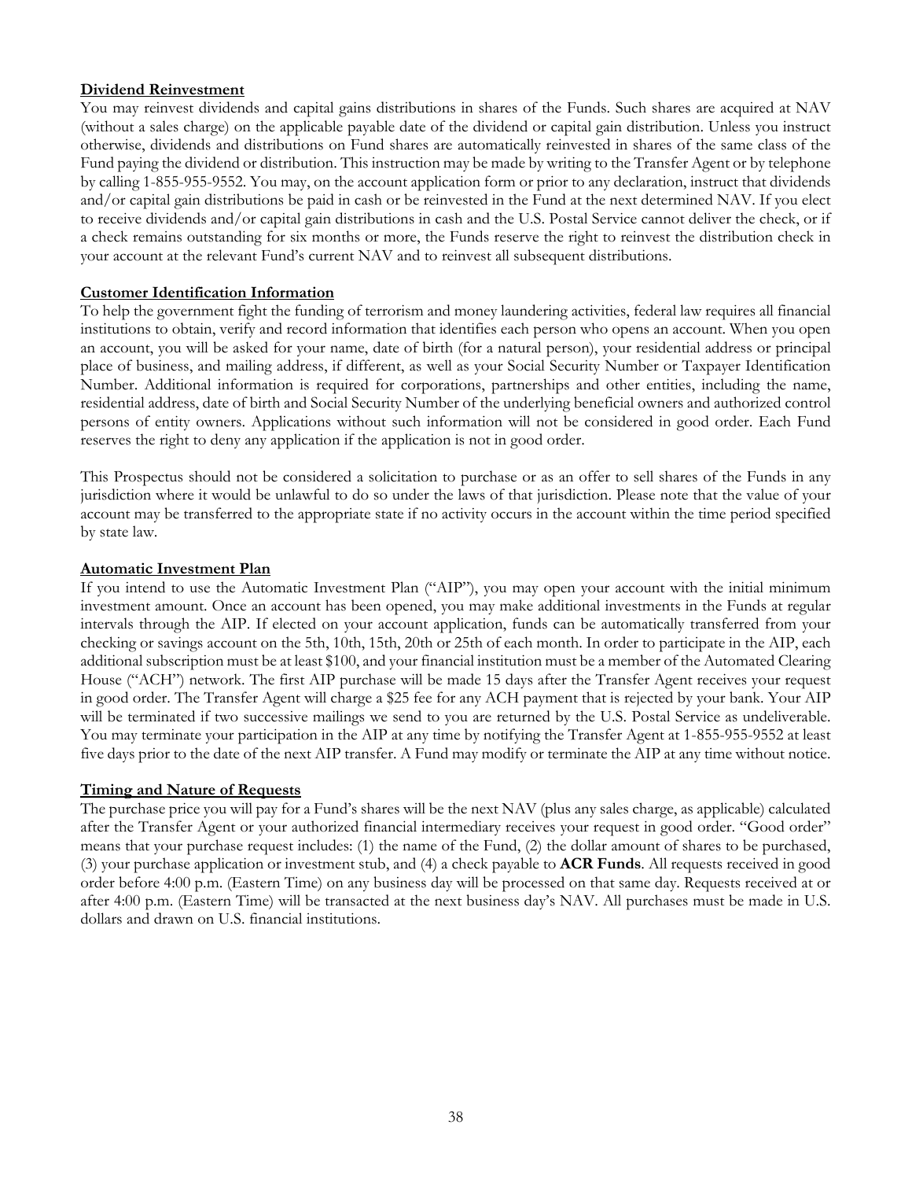**Dividend Reinvestment**

You may reinvest dividends and capital gains distributions in shares of the Funds. Such shares are acquired at NAV (without a sales charge) on the applicable payable date of the dividend or capital gain distribution. Unless you instruct otherwise, dividends and distributions on Fund shares are automatically reinvested in shares of the same class of the Fund paying the dividend or distribution. This instruction may be made by writing to the Transfer Agent or by telephone by calling 1-855-955-9552. You may, on the account application form or prior to any declaration, instruct that dividends and/or capital gain distributions be paid in cash or be reinvested in the Fund at the next determined NAV. If you elect to receive dividends and/or capital gain distributions in cash and the U.S. Postal Service cannot deliver the check, or if a check remains outstanding for six months or more, the Funds reserve the right to reinvest the distribution check in your account at the relevant Fund's current NAV and to reinvest all subsequent distributions.

**Customer Identification Information**

To help the government fight the funding of terrorism and money laundering activities, federal law requires all financial institutions to obtain, verify and record information that identifies each person who opens an account. When you open an account, you will be asked for your name, date of birth (for a natural person), your residential address or principal place of business, and mailing address, if different, as well as your Social Security Number or Taxpayer Identification Number. Additional information is required for corporations, partnerships and other entities, including the name, residential address, date of birth and Social Security Number of the underlying beneficial owners and authorized control persons of entity owners. Applications without such information will not be considered in good order. Each Fund reserves the right to deny any application if the application is not in good order.

This Prospectus should not be considered a solicitation to purchase or as an offer to sell shares of the Funds in any jurisdiction where it would be unlawful to do so under the laws of that jurisdiction. Please note that the value of your account may be transferred to the appropriate state if no activity occurs in the account within the time period specified by state law.

**Automatic Investment Plan**

If you intend to use the Automatic Investment Plan ("AIP"), you may open your account with the initial minimum investment amount. Once an account has been opened, you may make additional investments in the Funds at regular intervals through the AIP. If elected on your account application, funds can be automatically transferred from your checking or savings account on the 5th, 10th, 15th, 20th or 25th of each month. In order to participate in the AIP, each additional subscription must be at least $100, and your financial institution must be a member of the Automated Clearing House ("ACH") network. The first AIP purchase will be made 15 days after the Transfer Agent receives your request in good order. The Transfer Agent will charge a $25 fee for any ACH payment that is rejected by your bank. Your AIP will be terminated if two successive mailings we send to you are returned by the U.S. Postal Service as undeliverable. You may terminate your participation in the AIP at any time by notifying the Transfer Agent at 1-855-955-9552 at least five days prior to the date of the next AIP transfer. A Fund may modify or terminate the AIP at any time without notice.

**Timing and Nature of Requests**

The purchase price you will pay for a Fund's shares will be the next NAV (plus any sales charge, as applicable) calculated after the Transfer Agent or your authorized financial intermediary receives your request in good order. "Good order" means that your purchase request includes: (1) the name of the Fund, (2) the dollar amount of shares to be purchased, (3) your purchase application or investment stub, and (4) a check payable to **ACR Funds**. All requests received in good order before 4:00 p.m. (Eastern Time) on any business day will be processed on that same day. Requests received at or after 4:00 p.m. (Eastern Time) will be transacted at the next business day's NAV. All purchases must be made in U.S. dollars and drawn on U.S. financial institutions.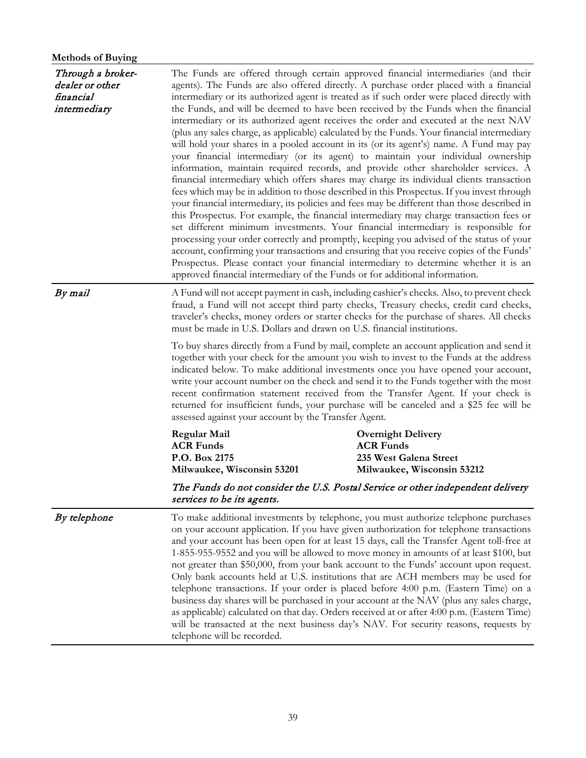**Methods of Buying**

| | |
|---|---|
| *Through a broker-dealer or other financial intermediary* | The Funds are offered through certain approved financial intermediaries (and their agents). The Funds are also offered directly. A purchase order placed with a financial intermediary or its authorized agent is treated as if such order were placed directly with the Funds, and will be deemed to have been received by the Funds when the financial intermediary or its authorized agent receives the order and executed at the next NAV (plus any sales charge, as applicable) calculated by the Funds. Your financial intermediary will hold your shares in a pooled account in its (or its agent's) name. A Fund may pay your financial intermediary (or its agent) to maintain your individual ownership information, maintain required records, and provide other shareholder services. A financial intermediary which offers shares may charge its individual clients transaction fees which may be in addition to those described in this Prospectus. If you invest through your financial intermediary, its policies and fees may be different than those described in this Prospectus. For example, the financial intermediary may charge transaction fees or set different minimum investments. Your financial intermediary is responsible for processing your order correctly and promptly, keeping you advised of the status of your account, confirming your transactions and ensuring that you receive copies of the Funds' Prospectus. Please contact your financial intermediary to determine whether it is an approved financial intermediary of the Funds or for additional information. |
| *By mail* | A Fund will not accept payment in cash, including cashier's checks. Also, to prevent check fraud, a Fund will not accept third party checks, Treasury checks, credit card checks, traveler's checks, money orders or starter checks for the purchase of shares. All checks must be made in U.S. Dollars and drawn on U.S. financial institutions.<br><br>To buy shares directly from a Fund by mail, complete an account application and send it together with your check for the amount you wish to invest to the Funds at the address indicated below. To make additional investments once you have opened your account, write your account number on the check and send it to the Funds together with the most recent confirmation statement received from the Transfer Agent. If your check is returned for insufficient funds, your purchase will be canceled and a $25 fee will be assessed against your account by the Transfer Agent.<br><br>**Regular Mail**<br>**ACR Funds**<br>**P.O. Box 2175**<br>**Milwaukee, Wisconsin 53201**<br><br>**Overnight Delivery**<br>**ACR Funds**<br>**235 West Galena Street**<br>**Milwaukee, Wisconsin 53212**<br><br>*The Funds do not consider the U.S. Postal Service or other independent delivery services to be its agents.* |
| *By telephone* | To make additional investments by telephone, you must authorize telephone purchases on your account application. If you have given authorization for telephone transactions and your account has been open for at least 15 days, call the Transfer Agent toll-free at 1-855-955-9552 and you will be allowed to move money in amounts of at least $100, but not greater than $50,000, from your bank account to the Funds' account upon request. Only bank accounts held at U.S. institutions that are ACH members may be used for telephone transactions. If your order is placed before 4:00 p.m. (Eastern Time) on a business day shares will be purchased in your account at the NAV (plus any sales charge, as applicable) calculated on that day. Orders received at or after 4:00 p.m. (Eastern Time) will be transacted at the next business day's NAV. For security reasons, requests by telephone will be recorded. |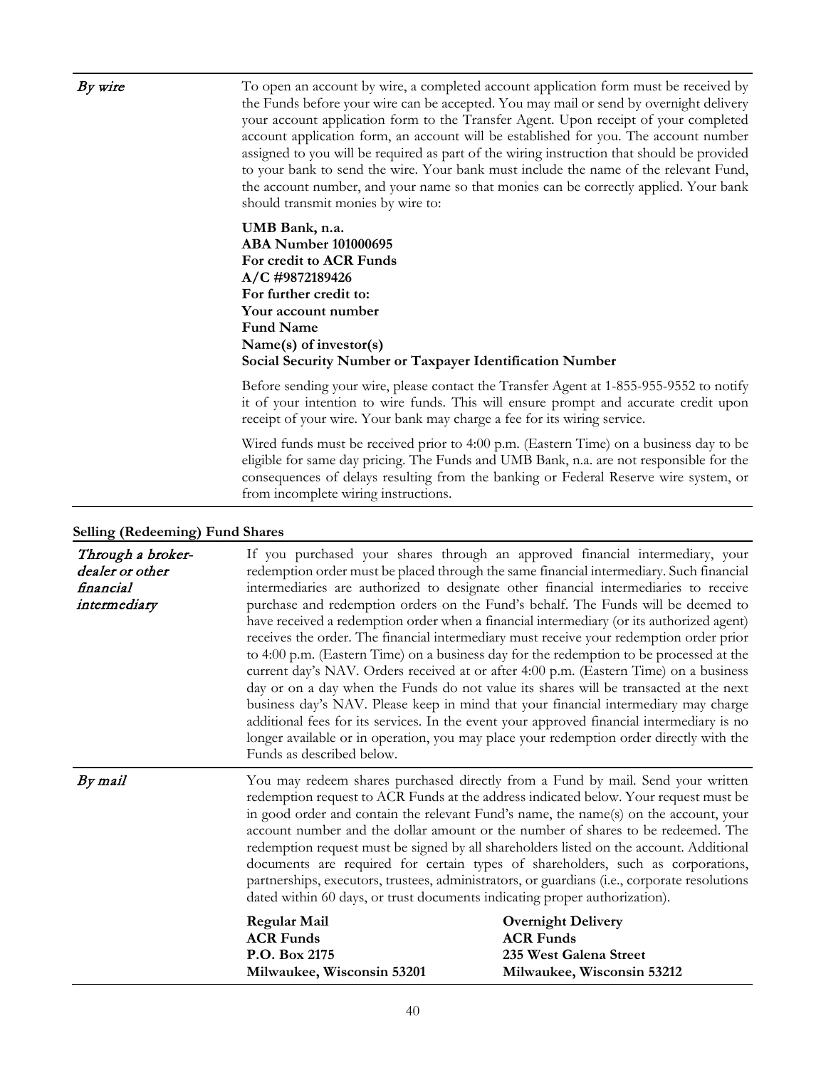| | |
|---|---|
| *By wire* | To open an account by wire, a completed account application form must be received by the Funds before your wire can be accepted. You may mail or send by overnight delivery your account application form to the Transfer Agent. Upon receipt of your completed account application form, an account will be established for you. The account number assigned to you will be required as part of the wiring instruction that should be provided to your bank to send the wire. Your bank must include the name of the relevant Fund, the account number, and your name so that monies can be correctly applied. Your bank should transmit monies by wire to:<br><br>**UMB Bank, n.a.**<br>**ABA Number 101000695**<br>**For credit to ACR Funds**<br>**A/C #9872189426**<br>**For further credit to:**<br>**Your account number**<br>**Fund Name**<br>**Name(s) of investor(s)**<br>**Social Security Number or Taxpayer Identification Number**<br><br>Before sending your wire, please contact the Transfer Agent at 1-855-955-9552 to notify it of your intention to wire funds. This will ensure prompt and accurate credit upon receipt of your wire. Your bank may charge a fee for its wiring service.<br><br>Wired funds must be received prior to 4:00 p.m. (Eastern Time) on a business day to be eligible for same day pricing. The Funds and UMB Bank, n.a. are not responsible for the consequences of delays resulting from the banking or Federal Reserve wire system, or from incomplete wiring instructions. |

**Selling (Redeeming) Fund Shares**

| | |
|---|---|
| *Through a broker-dealer or other financial intermediary* | If you purchased your shares through an approved financial intermediary, your redemption order must be placed through the same financial intermediary. Such financial intermediaries are authorized to designate other financial intermediaries to receive purchase and redemption orders on the Fund's behalf. The Funds will be deemed to have received a redemption order when a financial intermediary (or its authorized agent) receives the order. The financial intermediary must receive your redemption order prior to 4:00 p.m. (Eastern Time) on a business day for the redemption to be processed at the current day's NAV. Orders received at or after 4:00 p.m. (Eastern Time) on a business day or on a day when the Funds do not value its shares will be transacted at the next business day's NAV. Please keep in mind that your financial intermediary may charge additional fees for its services. In the event your approved financial intermediary is no longer available or in operation, you may place your redemption order directly with the Funds as described below. |
| *By mail* | You may redeem shares purchased directly from a Fund by mail. Send your written redemption request to ACR Funds at the address indicated below. Your request must be in good order and contain the relevant Fund's name, the name(s) on the account, your account number and the dollar amount or the number of shares to be redeemed. The redemption request must be signed by all shareholders listed on the account. Additional documents are required for certain types of shareholders, such as corporations, partnerships, executors, trustees, administrators, or guardians (i.e., corporate resolutions dated within 60 days, or trust documents indicating proper authorization).<br><br>**Regular Mail**<br>**ACR Funds**<br>**P.O. Box 2175**<br>**Milwaukee, Wisconsin 53201**<br><br>**Overnight Delivery**<br>**ACR Funds**<br>**235 West Galena Street**<br>**Milwaukee, Wisconsin 53212** |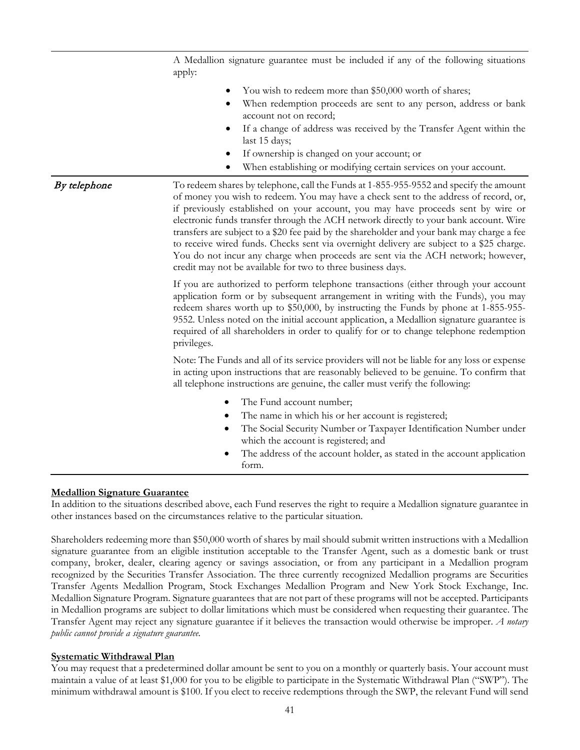| | |
|---|---|
| | A Medallion signature guarantee must be included if any of the following situations apply:<br>• You wish to redeem more than \$50,000 worth of shares;<br>• When redemption proceeds are sent to any person, address or bank account not on record;<br>• If a change of address was received by the Transfer Agent within the last 15 days;<br>• If ownership is changed on your account; or<br>• When establishing or modifying certain services on your account. |
| *By telephone* | To redeem shares by telephone, call the Funds at 1-855-955-9552 and specify the amount of money you wish to redeem. You may have a check sent to the address of record, or, if previously established on your account, you may have proceeds sent by wire or electronic funds transfer through the ACH network directly to your bank account. Wire transfers are subject to a \$20 fee paid by the shareholder and your bank may charge a fee to receive wired funds. Checks sent via overnight delivery are subject to a \$25 charge. You do not incur any charge when proceeds are sent via the ACH network; however, credit may not be available for two to three business days.<br><br>If you are authorized to perform telephone transactions (either through your account application form or by subsequent arrangement in writing with the Funds), you may redeem shares worth up to \$50,000, by instructing the Funds by phone at 1-855-955-9552. Unless noted on the initial account application, a Medallion signature guarantee is required of all shareholders in order to qualify for or to change telephone redemption privileges.<br><br>Note: The Funds and all of its service providers will not be liable for any loss or expense in acting upon instructions that are reasonably believed to be genuine. To confirm that all telephone instructions are genuine, the caller must verify the following:<br>• The Fund account number;<br>• The name in which his or her account is registered;<br>• The Social Security Number or Taxpayer Identification Number under which the account is registered; and<br>• The address of the account holder, as stated in the account application form. |

**Medallion Signature Guarantee**

In addition to the situations described above, each Fund reserves the right to require a Medallion signature guarantee in other instances based on the circumstances relative to the particular situation.

Shareholders redeeming more than \$50,000 worth of shares by mail should submit written instructions with a Medallion signature guarantee from an eligible institution acceptable to the Transfer Agent, such as a domestic bank or trust company, broker, dealer, clearing agency or savings association, or from any participant in a Medallion program recognized by the Securities Transfer Association. The three currently recognized Medallion programs are Securities Transfer Agents Medallion Program, Stock Exchanges Medallion Program and New York Stock Exchange, Inc. Medallion Signature Program. Signature guarantees that are not part of these programs will not be accepted. Participants in Medallion programs are subject to dollar limitations which must be considered when requesting their guarantee. The Transfer Agent may reject any signature guarantee if it believes the transaction would otherwise be improper. *A notary public cannot provide a signature guarantee.*

**Systematic Withdrawal Plan**

You may request that a predetermined dollar amount be sent to you on a monthly or quarterly basis. Your account must maintain a value of at least \$1,000 for you to be eligible to participate in the Systematic Withdrawal Plan ("SWP"). The minimum withdrawal amount is \$100. If you elect to receive redemptions through the SWP, the relevant Fund will send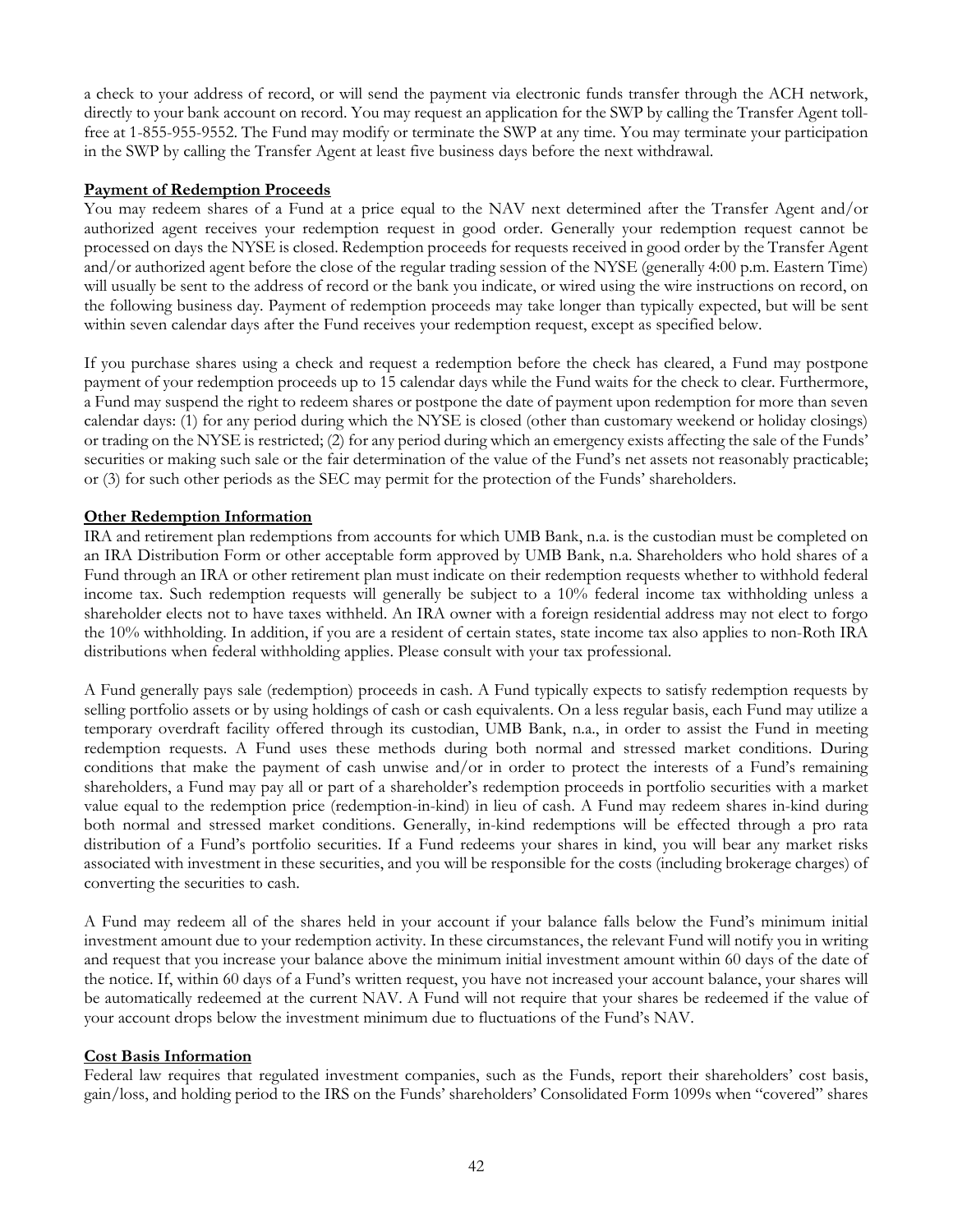a check to your address of record, or will send the payment via electronic funds transfer through the ACH network, directly to your bank account on record. You may request an application for the SWP by calling the Transfer Agent toll-free at 1-855-955-9552. The Fund may modify or terminate the SWP at any time. You may terminate your participation in the SWP by calling the Transfer Agent at least five business days before the next withdrawal.

**Payment of Redemption Proceeds**

You may redeem shares of a Fund at a price equal to the NAV next determined after the Transfer Agent and/or authorized agent receives your redemption request in good order. Generally your redemption request cannot be processed on days the NYSE is closed. Redemption proceeds for requests received in good order by the Transfer Agent and/or authorized agent before the close of the regular trading session of the NYSE (generally 4:00 p.m. Eastern Time) will usually be sent to the address of record or the bank you indicate, or wired using the wire instructions on record, on the following business day. Payment of redemption proceeds may take longer than typically expected, but will be sent within seven calendar days after the Fund receives your redemption request, except as specified below.

If you purchase shares using a check and request a redemption before the check has cleared, a Fund may postpone payment of your redemption proceeds up to 15 calendar days while the Fund waits for the check to clear. Furthermore, a Fund may suspend the right to redeem shares or postpone the date of payment upon redemption for more than seven calendar days: (1) for any period during which the NYSE is closed (other than customary weekend or holiday closings) or trading on the NYSE is restricted; (2) for any period during which an emergency exists affecting the sale of the Funds' securities or making such sale or the fair determination of the value of the Fund's net assets not reasonably practicable; or (3) for such other periods as the SEC may permit for the protection of the Funds' shareholders.

**Other Redemption Information**

IRA and retirement plan redemptions from accounts for which UMB Bank, n.a. is the custodian must be completed on an IRA Distribution Form or other acceptable form approved by UMB Bank, n.a. Shareholders who hold shares of a Fund through an IRA or other retirement plan must indicate on their redemption requests whether to withhold federal income tax. Such redemption requests will generally be subject to a 10% federal income tax withholding unless a shareholder elects not to have taxes withheld. An IRA owner with a foreign residential address may not elect to forgo the 10% withholding. In addition, if you are a resident of certain states, state income tax also applies to non-Roth IRA distributions when federal withholding applies. Please consult with your tax professional.

A Fund generally pays sale (redemption) proceeds in cash. A Fund typically expects to satisfy redemption requests by selling portfolio assets or by using holdings of cash or cash equivalents. On a less regular basis, each Fund may utilize a temporary overdraft facility offered through its custodian, UMB Bank, n.a., in order to assist the Fund in meeting redemption requests. A Fund uses these methods during both normal and stressed market conditions. During conditions that make the payment of cash unwise and/or in order to protect the interests of a Fund's remaining shareholders, a Fund may pay all or part of a shareholder's redemption proceeds in portfolio securities with a market value equal to the redemption price (redemption-in-kind) in lieu of cash. A Fund may redeem shares in-kind during both normal and stressed market conditions. Generally, in-kind redemptions will be effected through a pro rata distribution of a Fund's portfolio securities. If a Fund redeems your shares in kind, you will bear any market risks associated with investment in these securities, and you will be responsible for the costs (including brokerage charges) of converting the securities to cash.

A Fund may redeem all of the shares held in your account if your balance falls below the Fund's minimum initial investment amount due to your redemption activity. In these circumstances, the relevant Fund will notify you in writing and request that you increase your balance above the minimum initial investment amount within 60 days of the date of the notice. If, within 60 days of a Fund's written request, you have not increased your account balance, your shares will be automatically redeemed at the current NAV. A Fund will not require that your shares be redeemed if the value of your account drops below the investment minimum due to fluctuations of the Fund's NAV.

**Cost Basis Information**

Federal law requires that regulated investment companies, such as the Funds, report their shareholders' cost basis, gain/loss, and holding period to the IRS on the Funds' shareholders' Consolidated Form 1099s when "covered" shares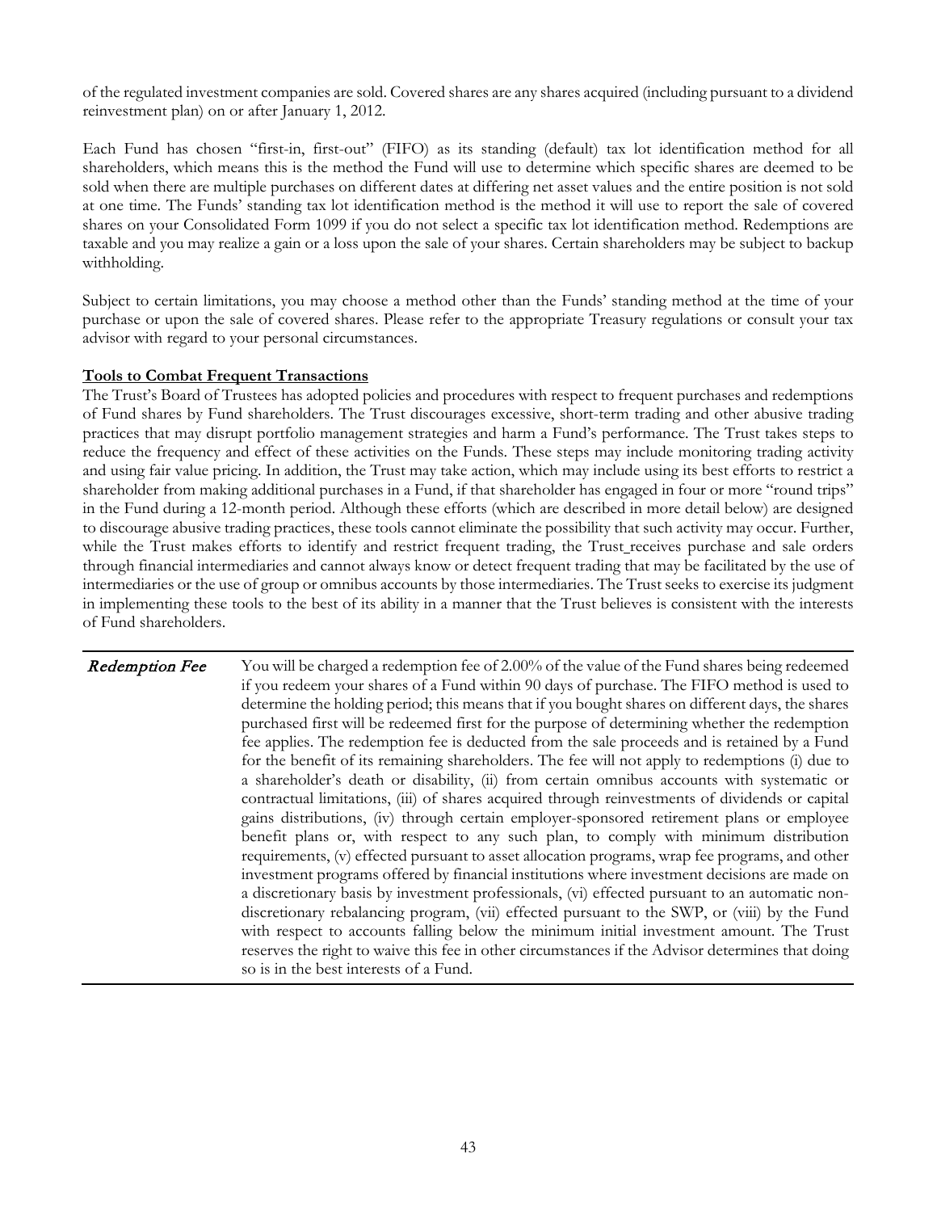of the regulated investment companies are sold. Covered shares are any shares acquired (including pursuant to a dividend reinvestment plan) on or after January 1, 2012.

Each Fund has chosen "first-in, first-out" (FIFO) as its standing (default) tax lot identification method for all shareholders, which means this is the method the Fund will use to determine which specific shares are deemed to be sold when there are multiple purchases on different dates at differing net asset values and the entire position is not sold at one time. The Funds' standing tax lot identification method is the method it will use to report the sale of covered shares on your Consolidated Form 1099 if you do not select a specific tax lot identification method. Redemptions are taxable and you may realize a gain or a loss upon the sale of your shares. Certain shareholders may be subject to backup withholding.

Subject to certain limitations, you may choose a method other than the Funds' standing method at the time of your purchase or upon the sale of covered shares. Please refer to the appropriate Treasury regulations or consult your tax advisor with regard to your personal circumstances.

**Tools to Combat Frequent Transactions**

The Trust's Board of Trustees has adopted policies and procedures with respect to frequent purchases and redemptions of Fund shares by Fund shareholders. The Trust discourages excessive, short-term trading and other abusive trading practices that may disrupt portfolio management strategies and harm a Fund's performance. The Trust takes steps to reduce the frequency and effect of these activities on the Funds. These steps may include monitoring trading activity and using fair value pricing. In addition, the Trust may take action, which may include using its best efforts to restrict a shareholder from making additional purchases in a Fund, if that shareholder has engaged in four or more "round trips" in the Fund during a 12-month period. Although these efforts (which are described in more detail below) are designed to discourage abusive trading practices, these tools cannot eliminate the possibility that such activity may occur. Further, while the Trust makes efforts to identify and restrict frequent trading, the Trust receives purchase and sale orders through financial intermediaries and cannot always know or detect frequent trading that may be facilitated by the use of intermediaries or the use of group or omnibus accounts by those intermediaries. The Trust seeks to exercise its judgment in implementing these tools to the best of its ability in a manner that the Trust believes is consistent with the interests of Fund shareholders.

| | |
|---|---|
| *Redemption Fee* | You will be charged a redemption fee of 2.00% of the value of the Fund shares being redeemed if you redeem your shares of a Fund within 90 days of purchase. The FIFO method is used to determine the holding period; this means that if you bought shares on different days, the shares purchased first will be redeemed first for the purpose of determining whether the redemption fee applies. The redemption fee is deducted from the sale proceeds and is retained by a Fund for the benefit of its remaining shareholders. The fee will not apply to redemptions (i) due to a shareholder's death or disability, (ii) from certain omnibus accounts with systematic or contractual limitations, (iii) of shares acquired through reinvestments of dividends or capital gains distributions, (iv) through certain employer-sponsored retirement plans or employee benefit plans or, with respect to any such plan, to comply with minimum distribution requirements, (v) effected pursuant to asset allocation programs, wrap fee programs, and other investment programs offered by financial institutions where investment decisions are made on a discretionary basis by investment professionals, (vi) effected pursuant to an automatic non-discretionary rebalancing program, (vii) effected pursuant to the SWP, or (viii) by the Fund with respect to accounts falling below the minimum initial investment amount. The Trust reserves the right to waive this fee in other circumstances if the Advisor determines that doing so is in the best interests of a Fund. |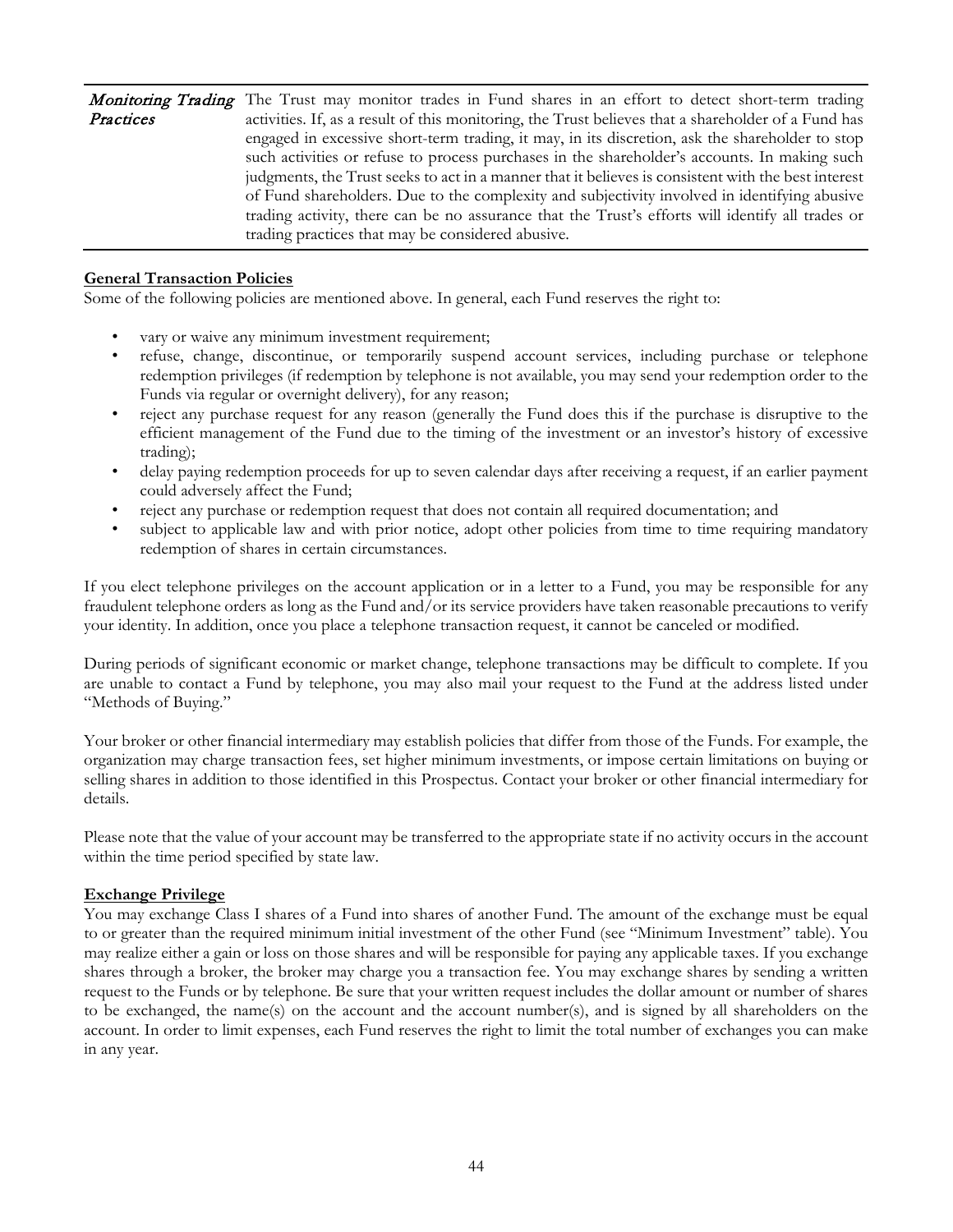| | |
|---|---|
| ***Monitoring Trading Practices*** | The Trust may monitor trades in Fund shares in an effort to detect short-term trading activities. If, as a result of this monitoring, the Trust believes that a shareholder of a Fund has engaged in excessive short-term trading, it may, in its discretion, ask the shareholder to stop such activities or refuse to process purchases in the shareholder's accounts. In making such judgments, the Trust seeks to act in a manner that it believes is consistent with the best interest of Fund shareholders. Due to the complexity and subjectivity involved in identifying abusive trading activity, there can be no assurance that the Trust's efforts will identify all trades or trading practices that may be considered abusive. |

**General Transaction Policies**

Some of the following policies are mentioned above. In general, each Fund reserves the right to:

- vary or waive any minimum investment requirement;
- refuse, change, discontinue, or temporarily suspend account services, including purchase or telephone redemption privileges (if redemption by telephone is not available, you may send your redemption order to the Funds via regular or overnight delivery), for any reason;
- reject any purchase request for any reason (generally the Fund does this if the purchase is disruptive to the efficient management of the Fund due to the timing of the investment or an investor's history of excessive trading);
- delay paying redemption proceeds for up to seven calendar days after receiving a request, if an earlier payment could adversely affect the Fund;
- reject any purchase or redemption request that does not contain all required documentation; and
- subject to applicable law and with prior notice, adopt other policies from time to time requiring mandatory redemption of shares in certain circumstances.

If you elect telephone privileges on the account application or in a letter to a Fund, you may be responsible for any fraudulent telephone orders as long as the Fund and/or its service providers have taken reasonable precautions to verify your identity. In addition, once you place a telephone transaction request, it cannot be canceled or modified.

During periods of significant economic or market change, telephone transactions may be difficult to complete. If you are unable to contact a Fund by telephone, you may also mail your request to the Fund at the address listed under "Methods of Buying."

Your broker or other financial intermediary may establish policies that differ from those of the Funds. For example, the organization may charge transaction fees, set higher minimum investments, or impose certain limitations on buying or selling shares in addition to those identified in this Prospectus. Contact your broker or other financial intermediary for details.

Please note that the value of your account may be transferred to the appropriate state if no activity occurs in the account within the time period specified by state law.

**Exchange Privilege**

You may exchange Class I shares of a Fund into shares of another Fund. The amount of the exchange must be equal to or greater than the required minimum initial investment of the other Fund (see "Minimum Investment" table). You may realize either a gain or loss on those shares and will be responsible for paying any applicable taxes. If you exchange shares through a broker, the broker may charge you a transaction fee. You may exchange shares by sending a written request to the Funds or by telephone. Be sure that your written request includes the dollar amount or number of shares to be exchanged, the name(s) on the account and the account number(s), and is signed by all shareholders on the account. In order to limit expenses, each Fund reserves the right to limit the total number of exchanges you can make in any year.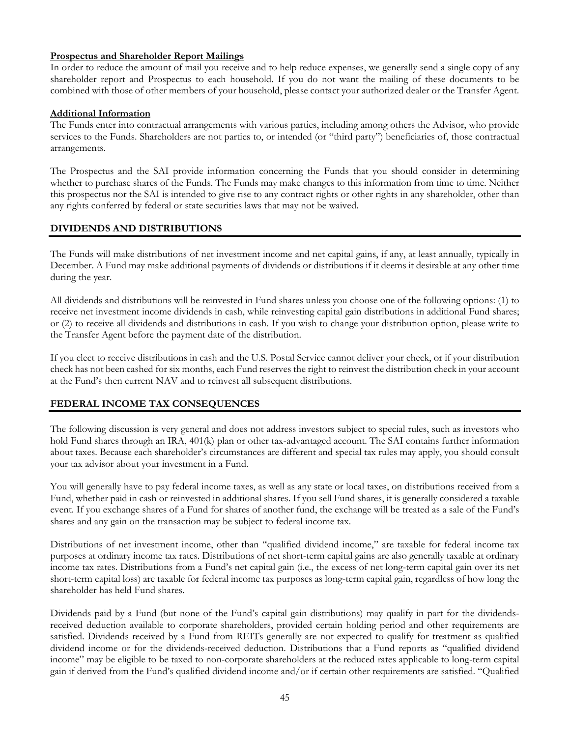**Prospectus and Shareholder Report Mailings**

In order to reduce the amount of mail you receive and to help reduce expenses, we generally send a single copy of any shareholder report and Prospectus to each household. If you do not want the mailing of these documents to be combined with those of other members of your household, please contact your authorized dealer or the Transfer Agent.

**Additional Information**

The Funds enter into contractual arrangements with various parties, including among others the Advisor, who provide services to the Funds. Shareholders are not parties to, or intended (or "third party") beneficiaries of, those contractual arrangements.

The Prospectus and the SAI provide information concerning the Funds that you should consider in determining whether to purchase shares of the Funds. The Funds may make changes to this information from time to time. Neither this prospectus nor the SAI is intended to give rise to any contract rights or other rights in any shareholder, other than any rights conferred by federal or state securities laws that may not be waived.

## DIVIDENDS AND DISTRIBUTIONS

The Funds will make distributions of net investment income and net capital gains, if any, at least annually, typically in December. A Fund may make additional payments of dividends or distributions if it deems it desirable at any other time during the year.

All dividends and distributions will be reinvested in Fund shares unless you choose one of the following options: (1) to receive net investment income dividends in cash, while reinvesting capital gain distributions in additional Fund shares; or (2) to receive all dividends and distributions in cash. If you wish to change your distribution option, please write to the Transfer Agent before the payment date of the distribution.

If you elect to receive distributions in cash and the U.S. Postal Service cannot deliver your check, or if your distribution check has not been cashed for six months, each Fund reserves the right to reinvest the distribution check in your account at the Fund's then current NAV and to reinvest all subsequent distributions.

## FEDERAL INCOME TAX CONSEQUENCES

The following discussion is very general and does not address investors subject to special rules, such as investors who hold Fund shares through an IRA, 401(k) plan or other tax-advantaged account. The SAI contains further information about taxes. Because each shareholder's circumstances are different and special tax rules may apply, you should consult your tax advisor about your investment in a Fund.

You will generally have to pay federal income taxes, as well as any state or local taxes, on distributions received from a Fund, whether paid in cash or reinvested in additional shares. If you sell Fund shares, it is generally considered a taxable event. If you exchange shares of a Fund for shares of another fund, the exchange will be treated as a sale of the Fund's shares and any gain on the transaction may be subject to federal income tax.

Distributions of net investment income, other than "qualified dividend income," are taxable for federal income tax purposes at ordinary income tax rates. Distributions of net short-term capital gains are also generally taxable at ordinary income tax rates. Distributions from a Fund's net capital gain (i.e., the excess of net long-term capital gain over its net short-term capital loss) are taxable for federal income tax purposes as long-term capital gain, regardless of how long the shareholder has held Fund shares.

Dividends paid by a Fund (but none of the Fund's capital gain distributions) may qualify in part for the dividends-received deduction available to corporate shareholders, provided certain holding period and other requirements are satisfied. Dividends received by a Fund from REITs generally are not expected to qualify for treatment as qualified dividend income or for the dividends-received deduction. Distributions that a Fund reports as "qualified dividend income" may be eligible to be taxed to non-corporate shareholders at the reduced rates applicable to long-term capital gain if derived from the Fund's qualified dividend income and/or if certain other requirements are satisfied. "Qualified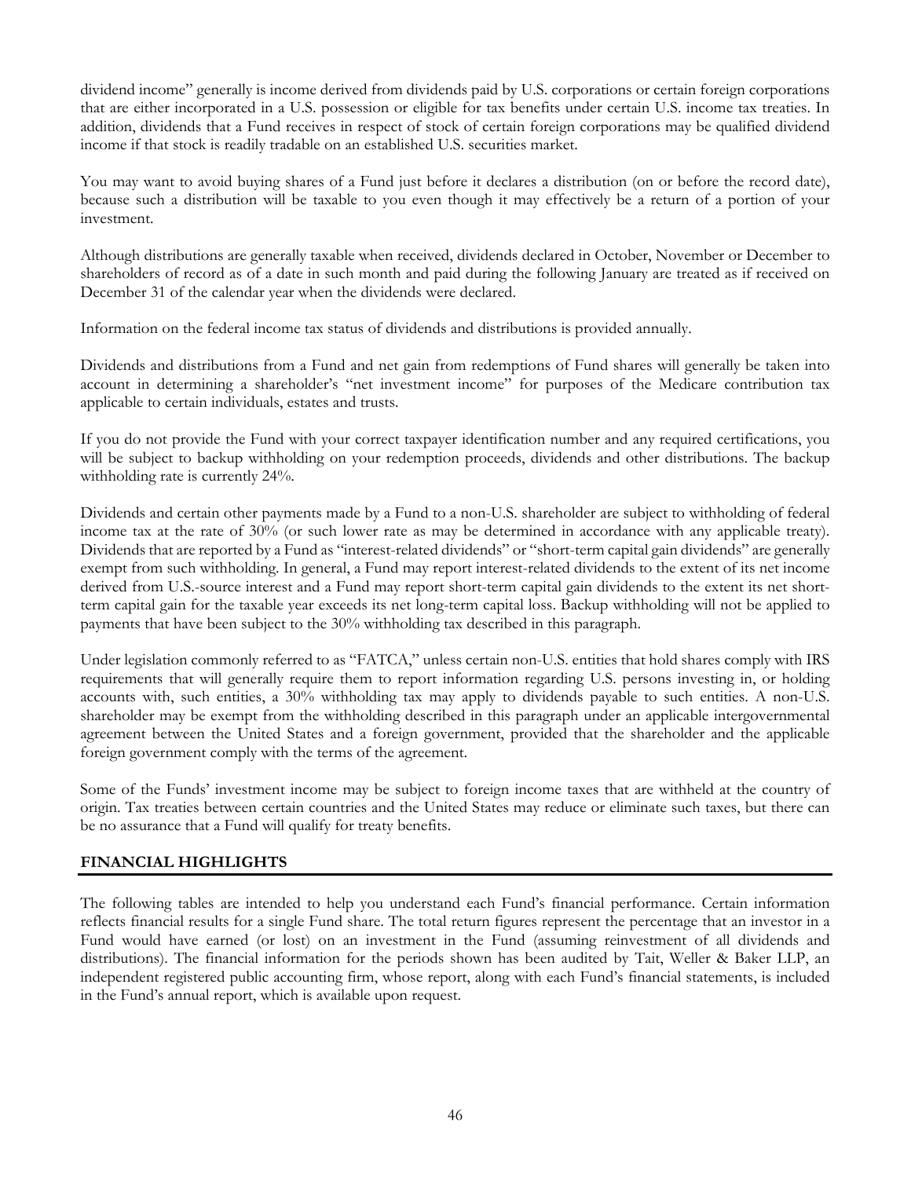dividend income" generally is income derived from dividends paid by U.S. corporations or certain foreign corporations that are either incorporated in a U.S. possession or eligible for tax benefits under certain U.S. income tax treaties. In addition, dividends that a Fund receives in respect of stock of certain foreign corporations may be qualified dividend income if that stock is readily tradable on an established U.S. securities market.

You may want to avoid buying shares of a Fund just before it declares a distribution (on or before the record date), because such a distribution will be taxable to you even though it may effectively be a return of a portion of your investment.

Although distributions are generally taxable when received, dividends declared in October, November or December to shareholders of record as of a date in such month and paid during the following January are treated as if received on December 31 of the calendar year when the dividends were declared.

Information on the federal income tax status of dividends and distributions is provided annually.

Dividends and distributions from a Fund and net gain from redemptions of Fund shares will generally be taken into account in determining a shareholder's "net investment income" for purposes of the Medicare contribution tax applicable to certain individuals, estates and trusts.

If you do not provide the Fund with your correct taxpayer identification number and any required certifications, you will be subject to backup withholding on your redemption proceeds, dividends and other distributions. The backup withholding rate is currently 24%.

Dividends and certain other payments made by a Fund to a non-U.S. shareholder are subject to withholding of federal income tax at the rate of 30% (or such lower rate as may be determined in accordance with any applicable treaty). Dividends that are reported by a Fund as "interest-related dividends" or "short-term capital gain dividends" are generally exempt from such withholding. In general, a Fund may report interest-related dividends to the extent of its net income derived from U.S.-source interest and a Fund may report short-term capital gain dividends to the extent its net short-term capital gain for the taxable year exceeds its net long-term capital loss. Backup withholding will not be applied to payments that have been subject to the 30% withholding tax described in this paragraph.

Under legislation commonly referred to as "FATCA," unless certain non-U.S. entities that hold shares comply with IRS requirements that will generally require them to report information regarding U.S. persons investing in, or holding accounts with, such entities, a 30% withholding tax may apply to dividends payable to such entities. A non-U.S. shareholder may be exempt from the withholding described in this paragraph under an applicable intergovernmental agreement between the United States and a foreign government, provided that the shareholder and the applicable foreign government comply with the terms of the agreement.

Some of the Funds' investment income may be subject to foreign income taxes that are withheld at the country of origin. Tax treaties between certain countries and the United States may reduce or eliminate such taxes, but there can be no assurance that a Fund will qualify for treaty benefits.

## FINANCIAL HIGHLIGHTS

The following tables are intended to help you understand each Fund's financial performance. Certain information reflects financial results for a single Fund share. The total return figures represent the percentage that an investor in a Fund would have earned (or lost) on an investment in the Fund (assuming reinvestment of all dividends and distributions). The financial information for the periods shown has been audited by Tait, Weller & Baker LLP, an independent registered public accounting firm, whose report, along with each Fund's financial statements, is included in the Fund's annual report, which is available upon request.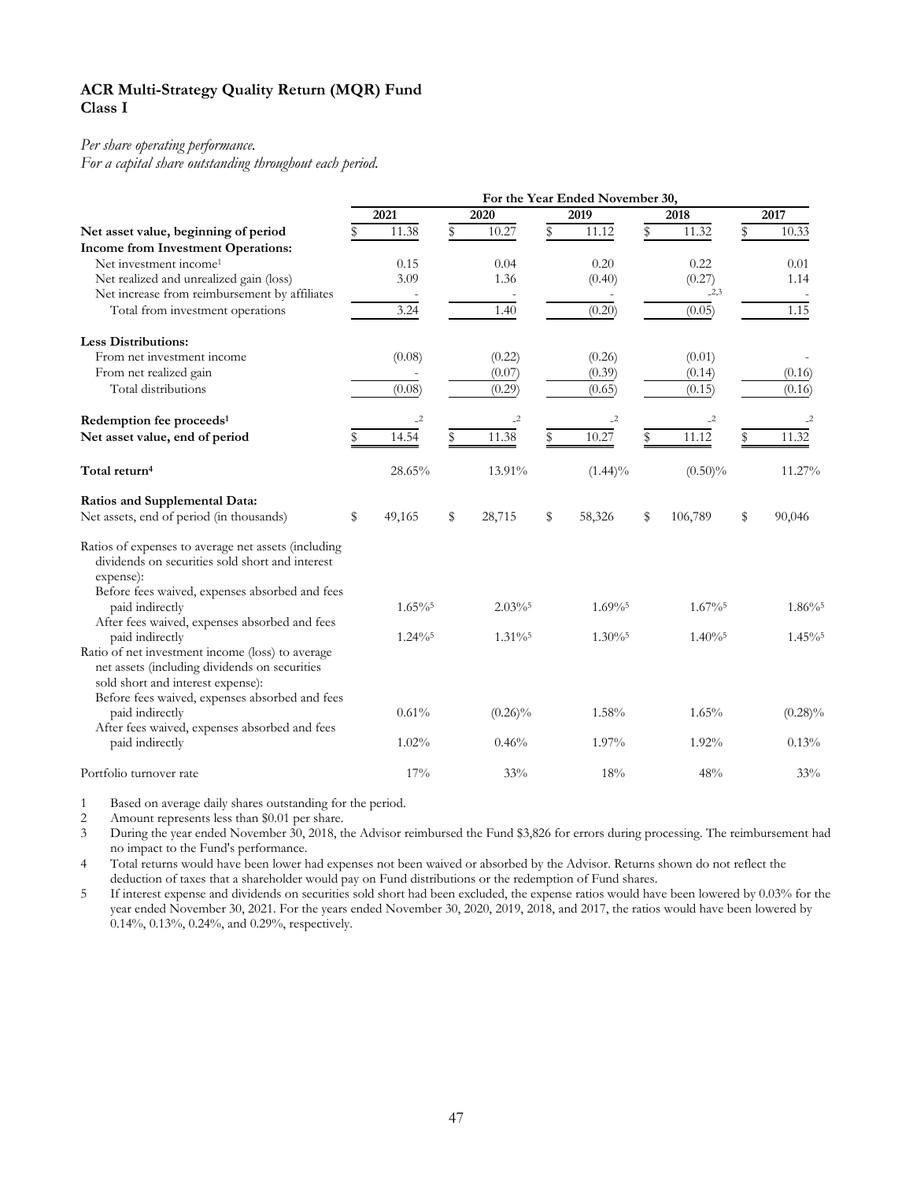**ACR Multi-Strategy Quality Return (MQR) Fund**
**Class I**

*Per share operating performance.*
*For a capital share outstanding throughout each period.*

| | For the Year Ended November 30, | | | | |
|---|---|---|---|---|---|
| | 2021 | 2020 | 2019 | 2018 | 2017 |
| **Net asset value, beginning of period** | $ 11.38 | $ 10.27 | $ 11.12 | $ 11.32 | $ 10.33 |
| **Income from Investment Operations:** | | | | | |
| Net investment income[1] | 0.15 | 0.04 | 0.20 | 0.22 | 0.01 |
| Net realized and unrealized gain (loss) | 3.09 | 1.36 | (0.40) | (0.27) | 1.14 |
| Net increase from reimbursement by affiliates | - | - | - | -[2,3] | - |
| Total from investment operations | 3.24 | 1.40 | (0.20) | (0.05) | 1.15 |
| **Less Distributions:** | | | | | |
| From net investment income | (0.08) | (0.22) | (0.26) | (0.01) | - |
| From net realized gain | - | (0.07) | (0.39) | (0.14) | (0.16) |
| Total distributions | (0.08) | (0.29) | (0.65) | (0.15) | (0.16) |
| **Redemption fee proceeds[1]** | -[2] | -[2] | -[2] | -[2] | -[2] |
| **Net asset value, end of period** | $ 14.54 | $ 11.38 | $ 10.27 | $ 11.12 | $ 11.32 |
| **Total return[4]** | 28.65% | 13.91% | (1.44)% | (0.50)% | 11.27% |
| **Ratios and Supplemental Data:** | | | | | |
| Net assets, end of period (in thousands) | $ 49,165 | $ 28,715 | $ 58,326 | $ 106,789 | $ 90,046 |
| Ratios of expenses to average net assets (including dividends on securities sold short and interest expense): | | | | | |
| Before fees waived, expenses absorbed and fees paid indirectly | 1.65%[5] | 2.03%[5] | 1.69%[5] | 1.67%[5] | 1.86%[5] |
| After fees waived, expenses absorbed and fees paid indirectly | 1.24%[5] | 1.31%[5] | 1.30%[5] | 1.40%[5] | 1.45%[5] |
| Ratio of net investment income (loss) to average net assets (including dividends on securities sold short and interest expense): | | | | | |
| Before fees waived, expenses absorbed and fees paid indirectly | 0.61% | (0.26)% | 1.58% | 1.65% | (0.28)% |
| After fees waived, expenses absorbed and fees paid indirectly | 1.02% | 0.46% | 1.97% | 1.92% | 0.13% |
| Portfolio turnover rate | 17% | 33% | 18% | 48% | 33% |

1 Based on average daily shares outstanding for the period.
2 Amount represents less than $0.01 per share.
3 During the year ended November 30, 2018, the Advisor reimbursed the Fund $3,826 for errors during processing. The reimbursement had no impact to the Fund's performance.
4 Total returns would have been lower had expenses not been waived or absorbed by the Advisor. Returns shown do not reflect the deduction of taxes that a shareholder would pay on Fund distributions or the redemption of Fund shares.
5 If interest expense and dividends on securities sold short had been excluded, the expense ratios would have been lowered by 0.03% for the year ended November 30, 2021. For the years ended November 30, 2020, 2019, 2018, and 2017, the ratios would have been lowered by 0.14%, 0.13%, 0.24%, and 0.29%, respectively.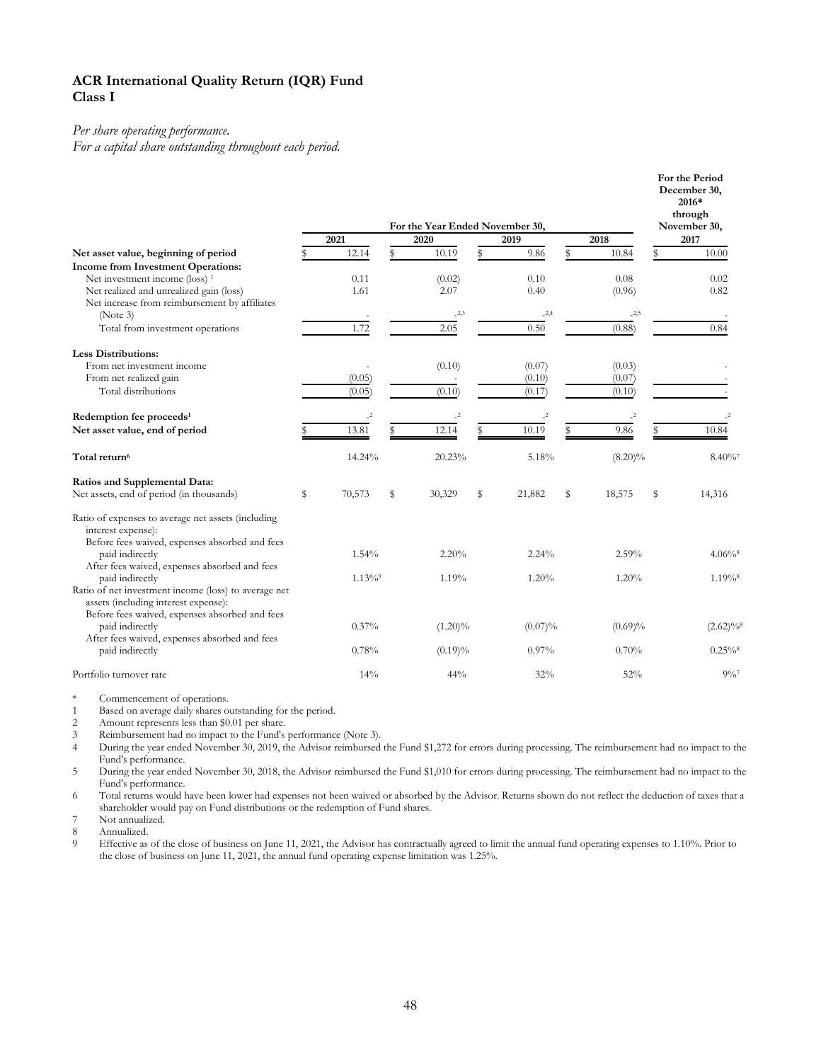## ACR International Quality Return (IQR) Fund
## Class I

*Per share operating performance.*
*For a capital share outstanding throughout each period.*

| | For the Year Ended November 30, | | | | For the Period December 30, 2016* through November 30, |
|---|---|---|---|---|---|
| | 2021 | 2020 | 2019 | 2018 | 2017 |
| **Net asset value, beginning of period** | $ 12.14 | $ 10.19 | $ 9.86 | $ 10.84 | $ 10.00 |
| **Income from Investment Operations:** | | | | | |
| Net investment income (loss) [1] | 0.11 | (0.02) | 0.10 | 0.08 | 0.02 |
| Net realized and unrealized gain (loss) | 1.61 | 2.07 | 0.40 | (0.96) | 0.82 |
| Net increase from reimbursement by affiliates (Note 3) | - | -[2,3] | -[2,4] | -[2,5] | - |
| Total from investment operations | 1.72 | 2.05 | 0.50 | (0.88) | 0.84 |
| **Less Distributions:** | | | | | |
| From net investment income | - | (0.10) | (0.07) | (0.03) | - |
| From net realized gain | (0.05) | - | (0.10) | (0.07) | - |
| Total distributions | (0.05) | (0.10) | (0.17) | (0.10) | - |
| **Redemption fee proceeds[1]** | -[2] | -[2] | -[2] | -[2] | -[2] |
| **Net asset value, end of period** | $ 13.81 | $ 12.14 | $ 10.19 | $ 9.86 | $ 10.84 |
| **Total return[6]** | 14.24% | 20.23% | 5.18% | (8.20)% | 8.40%[7] |
| **Ratios and Supplemental Data:** | | | | | |
| Net assets, end of period (in thousands) | $ 70,573 | $ 30,329 | $ 21,882 | $ 18,575 | $ 14,316 |
| Ratio of expenses to average net assets (including interest expense): | | | | | |
| Before fees waived, expenses absorbed and fees paid indirectly | 1.54% | 2.20% | 2.24% | 2.59% | 4.06%[8] |
| After fees waived, expenses absorbed and fees paid indirectly | 1.13%[9] | 1.19% | 1.20% | 1.20% | 1.19%[8] |
| Ratio of net investment income (loss) to average net assets (including interest expense): | | | | | |
| Before fees waived, expenses absorbed and fees paid indirectly | 0.37% | (1.20)% | (0.07)% | (0.69)% | (2.62)%[8] |
| After fees waived, expenses absorbed and fees paid indirectly | 0.78% | (0.19)% | 0.97% | 0.70% | 0.25%[8] |
| Portfolio turnover rate | 14% | 44% | 32% | 52% | 9%[7] |

\* Commencement of operations.
1 Based on average daily shares outstanding for the period.
2 Amount represents less than $0.01 per share.
3 Reimbursement had no impact to the Fund's performance (Note 3).
4 During the year ended November 30, 2019, the Advisor reimbursed the Fund $1,272 for errors during processing. The reimbursement had no impact to the Fund's performance.
5 During the year ended November 30, 2018, the Advisor reimbursed the Fund $1,010 for errors during processing. The reimbursement had no impact to the Fund's performance.
6 Total returns would have been lower had expenses not been waived or absorbed by the Advisor. Returns shown do not reflect the deduction of taxes that a shareholder would pay on Fund distributions or the redemption of Fund shares.
7 Not annualized.
8 Annualized.
9 Effective as of the close of business on June 11, 2021, the Advisor has contractually agreed to limit the annual fund operating expenses to 1.10%. Prior to the close of business on June 11, 2021, the annual fund operating expense limitation was 1.25%.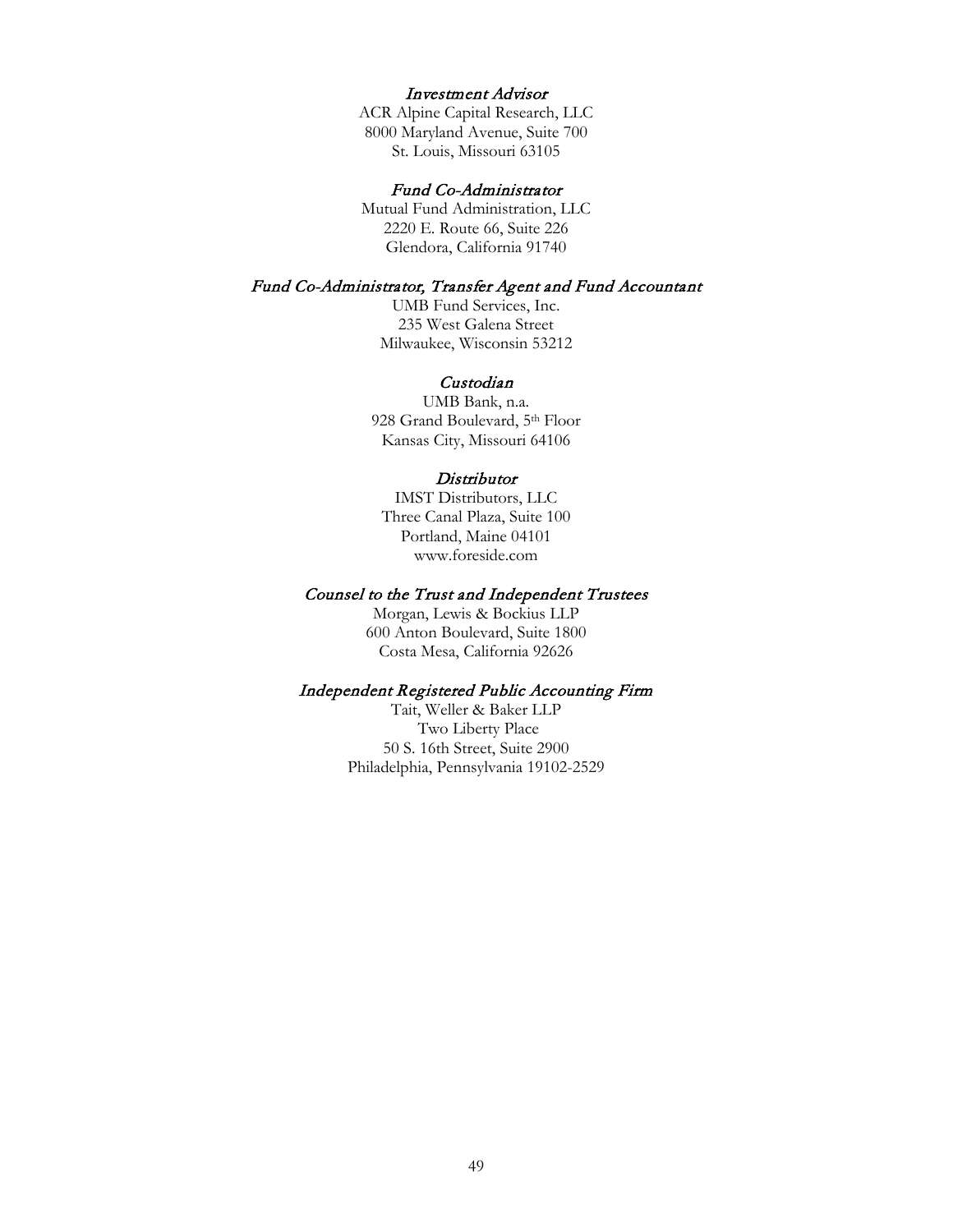*Investment Advisor*
ACR Alpine Capital Research, LLC
8000 Maryland Avenue, Suite 700
St. Louis, Missouri 63105

*Fund Co-Administrator*
Mutual Fund Administration, LLC
2220 E. Route 66, Suite 226
Glendora, California 91740

*Fund Co-Administrator, Transfer Agent and Fund Accountant*
UMB Fund Services, Inc.
235 West Galena Street
Milwaukee, Wisconsin 53212

*Custodian*
UMB Bank, n.a.
928 Grand Boulevard, 5th Floor
Kansas City, Missouri 64106

*Distributor*
IMST Distributors, LLC
Three Canal Plaza, Suite 100
Portland, Maine 04101
www.foreside.com

*Counsel to the Trust and Independent Trustees*
Morgan, Lewis & Bockius LLP
600 Anton Boulevard, Suite 1800
Costa Mesa, California 92626

*Independent Registered Public Accounting Firm*
Tait, Weller & Baker LLP
Two Liberty Place
50 S. 16th Street, Suite 2900
Philadelphia, Pennsylvania 19102-2529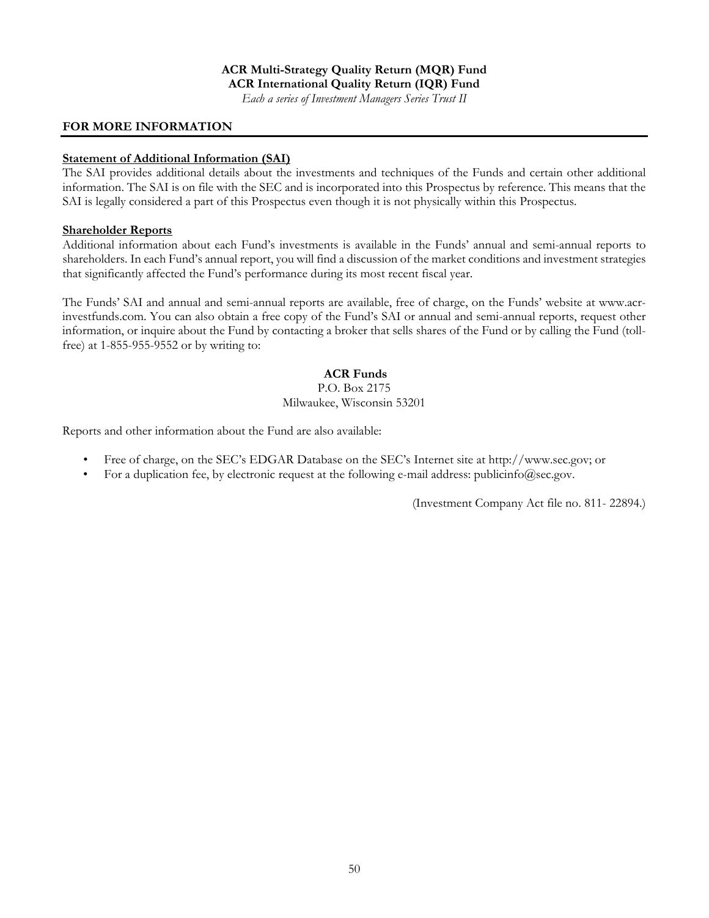**ACR Multi-Strategy Quality Return (MQR) Fund**
**ACR International Quality Return (IQR) Fund**
*Each a series of Investment Managers Series Trust II*

## FOR MORE INFORMATION

**Statement of Additional Information (SAI)**

The SAI provides additional details about the investments and techniques of the Funds and certain other additional information. The SAI is on file with the SEC and is incorporated into this Prospectus by reference. This means that the SAI is legally considered a part of this Prospectus even though it is not physically within this Prospectus.

**Shareholder Reports**

Additional information about each Fund's investments is available in the Funds' annual and semi-annual reports to shareholders. In each Fund's annual report, you will find a discussion of the market conditions and investment strategies that significantly affected the Fund's performance during its most recent fiscal year.

The Funds' SAI and annual and semi-annual reports are available, free of charge, on the Funds' website at www.acr-investfunds.com. You can also obtain a free copy of the Fund's SAI or annual and semi-annual reports, request other information, or inquire about the Fund by contacting a broker that sells shares of the Fund or by calling the Fund (toll-free) at 1-855-955-9552 or by writing to:

**ACR Funds**
P.O. Box 2175
Milwaukee, Wisconsin 53201

Reports and other information about the Fund are also available:

- Free of charge, on the SEC's EDGAR Database on the SEC's Internet site at http://www.sec.gov; or
- For a duplication fee, by electronic request at the following e-mail address: publicinfo@sec.gov.

(Investment Company Act file no. 811- 22894.)